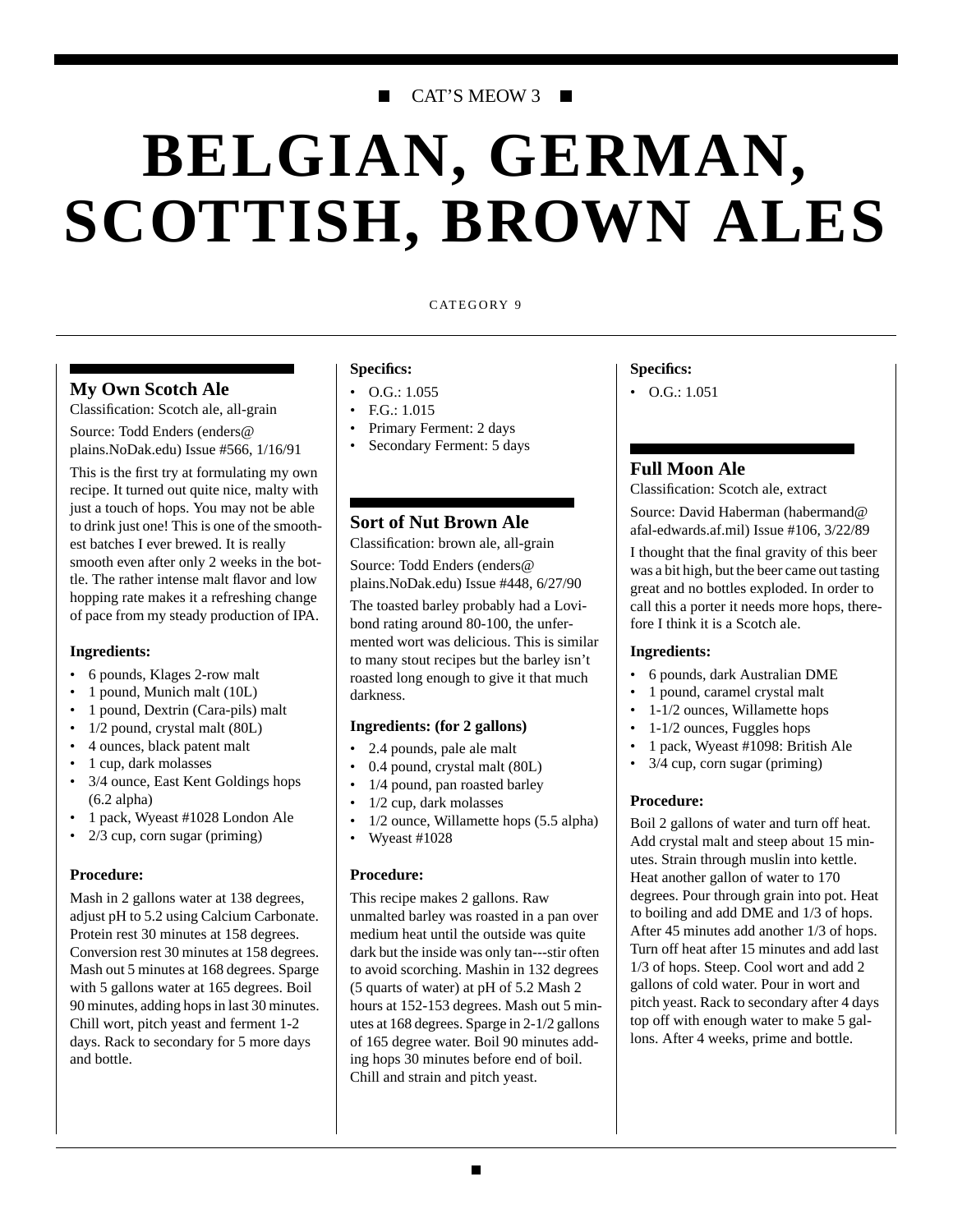CAT’S MEOW 3

# BELGIAN, GERMAN, SCOTTISH, BROWN ALES

CATEGORY 9

## My Own Scotch Ale

Classification: Scotch ale, all-grain

Source: Todd Enders (enders@plains.NoDak.edu) Issue #566, 1/16/91

This is the first try at formulating my own recipe. It turned out quite nice, malty with just a touch of hops. You may not be able to drink just one! This is one of the smoothest batches I ever brewed. It is really smooth even after only 2 weeks in the bottle. The rather intense malt flavor and low hopping rate makes it a refreshing change of pace from my steady production of IPA.

**Ingredients:**

- 6 pounds, Klages 2-row malt
- 1 pound, Munich malt (10L)
- 1 pound, Dextrin (Cara-pils) malt
- 1/2 pound, crystal malt (80L)
- 4 ounces, black patent malt
- 1 cup, dark molasses
- 3/4 ounce, East Kent Goldings hops (6.2 alpha)
- 1 pack, Wyeast #1028 London Ale
- 2/3 cup, corn sugar (priming)

**Procedure:**

Mash in 2 gallons water at 138 degrees, adjust pH to 5.2 using Calcium Carbonate. Protein rest 30 minutes at 158 degrees. Conversion rest 30 minutes at 158 degrees. Mash out 5 minutes at 168 degrees. Sparge with 5 gallons water at 165 degrees. Boil 90 minutes, adding hops in last 30 minutes. Chill wort, pitch yeast and ferment 1-2 days. Rack to secondary for 5 more days and bottle.

**Specifics:**

- O.G.: 1.055
- F.G.: 1.015
- Primary Ferment: 2 days
- Secondary Ferment: 5 days

## Sort of Nut Brown Ale

Classification: brown ale, all-grain

Source: Todd Enders (enders@plains.NoDak.edu) Issue #448, 6/27/90

The toasted barley probably had a Lovibond rating around 80-100, the unfermented wort was delicious. This is similar to many stout recipes but the barley isn’t roasted long enough to give it that much darkness.

**Ingredients: (for 2 gallons)**

- 2.4 pounds, pale ale malt
- 0.4 pound, crystal malt (80L)
- 1/4 pound, pan roasted barley
- 1/2 cup, dark molasses
- 1/2 ounce, Willamette hops (5.5 alpha)
- Wyeast #1028

**Procedure:**

This recipe makes 2 gallons. Raw unmalted barley was roasted in a pan over medium heat until the outside was quite dark but the inside was only tan---stir often to avoid scorching. Mashin in 132 degrees (5 quarts of water) at pH of 5.2 Mash 2 hours at 152-153 degrees. Mash out 5 minutes at 168 degrees. Sparge in 2-1/2 gallons of 165 degree water. Boil 90 minutes adding hops 30 minutes before end of boil. Chill and strain and pitch yeast.

**Specifics:**

- O.G.: 1.051

## Full Moon Ale

Classification: Scotch ale, extract

Source: David Haberman (habermand@afal-edwards.af.mil) Issue #106, 3/22/89

I thought that the final gravity of this beer was a bit high, but the beer came out tasting great and no bottles exploded. In order to call this a porter it needs more hops, therefore I think it is a Scotch ale.

**Ingredients:**

- 6 pounds, dark Australian DME
- 1 pound, caramel crystal malt
- 1-1/2 ounces, Willamette hops
- 1-1/2 ounces, Fuggles hops
- 1 pack, Wyeast #1098: British Ale
- 3/4 cup, corn sugar (priming)

**Procedure:**

Boil 2 gallons of water and turn off heat. Add crystal malt and steep about 15 minutes. Strain through muslin into kettle. Heat another gallon of water to 170 degrees. Pour through grain into pot. Heat to boiling and add DME and 1/3 of hops. After 45 minutes add another 1/3 of hops. Turn off heat after 15 minutes and add last 1/3 of hops. Steep. Cool wort and add 2 gallons of cold water. Pour in wort and pitch yeast. Rack to secondary after 4 days top off with enough water to make 5 gallons. After 4 weeks, prime and bottle.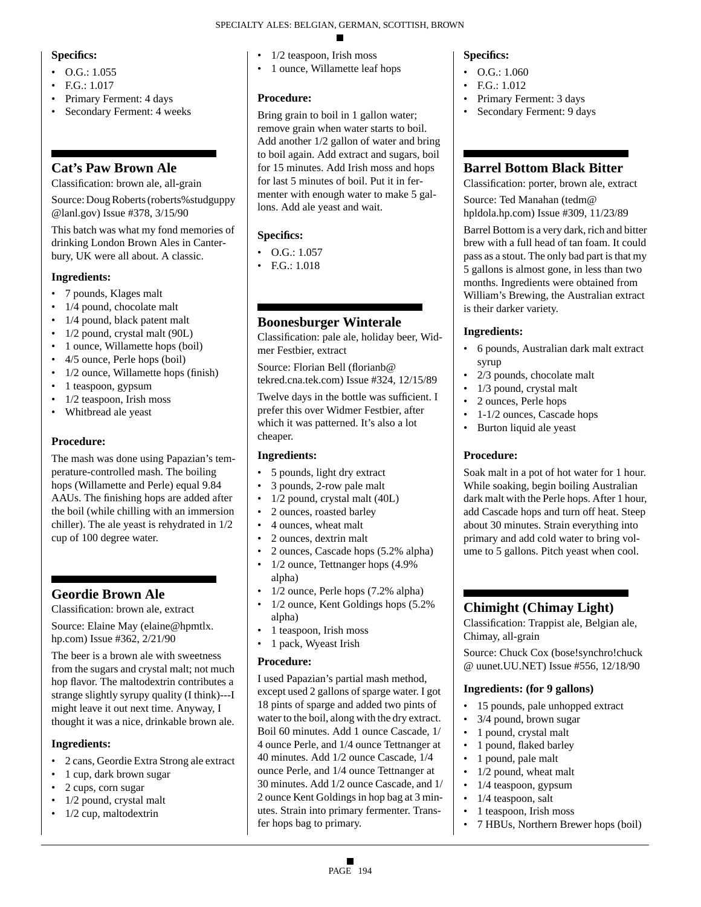### Specifics:

- O.G.: 1.055
- F.G.: 1.017
- Primary Ferment: 4 days
- Secondary Ferment: 4 weeks

## Cat's Paw Brown Ale

Classification: brown ale, all-grain

Source: Doug Roberts (roberts%studguppy @lanl.gov) Issue #378, 3/15/90

This batch was what my fond memories of drinking London Brown Ales in Canterbury, UK were all about. A classic.

### Ingredients:

- 7 pounds, Klages malt
- 1/4 pound, chocolate malt
- 1/4 pound, black patent malt
- 1/2 pound, crystal malt (90L)
- 1 ounce, Willamette hops (boil)
- 4/5 ounce, Perle hops (boil)
- 1/2 ounce, Willamette hops (finish)
- 1 teaspoon, gypsum
- 1/2 teaspoon, Irish moss
- Whitbread ale yeast

### Procedure:

The mash was done using Papazian's temperature-controlled mash. The boiling hops (Willamette and Perle) equal 9.84 AAUs. The finishing hops are added after the boil (while chilling with an immersion chiller). The ale yeast is rehydrated in 1/2 cup of 100 degree water.

## Geordie Brown Ale

Classification: brown ale, extract

Source: Elaine May (elaine@hpmtlx. hp.com) Issue #362, 2/21/90

The beer is a brown ale with sweetness from the sugars and crystal malt; not much hop flavor. The maltodextrin contributes a strange slightly syrupy quality (I think)---I might leave it out next time. Anyway, I thought it was a nice, drinkable brown ale.

### Ingredients:

- 2 cans, Geordie Extra Strong ale extract
- 1 cup, dark brown sugar
- 2 cups, corn sugar
- 1/2 pound, crystal malt
- 1/2 cup, maltodextrin
- 1/2 teaspoon, Irish moss
- 1 ounce, Willamette leaf hops

### Procedure:

Bring grain to boil in 1 gallon water; remove grain when water starts to boil. Add another 1/2 gallon of water and bring to boil again. Add extract and sugars, boil for 15 minutes. Add Irish moss and hops for last 5 minutes of boil. Put it in fermenter with enough water to make 5 gallons. Add ale yeast and wait.

### Specifics:

- O.G.: 1.057
- F.G.: 1.018

## Boonesburger Winterale

Classification: pale ale, holiday beer, Widmer Festbier, extract

Source: Florian Bell (florianb@ tekred.cna.tek.com) Issue #324, 12/15/89

Twelve days in the bottle was sufficient. I prefer this over Widmer Festbier, after which it was patterned. It's also a lot cheaper.

### Ingredients:

- 5 pounds, light dry extract
- 3 pounds, 2-row pale malt
- 1/2 pound, crystal malt (40L)
- 2 ounces, roasted barley
- 4 ounces, wheat malt
- 2 ounces, dextrin malt
- 2 ounces, Cascade hops (5.2% alpha)
- 1/2 ounce, Tettnanger hops (4.9% alpha)
- 1/2 ounce, Perle hops (7.2% alpha)
- 1/2 ounce, Kent Goldings hops (5.2% alpha)
- 1 teaspoon, Irish moss
- 1 pack, Wyeast Irish

### Procedure:

I used Papazian's partial mash method, except used 2 gallons of sparge water. I got 18 pints of sparge and added two pints of water to the boil, along with the dry extract. Boil 60 minutes. Add 1 ounce Cascade, 1/4 ounce Perle, and 1/4 ounce Tettnanger at 40 minutes. Add 1/2 ounce Cascade, 1/4 ounce Perle, and 1/4 ounce Tettnanger at 30 minutes. Add 1/2 ounce Cascade, and 1/2 ounce Kent Goldings in hop bag at 3 minutes. Strain into primary fermenter. Transfer hops bag to primary.

### Specifics:

- O.G.: 1.060
- F.G.: 1.012
- Primary Ferment: 3 days
- Secondary Ferment: 9 days

## Barrel Bottom Black Bitter

Classification: porter, brown ale, extract

Source: Ted Manahan (tedm@ hpldola.hp.com) Issue #309, 11/23/89

Barrel Bottom is a very dark, rich and bitter brew with a full head of tan foam. It could pass as a stout. The only bad part is that my 5 gallons is almost gone, in less than two months. Ingredients were obtained from William's Brewing, the Australian extract is their darker variety.

### Ingredients:

- 6 pounds, Australian dark malt extract syrup
- 2/3 pounds, chocolate malt
- 1/3 pound, crystal malt
- 2 ounces, Perle hops
- 1-1/2 ounces, Cascade hops
- Burton liquid ale yeast

### Procedure:

Soak malt in a pot of hot water for 1 hour. While soaking, begin boiling Australian dark malt with the Perle hops. After 1 hour, add Cascade hops and turn off heat. Steep about 30 minutes. Strain everything into primary and add cold water to bring volume to 5 gallons. Pitch yeast when cool.

## Chimight (Chimay Light)

Classification: Trappist ale, Belgian ale, Chimay, all-grain

Source: Chuck Cox (bose!synchro!chuck @ uunet.UU.NET) Issue #556, 12/18/90

### Ingredients: (for 9 gallons)

- 15 pounds, pale unhopped extract
- 3/4 pound, brown sugar
- 1 pound, crystal malt
- 1 pound, flaked barley
- 1 pound, pale malt
- 1/2 pound, wheat malt
- 1/4 teaspoon, gypsum
- 1/4 teaspoon, salt
- 1 teaspoon, Irish moss
- 7 HBUs, Northern Brewer hops (boil)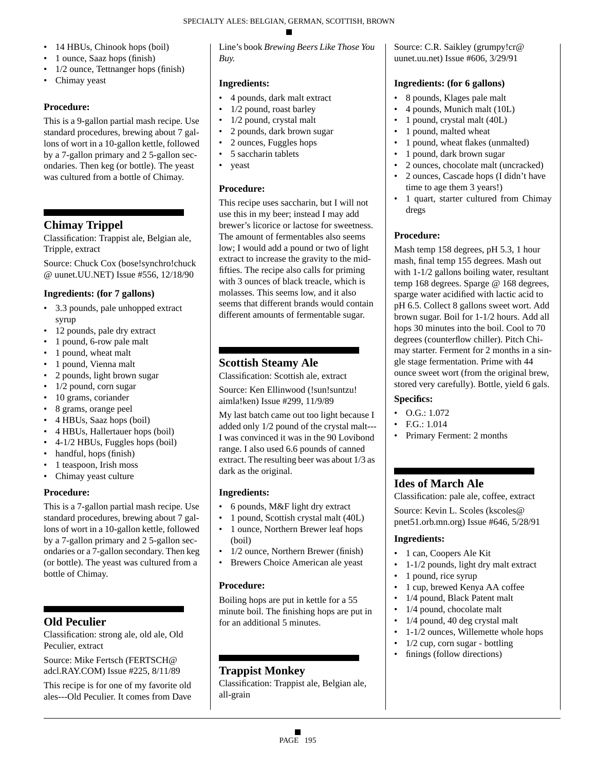- 14 HBUs, Chinook hops (boil)
- 1 ounce, Saaz hops (finish)
- 1/2 ounce, Tettnanger hops (finish)
- Chimay yeast

**Procedure:**

This is a 9-gallon partial mash recipe. Use standard procedures, brewing about 7 gallons of wort in a 10-gallon kettle, followed by a 7-gallon primary and 2 5-gallon secondaries. Then keg (or bottle). The yeast was cultured from a bottle of Chimay.

## Chimay Trippel

Classification: Trappist ale, Belgian ale, Tripple, extract

Source: Chuck Cox (bose!synchro!chuck @ uunet.UU.NET) Issue #556, 12/18/90

**Ingredients: (for 7 gallons)**

- 3.3 pounds, pale unhopped extract syrup
- 12 pounds, pale dry extract
- 1 pound, 6-row pale malt
- 1 pound, wheat malt
- 1 pound, Vienna malt
- 2 pounds, light brown sugar
- 1/2 pound, corn sugar
- 10 grams, coriander
- 8 grams, orange peel
- 4 HBUs, Saaz hops (boil)
- 4 HBUs, Hallertauer hops (boil)
- 4-1/2 HBUs, Fuggles hops (boil)
- handful, hops (finish)
- 1 teaspoon, Irish moss
- Chimay yeast culture

**Procedure:**

This is a 7-gallon partial mash recipe. Use standard procedures, brewing about 7 gallons of wort in a 10-gallon kettle, followed by a 7-gallon primary and 2 5-gallon secondaries or a 7-gallon secondary. Then keg (or bottle). The yeast was cultured from a bottle of Chimay.

## Old Peculier

Classification: strong ale, old ale, Old Peculier, extract

Source: Mike Fertsch (FERTSCH@ adcl.RAY.COM) Issue #225, 8/11/89

This recipe is for one of my favorite old ales---Old Peculier. It comes from Dave Line's book *Brewing Beers Like Those You Buy.*

**Ingredients:**

- 4 pounds, dark malt extract
- 1/2 pound, roast barley
- 1/2 pound, crystal malt
- 2 pounds, dark brown sugar
- 2 ounces, Fuggles hops
- 5 saccharin tablets
- yeast

**Procedure:**

This recipe uses saccharin, but I will not use this in my beer; instead I may add brewer's licorice or lactose for sweetness. The amount of fermentables also seems low; I would add a pound or two of light extract to increase the gravity to the mid-fifties. The recipe also calls for priming with 3 ounces of black treacle, which is molasses. This seems low, and it also seems that different brands would contain different amounts of fermentable sugar.

## Scottish Steamy Ale

Classification: Scottish ale, extract

Source: Ken Ellinwood (!sun!suntzu! aimla!ken) Issue #299, 11/9/89

My last batch came out too light because I added only 1/2 pound of the crystal malt---I was convinced it was in the 90 Lovibond range. I also used 6.6 pounds of canned extract. The resulting beer was about 1/3 as dark as the original.

**Ingredients:**

- 6 pounds, M&F light dry extract
- 1 pound, Scottish crystal malt (40L)
- 1 ounce, Northern Brewer leaf hops (boil)
- 1/2 ounce, Northern Brewer (finish)
- Brewers Choice American ale yeast

**Procedure:**

Boiling hops are put in kettle for a 55 minute boil. The finishing hops are put in for an additional 5 minutes.

## Trappist Monkey

Classification: Trappist ale, Belgian ale, all-grain

Source: C.R. Saikley (grumpy!cr@ uunet.uu.net) Issue #606, 3/29/91

**Ingredients: (for 6 gallons)**

- 8 pounds, Klages pale malt
- 4 pounds, Munich malt (10L)
- 1 pound, crystal malt (40L)
- 1 pound, malted wheat
- 1 pound, wheat flakes (unmalted)
- 1 pound, dark brown sugar
- 2 ounces, chocolate malt (uncracked)
- 2 ounces, Cascade hops (I didn't have time to age them 3 years!)
- 1 quart, starter cultured from Chimay dregs

**Procedure:**

Mash temp 158 degrees, pH 5.3, 1 hour mash, final temp 155 degrees. Mash out with 1-1/2 gallons boiling water, resultant temp 168 degrees. Sparge @ 168 degrees, sparge water acidified with lactic acid to pH 6.5. Collect 8 gallons sweet wort. Add brown sugar. Boil for 1-1/2 hours. Add all hops 30 minutes into the boil. Cool to 70 degrees (counterflow chiller). Pitch Chimay starter. Ferment for 2 months in a single stage fermentation. Prime with 44 ounce sweet wort (from the original brew, stored very carefully). Bottle, yield 6 gals.

**Specifics:**

- O.G.: 1.072
- F.G.: 1.014
- Primary Ferment: 2 months

## Ides of March Ale

Classification: pale ale, coffee, extract

Source: Kevin L. Scoles (kscoles@ pnet51.orb.mn.org) Issue #646, 5/28/91

**Ingredients:**

- 1 can, Coopers Ale Kit
- 1-1/2 pounds, light dry malt extract
- 1 pound, rice syrup
- 1 cup, brewed Kenya AA coffee
- 1/4 pound, Black Patent malt
- 1/4 pound, chocolate malt
- 1/4 pound, 40 deg crystal malt
- 1-1/2 ounces, Willemette whole hops
- 1/2 cup, corn sugar - bottling
- finings (follow directions)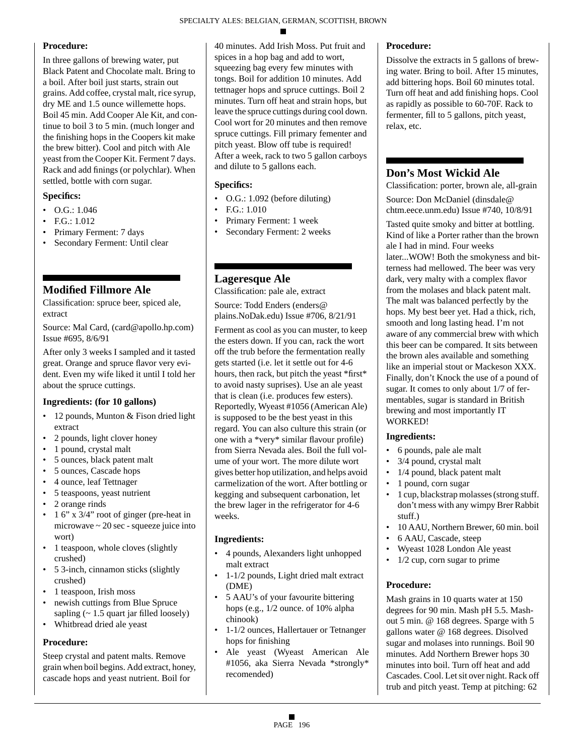### Procedure:

In three gallons of brewing water, put Black Patent and Chocolate malt. Bring to a boil. After boil just starts, strain out grains. Add coffee, crystal malt, rice syrup, dry ME and 1.5 ounce willemette hops. Boil 45 min. Add Cooper Ale Kit, and continue to boil 3 to 5 min. (much longer and the finishing hops in the Coopers kit make the brew bitter). Cool and pitch with Ale yeast from the Cooper Kit. Ferment 7 days. Rack and add finings (or polychlar). When settled, bottle with corn sugar.

### Specifics:

- O.G.: 1.046
- F.G.: 1.012
- Primary Ferment: 7 days
- Secondary Ferment: Until clear

## Modified Fillmore Ale

Classification: spruce beer, spiced ale, extract

Source: Mal Card, (card@apollo.hp.com) Issue #695, 8/6/91

After only 3 weeks I sampled and it tasted great. Orange and spruce flavor very evident. Even my wife liked it until I told her about the spruce cuttings.

### Ingredients: (for 10 gallons)

- 12 pounds, Munton & Fison dried light extract
- 2 pounds, light clover honey
- 1 pound, crystal malt
- 5 ounces, black patent malt
- 5 ounces, Cascade hops
- 4 ounce, leaf Tettnager
- 5 teaspoons, yeast nutrient
- 2 orange rinds
- 1 6" x 3/4" root of ginger (pre-heat in microwave ~ 20 sec - squeeze juice into wort)
- 1 teaspoon, whole cloves (slightly crushed)
- 5 3-inch, cinnamon sticks (slightly crushed)
- 1 teaspoon, Irish moss
- newish cuttings from Blue Spruce sapling (~ 1.5 quart jar filled loosely)
- Whitbread dried ale yeast

### Procedure:

Steep crystal and patent malts. Remove grain when boil begins. Add extract, honey, cascade hops and yeast nutrient. Boil for 40 minutes. Add Irish Moss. Put fruit and spices in a hop bag and add to wort, squeezing bag every few minutes with tongs. Boil for addition 10 minutes. Add tettnager hops and spruce cuttings. Boil 2 minutes. Turn off heat and strain hops, but leave the spruce cuttings during cool down. Cool wort for 20 minutes and then remove spruce cuttings. Fill primary fementer and pitch yeast. Blow off tube is required! After a week, rack to two 5 gallon carboys and dilute to 5 gallons each.

### Specifics:

- O.G.: 1.092 (before diluting)
- F.G.: 1.010
- Primary Ferment: 1 week
- Secondary Ferment: 2 weeks

## Lageresque Ale

Classification: pale ale, extract

Source: Todd Enders (enders@plains.NoDak.edu) Issue #706, 8/21/91

Ferment as cool as you can muster, to keep the esters down. If you can, rack the wort off the trub before the fermentation really gets started (i.e. let it settle out for 4-6 hours, then rack, but pitch the yeast *first* to avoid nasty suprises). Use an ale yeast that is clean (i.e. produces few esters). Reportedly, Wyeast #1056 (American Ale) is supposed to be the best yeast in this regard. You can also culture this strain (or one with a *very* similar flavour profile) from Sierra Nevada ales. Boil the full volume of your wort. The more dilute wort gives better hop utilization, and helps avoid carmelization of the wort. After bottling or kegging and subsequent carbonation, let the brew lager in the refrigerator for 4-6 weeks.

### Ingredients:

- 4 pounds, Alexanders light unhopped malt extract
- 1-1/2 pounds, Light dried malt extract (DME)
- 5 AAU's of your favourite bittering hops (e.g., 1/2 ounce. of 10% alpha chinook)
- 1-1/2 ounces, Hallertauer or Tetnanger hops for finishing
- Ale yeast (Wyeast American Ale #1056, aka Sierra Nevada *strongly* recomended)

### Procedure:

Dissolve the extracts in 5 gallons of brewing water. Bring to boil. After 15 minutes, add bittering hops. Boil 60 minutes total. Turn off heat and add finishing hops. Cool as rapidly as possible to 60-70F. Rack to fermenter, fill to 5 gallons, pitch yeast, relax, etc.

## Don's Most Wickid Ale

Classification: porter, brown ale, all-grain

Source: Don McDaniel (dinsdale@chtm.eece.unm.edu) Issue #740, 10/8/91

Tasted quite smoky and bitter at bottling. Kind of like a Porter rather than the brown ale I had in mind. Four weeks later...WOW! Both the smokyness and bitterness had mellowed. The beer was very dark, very malty with a complex flavor from the molases and black patent malt. The malt was balanced perfectly by the hops. My best beer yet. Had a thick, rich, smooth and long lasting head. I'm not aware of any commercial brew with which this beer can be compared. It sits between the brown ales available and something like an imperial stout or Mackeson XXX. Finally, don't Knock the use of a pound of sugar. It comes to only about 1/7 of fermentables, sugar is standard in British brewing and most importantly IT WORKED!

### Ingredients:

- 6 pounds, pale ale malt
- 3/4 pound, crystal malt
- 1/4 pound, black patent malt
- 1 pound, corn sugar
- 1 cup, blackstrap molasses (strong stuff. don't mess with any wimpy Brer Rabbit stuff.)
- 10 AAU, Northern Brewer, 60 min. boil
- 6 AAU, Cascade, steep
- Wyeast 1028 London Ale yeast
- 1/2 cup, corn sugar to prime

### Procedure:

Mash grains in 10 quarts water at 150 degrees for 90 min. Mash pH 5.5. Mashout 5 min. @ 168 degrees. Sparge with 5 gallons water @ 168 degrees. Disolved sugar and molases into runnings. Boil 90 minutes. Add Northern Brewer hops 30 minutes into boil. Turn off heat and add Cascades. Cool. Let sit over night. Rack off trub and pitch yeast. Temp at pitching: 62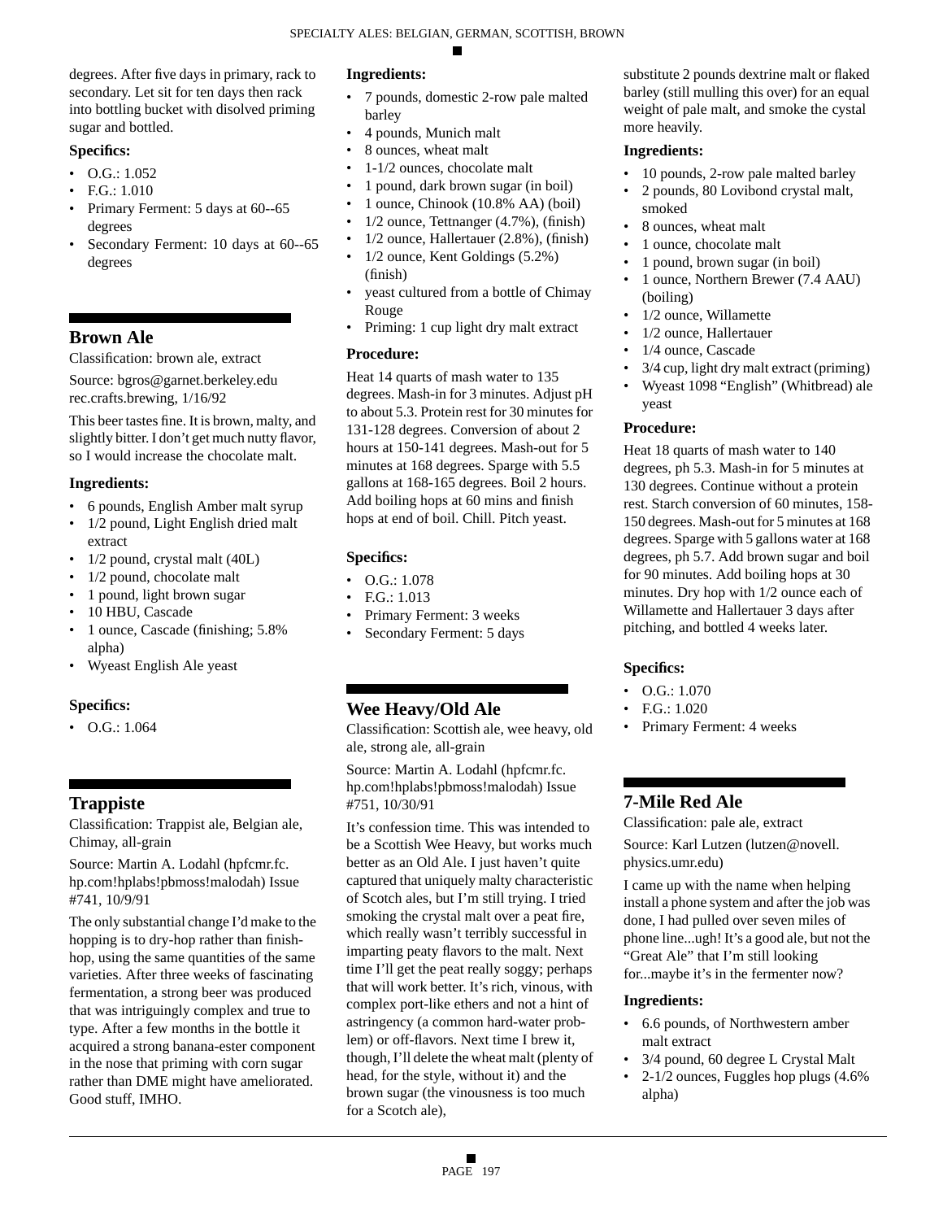degrees. After five days in primary, rack to secondary. Let sit for ten days then rack into bottling bucket with disolved priming sugar and bottled.

### Specifics:

- O.G.: 1.052
- F.G.: 1.010
- Primary Ferment: 5 days at 60--65 degrees
- Secondary Ferment: 10 days at 60--65 degrees

## Brown Ale

Classification: brown ale, extract

Source: bgros@garnet.berkeley.edu rec.crafts.brewing, 1/16/92

This beer tastes fine. It is brown, malty, and slightly bitter. I don't get much nutty flavor, so I would increase the chocolate malt.

### Ingredients:

- 6 pounds, English Amber malt syrup
- 1/2 pound, Light English dried malt extract
- 1/2 pound, crystal malt (40L)
- 1/2 pound, chocolate malt
- 1 pound, light brown sugar
- 10 HBU, Cascade
- 1 ounce, Cascade (finishing; 5.8% alpha)
- Wyeast English Ale yeast

### Specifics:

- O.G.: 1.064

## Trappiste

Classification: Trappist ale, Belgian ale, Chimay, all-grain

Source: Martin A. Lodahl (hpfcmr.fc. hp.com!hplabs!pbmoss!malodah) Issue #741, 10/9/91

The only substantial change I'd make to the hopping is to dry-hop rather than finish-hop, using the same quantities of the same varieties. After three weeks of fascinating fermentation, a strong beer was produced that was intriguingly complex and true to type. After a few months in the bottle it acquired a strong banana-ester component in the nose that priming with corn sugar rather than DME might have ameliorated. Good stuff, IMHO.

### Ingredients:

- 7 pounds, domestic 2-row pale malted barley
- 4 pounds, Munich malt
- 8 ounces, wheat malt
- 1-1/2 ounces, chocolate malt
- 1 pound, dark brown sugar (in boil)
- 1 ounce, Chinook (10.8% AA) (boil)
- 1/2 ounce, Tettnanger (4.7%), (finish)
- 1/2 ounce, Hallertauer (2.8%), (finish)
- 1/2 ounce, Kent Goldings (5.2%) (finish)
- yeast cultured from a bottle of Chimay Rouge
- Priming: 1 cup light dry malt extract

### Procedure:

Heat 14 quarts of mash water to 135 degrees. Mash-in for 3 minutes. Adjust pH to about 5.3. Protein rest for 30 minutes for 131-128 degrees. Conversion of about 2 hours at 150-141 degrees. Mash-out for 5 minutes at 168 degrees. Sparge with 5.5 gallons at 168-165 degrees. Boil 2 hours. Add boiling hops at 60 mins and finish hops at end of boil. Chill. Pitch yeast.

### Specifics:

- O.G.: 1.078
- F.G.: 1.013
- Primary Ferment: 3 weeks
- Secondary Ferment: 5 days

## Wee Heavy/Old Ale

Classification: Scottish ale, wee heavy, old ale, strong ale, all-grain

Source: Martin A. Lodahl (hpfcmr.fc. hp.com!hplabs!pbmoss!malodah) Issue #751, 10/30/91

It's confession time. This was intended to be a Scottish Wee Heavy, but works much better as an Old Ale. I just haven't quite captured that uniquely malty characteristic of Scotch ales, but I'm still trying. I tried smoking the crystal malt over a peat fire, which really wasn't terribly successful in imparting peaty flavors to the malt. Next time I'll get the peat really soggy; perhaps that will work better. It's rich, vinous, with complex port-like ethers and not a hint of astringency (a common hard-water problem) or off-flavors. Next time I brew it, though, I'll delete the wheat malt (plenty of head, for the style, without it) and the brown sugar (the vinousness is too much for a Scotch ale), substitute 2 pounds dextrine malt or flaked barley (still mulling this over) for an equal weight of pale malt, and smoke the cystal more heavily.

### Ingredients:

- 10 pounds, 2-row pale malted barley
- 2 pounds, 80 Lovibond crystal malt, smoked
- 8 ounces, wheat malt
- 1 ounce, chocolate malt
- 1 pound, brown sugar (in boil)
- 1 ounce, Northern Brewer (7.4 AAU) (boiling)
- 1/2 ounce, Willamette
- 1/2 ounce, Hallertauer
- 1/4 ounce, Cascade
- 3/4 cup, light dry malt extract (priming)
- Wyeast 1098 "English" (Whitbread) ale yeast

### Procedure:

Heat 18 quarts of mash water to 140 degrees, ph 5.3. Mash-in for 5 minutes at 130 degrees. Continue without a protein rest. Starch conversion of 60 minutes, 158-150 degrees. Mash-out for 5 minutes at 168 degrees. Sparge with 5 gallons water at 168 degrees, ph 5.7. Add brown sugar and boil for 90 minutes. Add boiling hops at 30 minutes. Dry hop with 1/2 ounce each of Willamette and Hallertauer 3 days after pitching, and bottled 4 weeks later.

### Specifics:

- O.G.: 1.070
- F.G.: 1.020
- Primary Ferment: 4 weeks

## 7-Mile Red Ale

Classification: pale ale, extract

Source: Karl Lutzen (lutzen@novell. physics.umr.edu)

I came up with the name when helping install a phone system and after the job was done, I had pulled over seven miles of phone line...ugh! It's a good ale, but not the "Great Ale" that I'm still looking for...maybe it's in the fermenter now?

### Ingredients:

- 6.6 pounds, of Northwestern amber malt extract
- 3/4 pound, 60 degree L Crystal Malt
- 2-1/2 ounces, Fuggles hop plugs (4.6% alpha)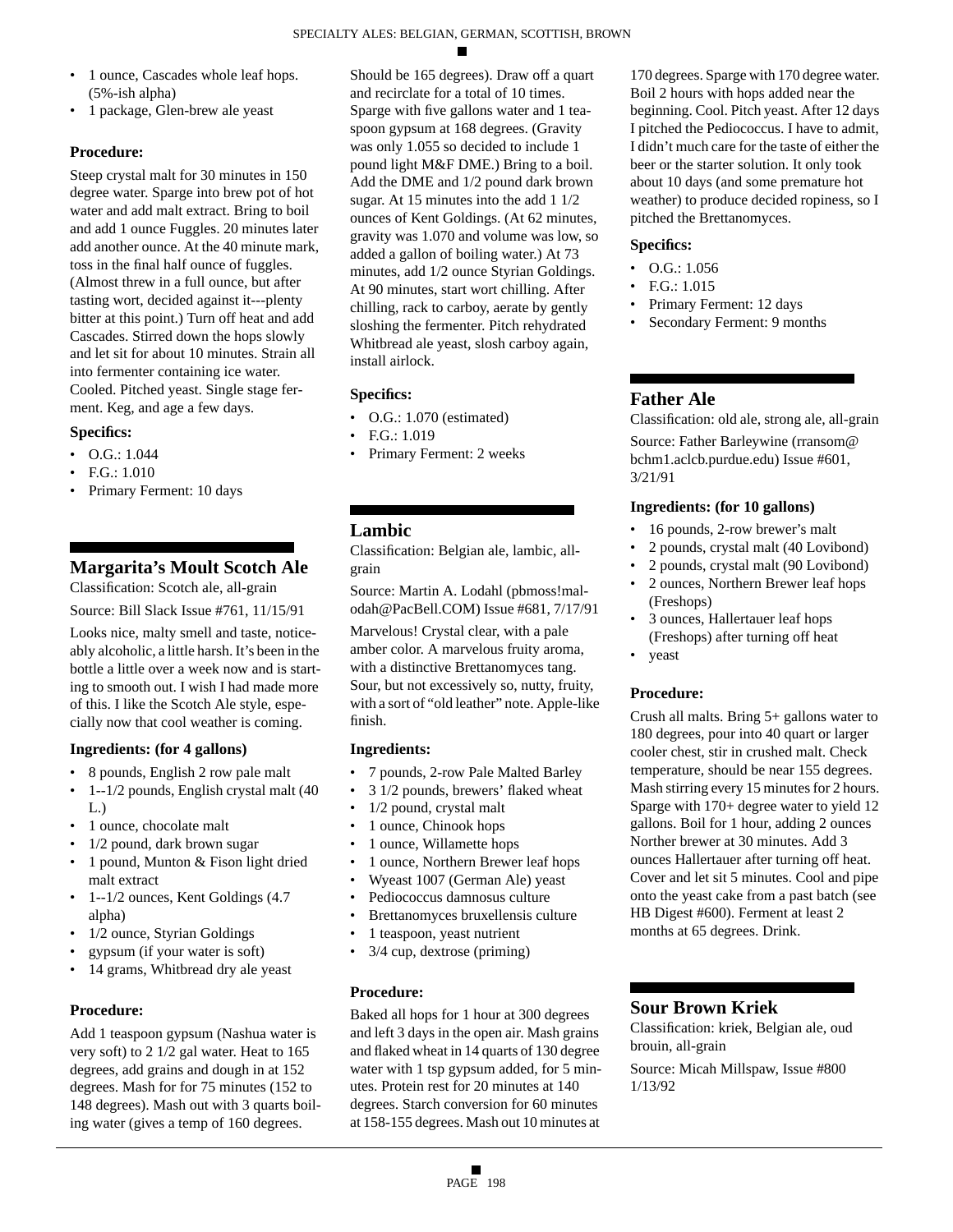- 1 ounce, Cascades whole leaf hops. (5%-ish alpha)
- 1 package, Glen-brew ale yeast

### Procedure:

Steep crystal malt for 30 minutes in 150 degree water. Sparge into brew pot of hot water and add malt extract. Bring to boil and add 1 ounce Fuggles. 20 minutes later add another ounce. At the 40 minute mark, toss in the final half ounce of fuggles. (Almost threw in a full ounce, but after tasting wort, decided against it---plenty bitter at this point.) Turn off heat and add Cascades. Stirred down the hops slowly and let sit for about 10 minutes. Strain all into fermenter containing ice water. Cooled. Pitched yeast. Single stage ferment. Keg, and age a few days.

### Specifics:

- O.G.: 1.044
- F.G.: 1.010
- Primary Ferment: 10 days

## Margarita's Moult Scotch Ale

Classification: Scotch ale, all-grain

Source: Bill Slack Issue #761, 11/15/91

Looks nice, malty smell and taste, noticeably alcoholic, a little harsh. It's been in the bottle a little over a week now and is starting to smooth out. I wish I had made more of this. I like the Scotch Ale style, especially now that cool weather is coming.

### Ingredients: (for 4 gallons)

- 8 pounds, English 2 row pale malt
- 1--1/2 pounds, English crystal malt (40 L.)
- 1 ounce, chocolate malt
- 1/2 pound, dark brown sugar
- 1 pound, Munton & Fison light dried malt extract
- 1--1/2 ounces, Kent Goldings (4.7 alpha)
- 1/2 ounce, Styrian Goldings
- gypsum (if your water is soft)
- 14 grams, Whitbread dry ale yeast

### Procedure:

Add 1 teaspoon gypsum (Nashua water is very soft) to 2 1/2 gal water. Heat to 165 degrees, add grains and dough in at 152 degrees. Mash for for 75 minutes (152 to 148 degrees). Mash out with 3 quarts boiling water (gives a temp of 160 degrees. Should be 165 degrees). Draw off a quart and recirclate for a total of 10 times. Sparge with five gallons water and 1 teaspoon gypsum at 168 degrees. (Gravity was only 1.055 so decided to include 1 pound light M&F DME.) Bring to a boil. Add the DME and 1/2 pound dark brown sugar. At 15 minutes into the add 1 1/2 ounces of Kent Goldings. (At 62 minutes, gravity was 1.070 and volume was low, so added a gallon of boiling water.) At 73 minutes, add 1/2 ounce Styrian Goldings. At 90 minutes, start wort chilling. After chilling, rack to carboy, aerate by gently sloshing the fermenter. Pitch rehydrated Whitbread ale yeast, slosh carboy again, install airlock.

### Specifics:

- O.G.: 1.070 (estimated)
- F.G.: 1.019
- Primary Ferment: 2 weeks

## Lambic

Classification: Belgian ale, lambic, all-grain

Source: Martin A. Lodahl (pbmoss!malodah@PacBell.COM) Issue #681, 7/17/91

Marvelous! Crystal clear, with a pale amber color. A marvelous fruity aroma, with a distinctive Brettanomyces tang. Sour, but not excessively so, nutty, fruity, with a sort of "old leather" note. Apple-like finish.

### Ingredients:

- 7 pounds, 2-row Pale Malted Barley
- 3 1/2 pounds, brewers' flaked wheat
- 1/2 pound, crystal malt
- 1 ounce, Chinook hops
- 1 ounce, Willamette hops
- 1 ounce, Northern Brewer leaf hops
- Wyeast 1007 (German Ale) yeast
- Pediococcus damnosus culture
- Brettanomyces bruxellensis culture
- 1 teaspoon, yeast nutrient
- 3/4 cup, dextrose (priming)

### Procedure:

Baked all hops for 1 hour at 300 degrees and left 3 days in the open air. Mash grains and flaked wheat in 14 quarts of 130 degree water with 1 tsp gypsum added, for 5 minutes. Protein rest for 20 minutes at 140 degrees. Starch conversion for 60 minutes at 158-155 degrees. Mash out 10 minutes at 170 degrees. Sparge with 170 degree water. Boil 2 hours with hops added near the beginning. Cool. Pitch yeast. After 12 days I pitched the Pediococcus. I have to admit, I didn't much care for the taste of either the beer or the starter solution. It only took about 10 days (and some premature hot weather) to produce decided ropiness, so I pitched the Brettanomyces.

### Specifics:

- O.G.: 1.056
- F.G.: 1.015
- Primary Ferment: 12 days
- Secondary Ferment: 9 months

## Father Ale

Classification: old ale, strong ale, all-grain

Source: Father Barleywine (rransom@bchm1.aclcb.purdue.edu) Issue #601, 3/21/91

### Ingredients: (for 10 gallons)

- 16 pounds, 2-row brewer's malt
- 2 pounds, crystal malt (40 Lovibond)
- 2 pounds, crystal malt (90 Lovibond)
- 2 ounces, Northern Brewer leaf hops (Freshops)
- 3 ounces, Hallertauer leaf hops (Freshops) after turning off heat
- yeast

### Procedure:

Crush all malts. Bring 5+ gallons water to 180 degrees, pour into 40 quart or larger cooler chest, stir in crushed malt. Check temperature, should be near 155 degrees. Mash stirring every 15 minutes for 2 hours. Sparge with 170+ degree water to yield 12 gallons. Boil for 1 hour, adding 2 ounces Norther brewer at 30 minutes. Add 3 ounces Hallertauer after turning off heat. Cover and let sit 5 minutes. Cool and pipe onto the yeast cake from a past batch (see HB Digest #600). Ferment at least 2 months at 65 degrees. Drink.

## Sour Brown Kriek

Classification: kriek, Belgian ale, oud brouin, all-grain

Source: Micah Millspaw, Issue #800 1/13/92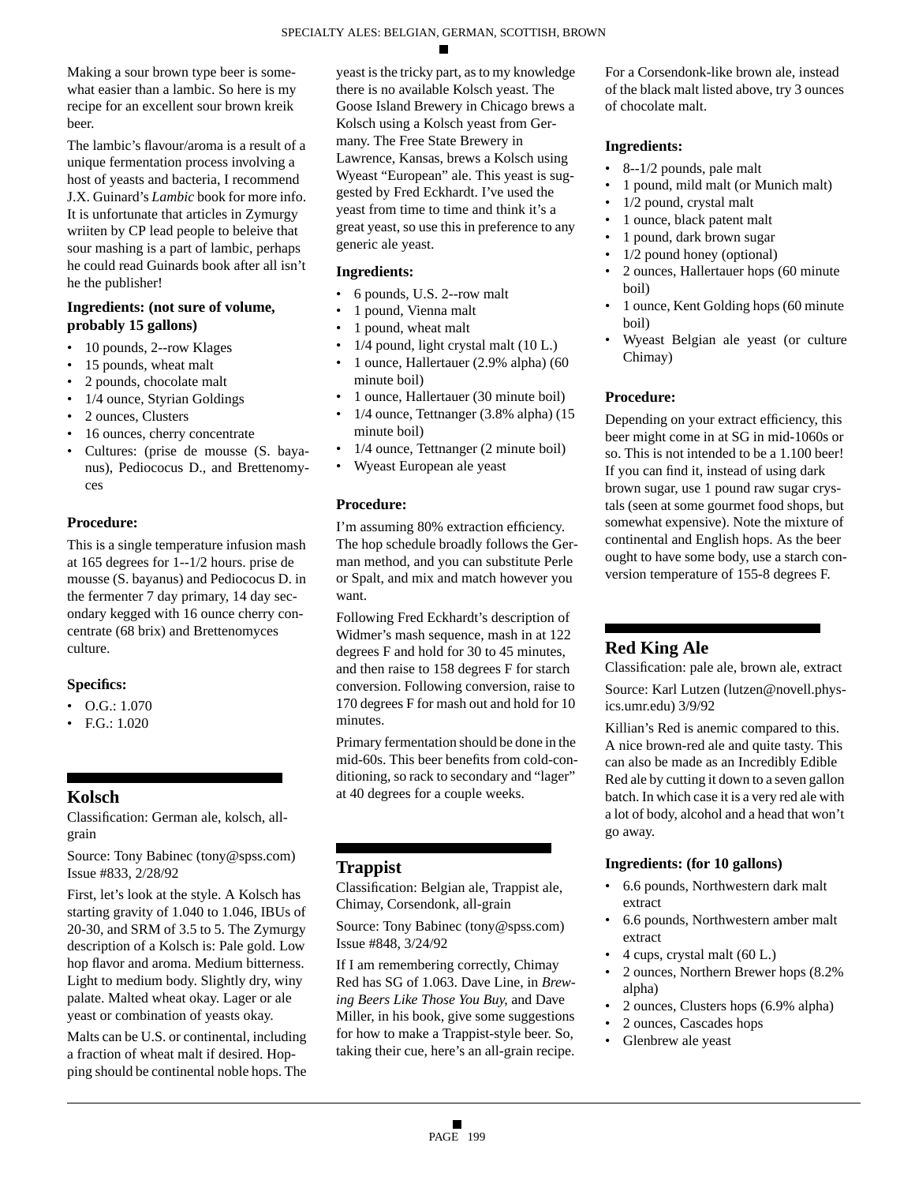Making a sour brown type beer is somewhat easier than a lambic. So here is my recipe for an excellent sour brown kreik beer.

The lambic's flavour/aroma is a result of a unique fermentation process involving a host of yeasts and bacteria, I recommend J.X. Guinard's *Lambic* book for more info. It is unfortunate that articles in Zymurgy wriiten by CP lead people to beleive that sour mashing is a part of lambic, perhaps he could read Guinards book after all isn't he the publisher!

### Ingredients: (not sure of volume, probably 15 gallons)

- 10 pounds, 2--row Klages
- 15 pounds, wheat malt
- 2 pounds, chocolate malt
- 1/4 ounce, Styrian Goldings
- 2 ounces, Clusters
- 16 ounces, cherry concentrate
- Cultures: (prise de mousse (S. bayanus), Pediococus D., and Brettenomyces

### Procedure:

This is a single temperature infusion mash at 165 degrees for 1--1/2 hours. prise de mousse (S. bayanus) and Pediococus D. in the fermenter 7 day primary, 14 day secondary kegged with 16 ounce cherry concentrate (68 brix) and Brettenomyces culture.

### Specifics:

- O.G.: 1.070
- F.G.: 1.020

## Kolsch

Classification: German ale, kolsch, all-grain

Source: Tony Babinec (tony@spss.com) Issue #833, 2/28/92

First, let's look at the style. A Kolsch has starting gravity of 1.040 to 1.046, IBUs of 20-30, and SRM of 3.5 to 5. The Zymurgy description of a Kolsch is: Pale gold. Low hop flavor and aroma. Medium bitterness. Light to medium body. Slightly dry, winy palate. Malted wheat okay. Lager or ale yeast or combination of yeasts okay.

Malts can be U.S. or continental, including a fraction of wheat malt if desired. Hopping should be continental noble hops. The yeast is the tricky part, as to my knowledge there is no available Kolsch yeast. The Goose Island Brewery in Chicago brews a Kolsch using a Kolsch yeast from Germany. The Free State Brewery in Lawrence, Kansas, brews a Kolsch using Wyeast "European" ale. This yeast is suggested by Fred Eckhardt. I've used the yeast from time to time and think it's a great yeast, so use this in preference to any generic ale yeast.

### Ingredients:

- 6 pounds, U.S. 2--row malt
- 1 pound, Vienna malt
- 1 pound, wheat malt
- 1/4 pound, light crystal malt (10 L.)
- 1 ounce, Hallertauer (2.9% alpha) (60 minute boil)
- 1 ounce, Hallertauer (30 minute boil)
- 1/4 ounce, Tettnanger (3.8% alpha) (15 minute boil)
- 1/4 ounce, Tettnanger (2 minute boil)
- Wyeast European ale yeast

### Procedure:

I'm assuming 80% extraction efficiency. The hop schedule broadly follows the German method, and you can substitute Perle or Spalt, and mix and match however you want.

Following Fred Eckhardt's description of Widmer's mash sequence, mash in at 122 degrees F and hold for 30 to 45 minutes, and then raise to 158 degrees F for starch conversion. Following conversion, raise to 170 degrees F for mash out and hold for 10 minutes.

Primary fermentation should be done in the mid-60s. This beer benefits from cold-conditioning, so rack to secondary and "lager" at 40 degrees for a couple weeks.

## Trappist

Classification: Belgian ale, Trappist ale, Chimay, Corsendonk, all-grain

Source: Tony Babinec (tony@spss.com) Issue #848, 3/24/92

If I am remembering correctly, Chimay Red has SG of 1.063. Dave Line, in *Brewing Beers Like Those You Buy*, and Dave Miller, in his book, give some suggestions for how to make a Trappist-style beer. So, taking their cue, here's an all-grain recipe.

For a Corsendonk-like brown ale, instead of the black malt listed above, try 3 ounces of chocolate malt.

### Ingredients:

- 8--1/2 pounds, pale malt
- 1 pound, mild malt (or Munich malt)
- 1/2 pound, crystal malt
- 1 ounce, black patent malt
- 1 pound, dark brown sugar
- 1/2 pound honey (optional)
- 2 ounces, Hallertauer hops (60 minute boil)
- 1 ounce, Kent Golding hops (60 minute boil)
- Wyeast Belgian ale yeast (or culture Chimay)

### Procedure:

Depending on your extract efficiency, this beer might come in at SG in mid-1060s or so. This is not intended to be a 1.100 beer! If you can find it, instead of using dark brown sugar, use 1 pound raw sugar crystals (seen at some gourmet food shops, but somewhat expensive). Note the mixture of continental and English hops. As the beer ought to have some body, use a starch conversion temperature of 155-8 degrees F.

## Red King Ale

Classification: pale ale, brown ale, extract

Source: Karl Lutzen (lutzen@novell.physics.umr.edu) 3/9/92

Killian's Red is anemic compared to this. A nice brown-red ale and quite tasty. This can also be made as an Incredibly Edible Red ale by cutting it down to a seven gallon batch. In which case it is a very red ale with a lot of body, alcohol and a head that won't go away.

### Ingredients: (for 10 gallons)

- 6.6 pounds, Northwestern dark malt extract
- 6.6 pounds, Northwestern amber malt extract
- 4 cups, crystal malt (60 L.)
- 2 ounces, Northern Brewer hops (8.2% alpha)
- 2 ounces, Clusters hops (6.9% alpha)
- 2 ounces, Cascades hops
- Glenbrew ale yeast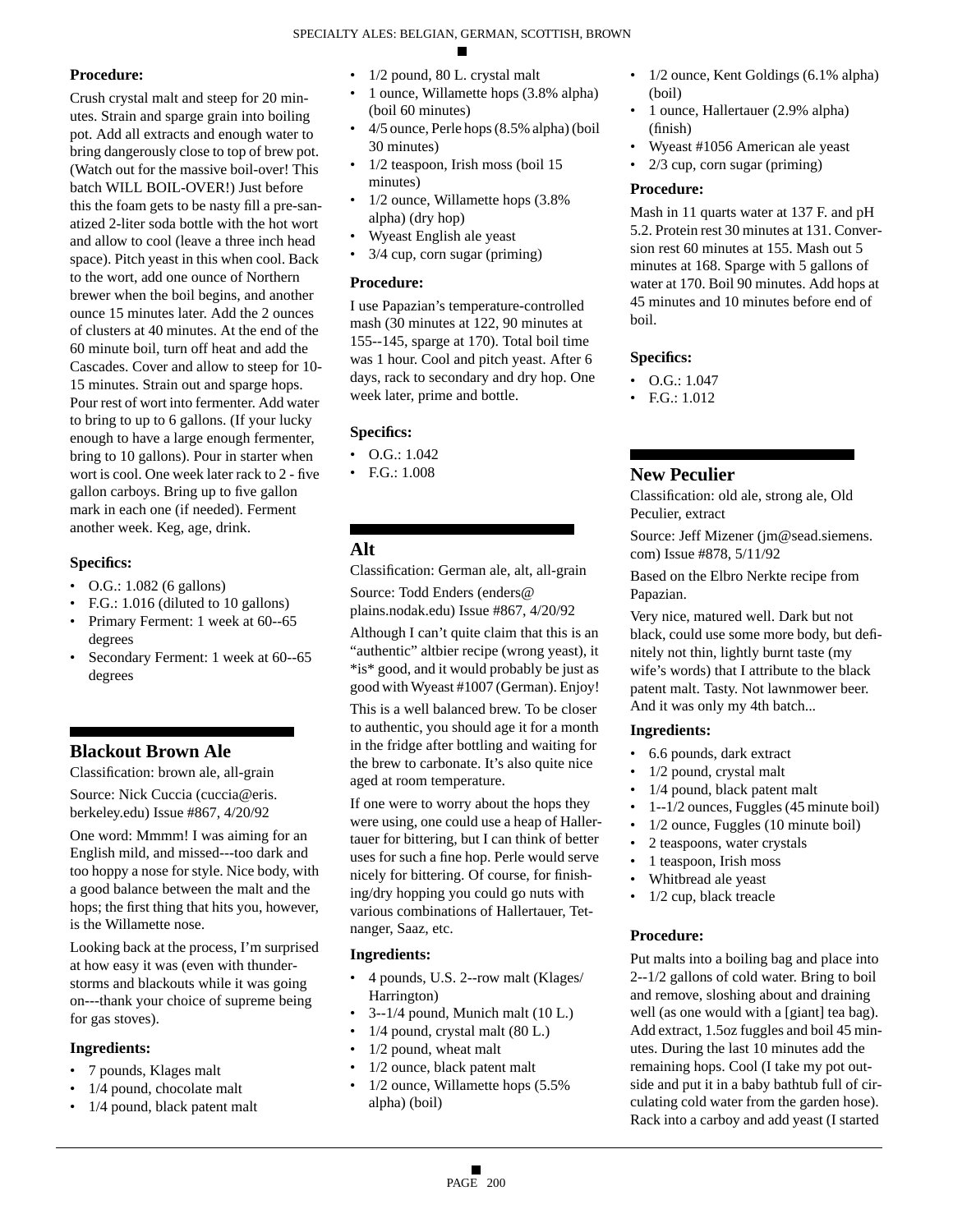**Procedure:**

Crush crystal malt and steep for 20 minutes. Strain and sparge grain into boiling pot. Add all extracts and enough water to bring dangerously close to top of brew pot. (Watch out for the massive boil-over! This batch WILL BOIL-OVER!) Just before this the foam gets to be nasty fill a pre-sanatized 2-liter soda bottle with the hot wort and allow to cool (leave a three inch head space). Pitch yeast in this when cool. Back to the wort, add one ounce of Northern brewer when the boil begins, and another ounce 15 minutes later. Add the 2 ounces of clusters at 40 minutes. At the end of the 60 minute boil, turn off heat and add the Cascades. Cover and allow to steep for 10-15 minutes. Strain out and sparge hops. Pour rest of wort into fermenter. Add water to bring to up to 6 gallons. (If your lucky enough to have a large enough fermenter, bring to 10 gallons). Pour in starter when wort is cool. One week later rack to 2 - five gallon carboys. Bring up to five gallon mark in each one (if needed). Ferment another week. Keg, age, drink.

**Specifics:**

- O.G.: 1.082 (6 gallons)
- F.G.: 1.016 (diluted to 10 gallons)
- Primary Ferment: 1 week at 60--65 degrees
- Secondary Ferment: 1 week at 60--65 degrees

## Blackout Brown Ale

Classification: brown ale, all-grain

Source: Nick Cuccia (cuccia@eris.berkeley.edu) Issue #867, 4/20/92

One word: Mmmm! I was aiming for an English mild, and missed---too dark and too hoppy a nose for style. Nice body, with a good balance between the malt and the hops; the first thing that hits you, however, is the Willamette nose.

Looking back at the process, I'm surprised at how easy it was (even with thunderstorms and blackouts while it was going on---thank your choice of supreme being for gas stoves).

**Ingredients:**

- 7 pounds, Klages malt
- 1/4 pound, chocolate malt
- 1/4 pound, black patent malt
- 1/2 pound, 80 L. crystal malt
- 1 ounce, Willamette hops (3.8% alpha) (boil 60 minutes)
- 4/5 ounce, Perle hops (8.5% alpha) (boil 30 minutes)
- 1/2 teaspoon, Irish moss (boil 15 minutes)
- 1/2 ounce, Willamette hops (3.8% alpha) (dry hop)
- Wyeast English ale yeast
- 3/4 cup, corn sugar (priming)

**Procedure:**

I use Papazian's temperature-controlled mash (30 minutes at 122, 90 minutes at 155--145, sparge at 170). Total boil time was 1 hour. Cool and pitch yeast. After 6 days, rack to secondary and dry hop. One week later, prime and bottle.

**Specifics:**

- O.G.: 1.042
- F.G.: 1.008

## Alt

Classification: German ale, alt, all-grain

Source: Todd Enders (enders@plains.nodak.edu) Issue #867, 4/20/92

Although I can't quite claim that this is an "authentic" altbier recipe (wrong yeast), it *is* good, and it would probably be just as good with Wyeast #1007 (German). Enjoy!

This is a well balanced brew. To be closer to authentic, you should age it for a month in the fridge after bottling and waiting for the brew to carbonate. It's also quite nice aged at room temperature.

If one were to worry about the hops they were using, one could use a heap of Hallertauer for bittering, but I can think of better uses for such a fine hop. Perle would serve nicely for bittering. Of course, for finishing/dry hopping you could go nuts with various combinations of Hallertauer, Tetnanger, Saaz, etc.

**Ingredients:**

- 4 pounds, U.S. 2--row malt (Klages/Harrington)
- 3--1/4 pound, Munich malt (10 L.)
- 1/4 pound, crystal malt (80 L.)
- 1/2 pound, wheat malt
- 1/2 ounce, black patent malt
- 1/2 ounce, Willamette hops (5.5% alpha) (boil)
- 1/2 ounce, Kent Goldings (6.1% alpha) (boil)
- 1 ounce, Hallertauer (2.9% alpha) (finish)
- Wyeast #1056 American ale yeast
- 2/3 cup, corn sugar (priming)

**Procedure:**

Mash in 11 quarts water at 137 F. and pH 5.2. Protein rest 30 minutes at 131. Conversion rest 60 minutes at 155. Mash out 5 minutes at 168. Sparge with 5 gallons of water at 170. Boil 90 minutes. Add hops at 45 minutes and 10 minutes before end of boil.

**Specifics:**

- O.G.: 1.047
- F.G.: 1.012

## New Peculier

Classification: old ale, strong ale, Old Peculier, extract

Source: Jeff Mizener (jm@sead.siemens.com) Issue #878, 5/11/92

Based on the Elbro Nerkte recipe from Papazian.

Very nice, matured well. Dark but not black, could use some more body, but definitely not thin, lightly burnt taste (my wife's words) that I attribute to the black patent malt. Tasty. Not lawnmower beer. And it was only my 4th batch...

**Ingredients:**

- 6.6 pounds, dark extract
- 1/2 pound, crystal malt
- 1/4 pound, black patent malt
- 1--1/2 ounces, Fuggles (45 minute boil)
- 1/2 ounce, Fuggles (10 minute boil)
- 2 teaspoons, water crystals
- 1 teaspoon, Irish moss
- Whitbread ale yeast
- 1/2 cup, black treacle

**Procedure:**

Put malts into a boiling bag and place into 2--1/2 gallons of cold water. Bring to boil and remove, sloshing about and draining well (as one would with a [giant] tea bag). Add extract, 1.5oz fuggles and boil 45 minutes. During the last 10 minutes add the remaining hops. Cool (I take my pot outside and put it in a baby bathtub full of circulating cold water from the garden hose). Rack into a carboy and add yeast (I started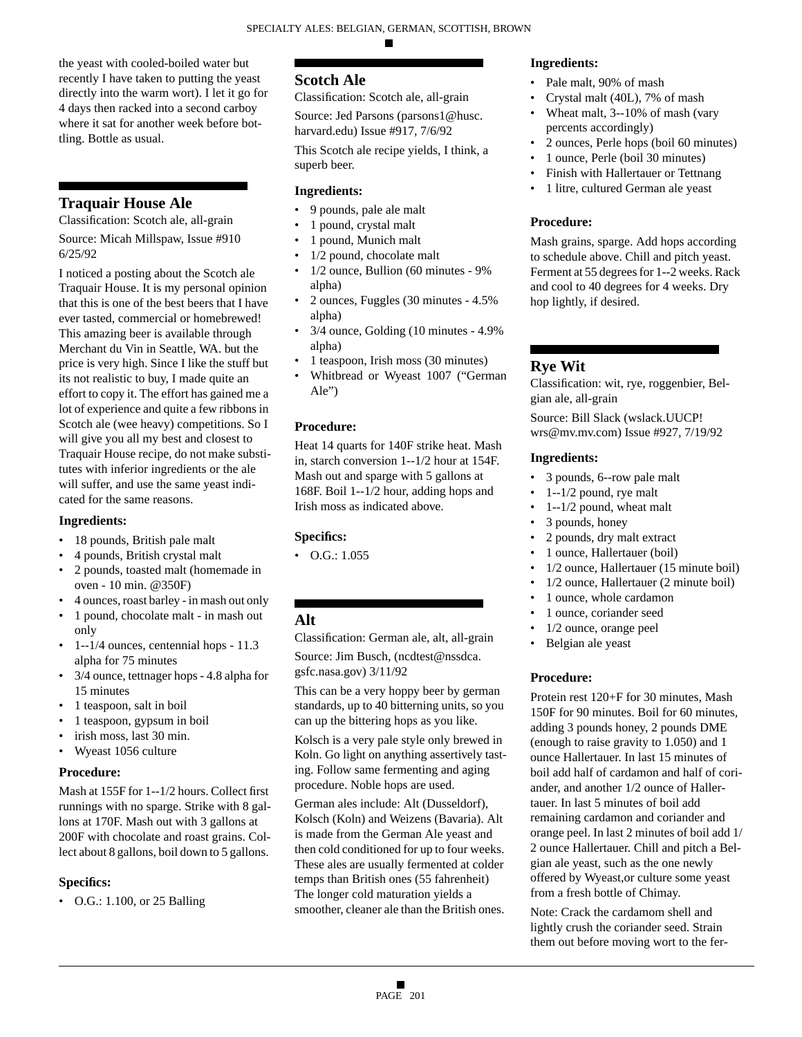the yeast with cooled-boiled water but recently I have taken to putting the yeast directly into the warm wort). I let it go for 4 days then racked into a second carboy where it sat for another week before bottling. Bottle as usual.

## Traquair House Ale

Classification: Scotch ale, all-grain

Source: Micah Millspaw, Issue #910 6/25/92

I noticed a posting about the Scotch ale Traquair House. It is my personal opinion that this is one of the best beers that I have ever tasted, commercial or homebrewed! This amazing beer is available through Merchant du Vin in Seattle, WA. but the price is very high. Since I like the stuff but its not realistic to buy, I made quite an effort to copy it. The effort has gained me a lot of experience and quite a few ribbons in Scotch ale (wee heavy) competitions. So I will give you all my best and closest to Traquair House recipe, do not make substitutes with inferior ingredients or the ale will suffer, and use the same yeast indicated for the same reasons.

### Ingredients:

- 18 pounds, British pale malt
- 4 pounds, British crystal malt
- 2 pounds, toasted malt (homemade in oven - 10 min. @350F)
- 4 ounces, roast barley - in mash out only
- 1 pound, chocolate malt - in mash out only
- 1--1/4 ounces, centennial hops - 11.3 alpha for 75 minutes
- 3/4 ounce, tettnager hops - 4.8 alpha for 15 minutes
- 1 teaspoon, salt in boil
- 1 teaspoon, gypsum in boil
- irish moss, last 30 min.
- Wyeast 1056 culture

### Procedure:

Mash at 155F for 1--1/2 hours. Collect first runnings with no sparge. Strike with 8 gallons at 170F. Mash out with 3 gallons at 200F with chocolate and roast grains. Collect about 8 gallons, boil down to 5 gallons.

### Specifics:

- O.G.: 1.100, or 25 Balling

## Scotch Ale

Classification: Scotch ale, all-grain

Source: Jed Parsons (parsons1@husc.harvard.edu) Issue #917, 7/6/92

This Scotch ale recipe yields, I think, a superb beer.

### Ingredients:

- 9 pounds, pale ale malt
- 1 pound, crystal malt
- 1 pound, Munich malt
- 1/2 pound, chocolate malt
- 1/2 ounce, Bullion (60 minutes - 9% alpha)
- 2 ounces, Fuggles (30 minutes - 4.5% alpha)
- 3/4 ounce, Golding (10 minutes - 4.9% alpha)
- 1 teaspoon, Irish moss (30 minutes)
- Whitbread or Wyeast 1007 (“German Ale”)

### Procedure:

Heat 14 quarts for 140F strike heat. Mash in, starch conversion 1--1/2 hour at 154F. Mash out and sparge with 5 gallons at 168F. Boil 1--1/2 hour, adding hops and Irish moss as indicated above.

### Specifics:

- O.G.: 1.055

## Alt

Classification: German ale, alt, all-grain

Source: Jim Busch, (ncdtest@nssdca.gsfc.nasa.gov) 3/11/92

This can be a very hoppy beer by german standards, up to 40 bitterning units, so you can up the bittering hops as you like.

Kolsch is a very pale style only brewed in Koln. Go light on anything assertively tasting. Follow same fermenting and aging procedure. Noble hops are used.

German ales include: Alt (Dusseldorf), Kolsch (Koln) and Weizens (Bavaria). Alt is made from the German Ale yeast and then cold conditioned for up to four weeks. These ales are usually fermented at colder temps than British ones (55 fahrenheit) The longer cold maturation yields a smoother, cleaner ale than the British ones.

### Ingredients:

- Pale malt, 90% of mash
- Crystal malt (40L), 7% of mash
- Wheat malt, 3--10% of mash (vary percents accordingly)
- 2 ounces, Perle hops (boil 60 minutes)
- 1 ounce, Perle (boil 30 minutes)
- Finish with Hallertauer or Tettnang
- 1 litre, cultured German ale yeast

### Procedure:

Mash grains, sparge. Add hops according to schedule above. Chill and pitch yeast. Ferment at 55 degrees for 1--2 weeks. Rack and cool to 40 degrees for 4 weeks. Dry hop lightly, if desired.

## Rye Wit

Classification: wit, rye, roggenbier, Belgian ale, all-grain

Source: Bill Slack (wslack.UUCP!wrs@mv.mv.com) Issue #927, 7/19/92

### Ingredients:

- 3 pounds, 6--row pale malt
- 1--1/2 pound, rye malt
- 1--1/2 pound, wheat malt
- 3 pounds, honey
- 2 pounds, dry malt extract
- 1 ounce, Hallertauer (boil)
- 1/2 ounce, Hallertauer (15 minute boil)
- 1/2 ounce, Hallertauer (2 minute boil)
- 1 ounce, whole cardamon
- 1 ounce, coriander seed
- 1/2 ounce, orange peel
- Belgian ale yeast

### Procedure:

Protein rest 120+F for 30 minutes, Mash 150F for 90 minutes. Boil for 60 minutes, adding 3 pounds honey, 2 pounds DME (enough to raise gravity to 1.050) and 1 ounce Hallertauer. In last 15 minutes of boil add half of cardamon and half of coriander, and another 1/2 ounce of Hallertauer. In last 5 minutes of boil add remaining cardamon and coriander and orange peel. In last 2 minutes of boil add 1/2 ounce Hallertauer. Chill and pitch a Belgian ale yeast, such as the one newly offered by Wyeast,or culture some yeast from a fresh bottle of Chimay.

Note: Crack the cardamom shell and lightly crush the coriander seed. Strain them out before moving wort to the fer-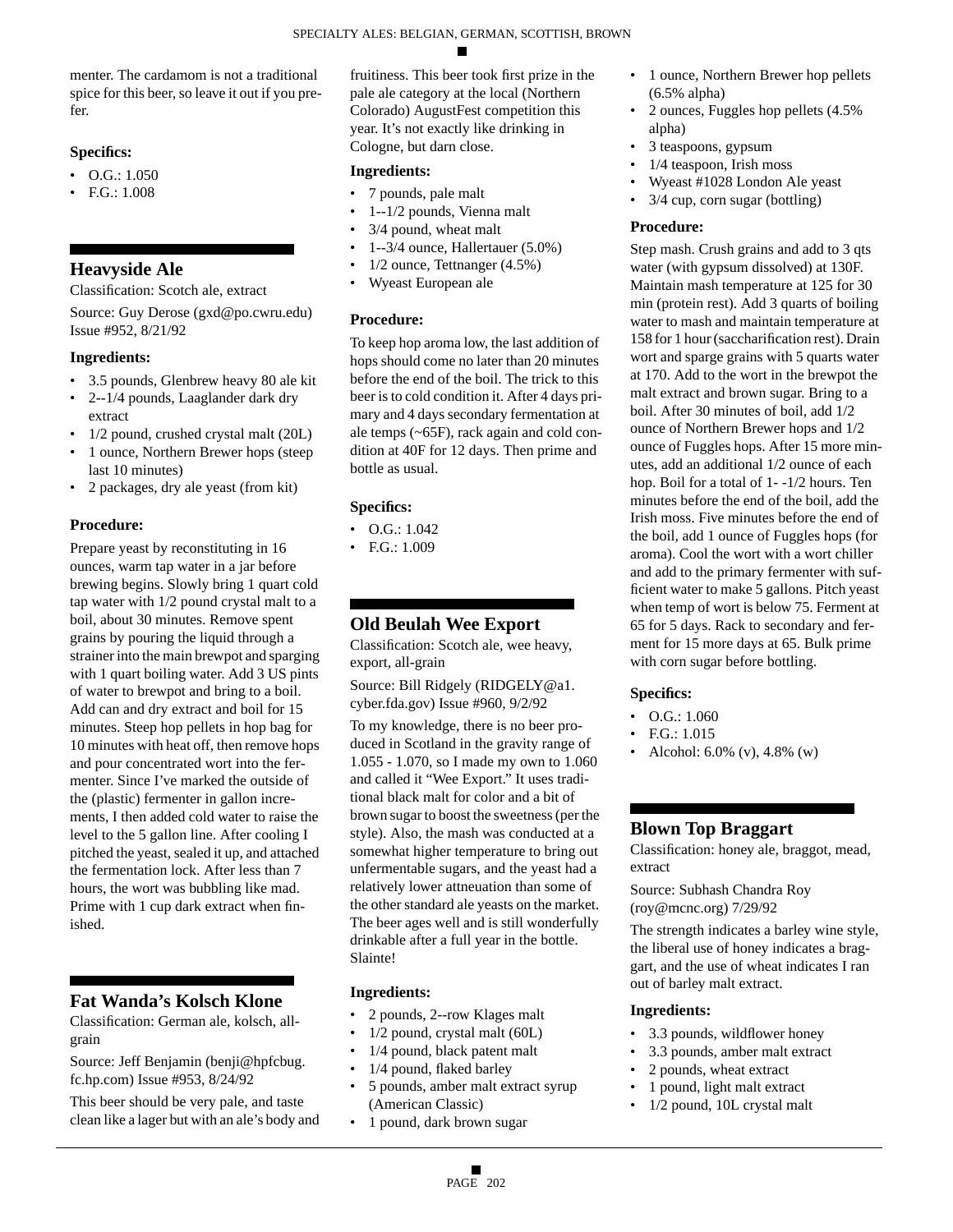menter. The cardamom is not a traditional spice for this beer, so leave it out if you prefer.

### Specifics:

- O.G.: 1.050
- F.G.: 1.008

## Heavyside Ale

Classification: Scotch ale, extract

Source: Guy Derose (gxd@po.cwru.edu) Issue #952, 8/21/92

### Ingredients:

- 3.5 pounds, Glenbrew heavy 80 ale kit
- 2--1/4 pounds, Laaglander dark dry extract
- 1/2 pound, crushed crystal malt (20L)
- 1 ounce, Northern Brewer hops (steep last 10 minutes)
- 2 packages, dry ale yeast (from kit)

### Procedure:

Prepare yeast by reconstituting in 16 ounces, warm tap water in a jar before brewing begins. Slowly bring 1 quart cold tap water with 1/2 pound crystal malt to a boil, about 30 minutes. Remove spent grains by pouring the liquid through a strainer into the main brewpot and sparging with 1 quart boiling water. Add 3 US pints of water to brewpot and bring to a boil. Add can and dry extract and boil for 15 minutes. Steep hop pellets in hop bag for 10 minutes with heat off, then remove hops and pour concentrated wort into the fermenter. Since I've marked the outside of the (plastic) fermenter in gallon increments, I then added cold water to raise the level to the 5 gallon line. After cooling I pitched the yeast, sealed it up, and attached the fermentation lock. After less than 7 hours, the wort was bubbling like mad. Prime with 1 cup dark extract when finished.

## Fat Wanda's Kolsch Klone

Classification: German ale, kolsch, all-grain

Source: Jeff Benjamin (benji@hpfcbug.fc.hp.com) Issue #953, 8/24/92

This beer should be very pale, and taste clean like a lager but with an ale's body and fruitiness. This beer took first prize in the pale ale category at the local (Northern Colorado) AugustFest competition this year. It's not exactly like drinking in Cologne, but darn close.

### Ingredients:

- 7 pounds, pale malt
- 1--1/2 pounds, Vienna malt
- 3/4 pound, wheat malt
- 1--3/4 ounce, Hallertauer (5.0%)
- 1/2 ounce, Tettnanger (4.5%)
- Wyeast European ale

### Procedure:

To keep hop aroma low, the last addition of hops should come no later than 20 minutes before the end of the boil. The trick to this beer is to cold condition it. After 4 days primary and 4 days secondary fermentation at ale temps (~65F), rack again and cold condition at 40F for 12 days. Then prime and bottle as usual.

### Specifics:

- O.G.: 1.042
- F.G.: 1.009

## Old Beulah Wee Export

Classification: Scotch ale, wee heavy, export, all-grain

Source: Bill Ridgely (RIDGELY@a1.cyber.fda.gov) Issue #960, 9/2/92

To my knowledge, there is no beer produced in Scotland in the gravity range of 1.055 - 1.070, so I made my own to 1.060 and called it "Wee Export." It uses traditional black malt for color and a bit of brown sugar to boost the sweetness (per the style). Also, the mash was conducted at a somewhat higher temperature to bring out unfermentable sugars, and the yeast had a relatively lower attneuation than some of the other standard ale yeasts on the market. The beer ages well and is still wonderfully drinkable after a full year in the bottle. Slainte!

### Ingredients:

- 2 pounds, 2--row Klages malt
- 1/2 pound, crystal malt (60L)
- 1/4 pound, black patent malt
- 1/4 pound, flaked barley
- 5 pounds, amber malt extract syrup (American Classic)
- 1 pound, dark brown sugar
- 1 ounce, Northern Brewer hop pellets (6.5% alpha)
- 2 ounces, Fuggles hop pellets (4.5% alpha)
- 3 teaspoons, gypsum
- 1/4 teaspoon, Irish moss
- Wyeast #1028 London Ale yeast
- 3/4 cup, corn sugar (bottling)

### Procedure:

Step mash. Crush grains and add to 3 qts water (with gypsum dissolved) at 130F. Maintain mash temperature at 125 for 30 min (protein rest). Add 3 quarts of boiling water to mash and maintain temperature at 158 for 1 hour (saccharification rest). Drain wort and sparge grains with 5 quarts water at 170. Add to the wort in the brewpot the malt extract and brown sugar. Bring to a boil. After 30 minutes of boil, add 1/2 ounce of Northern Brewer hops and 1/2 ounce of Fuggles hops. After 15 more minutes, add an additional 1/2 ounce of each hop. Boil for a total of 1- -1/2 hours. Ten minutes before the end of the boil, add the Irish moss. Five minutes before the end of the boil, add 1 ounce of Fuggles hops (for aroma). Cool the wort with a wort chiller and add to the primary fermenter with sufficient water to make 5 gallons. Pitch yeast when temp of wort is below 75. Ferment at 65 for 5 days. Rack to secondary and ferment for 15 more days at 65. Bulk prime with corn sugar before bottling.

### Specifics:

- O.G.: 1.060
- F.G.: 1.015
- Alcohol: 6.0% (v), 4.8% (w)

## Blown Top Braggart

Classification: honey ale, braggot, mead, extract

Source: Subhash Chandra Roy (roy@mcnc.org) 7/29/92

The strength indicates a barley wine style, the liberal use of honey indicates a braggart, and the use of wheat indicates I ran out of barley malt extract.

### Ingredients:

- 3.3 pounds, wildflower honey
- 3.3 pounds, amber malt extract
- 2 pounds, wheat extract
- 1 pound, light malt extract
- 1/2 pound, 10L crystal malt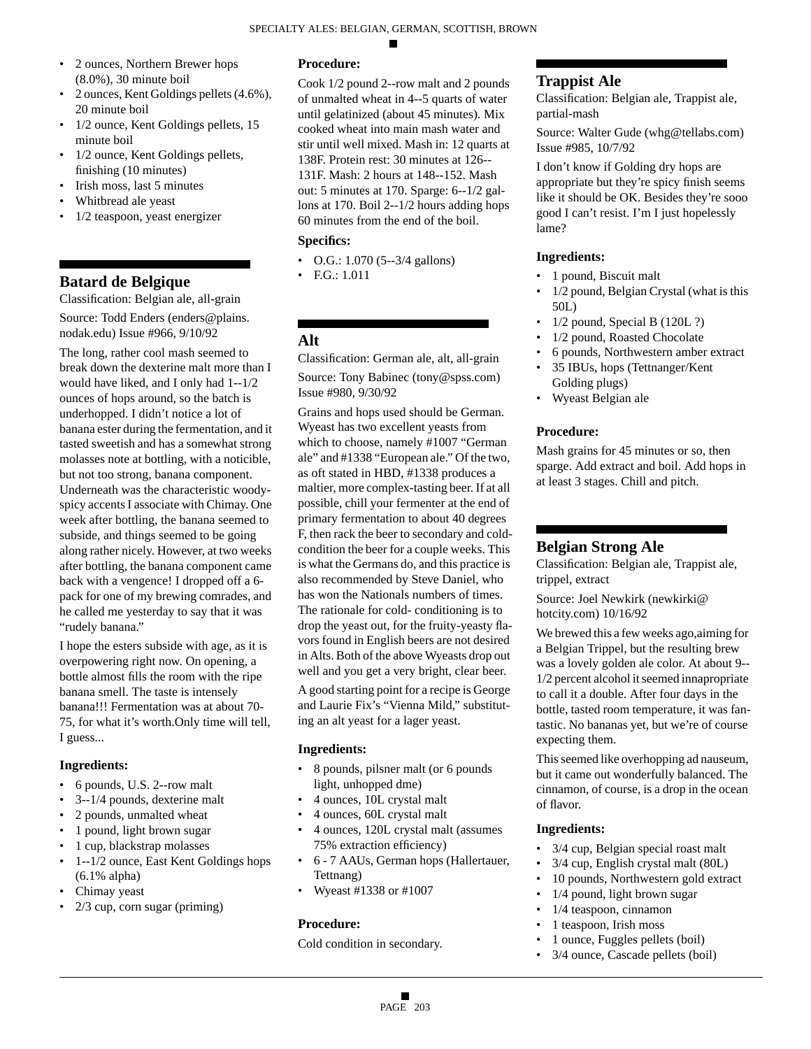- 2 ounces, Northern Brewer hops (8.0%), 30 minute boil
- 2 ounces, Kent Goldings pellets (4.6%), 20 minute boil
- 1/2 ounce, Kent Goldings pellets, 15 minute boil
- 1/2 ounce, Kent Goldings pellets, finishing (10 minutes)
- Irish moss, last 5 minutes
- Whitbread ale yeast
- 1/2 teaspoon, yeast energizer

## Batard de Belgique

Classification: Belgian ale, all-grain

Source: Todd Enders (enders@plains.nodak.edu) Issue #966, 9/10/92

The long, rather cool mash seemed to break down the dexterine malt more than I would have liked, and I only had 1--1/2 ounces of hops around, so the batch is underhopped. I didn't notice a lot of banana ester during the fermentation, and it tasted sweetish and has a somewhat strong molasses note at bottling, with a noticible, but not too strong, banana component. Underneath was the characteristic woody-spicy accents I associate with Chimay. One week after bottling, the banana seemed to subside, and things seemed to be going along rather nicely. However, at two weeks after bottling, the banana component came back with a vengence! I dropped off a 6-pack for one of my brewing comrades, and he called me yesterday to say that it was "rudely banana."

I hope the esters subside with age, as it is overpowering right now. On opening, a bottle almost fills the room with the ripe banana smell. The taste is intensely banana!!! Fermentation was at about 70-75, for what it's worth.Only time will tell, I guess...

### Ingredients:

- 6 pounds, U.S. 2--row malt
- 3--1/4 pounds, dexterine malt
- 2 pounds, unmalted wheat
- 1 pound, light brown sugar
- 1 cup, blackstrap molasses
- 1--1/2 ounce, East Kent Goldings hops (6.1% alpha)
- Chimay yeast
- 2/3 cup, corn sugar (priming)

### Procedure:

Cook 1/2 pound 2--row malt and 2 pounds of unmalted wheat in 4--5 quarts of water until gelatinized (about 45 minutes). Mix cooked wheat into main mash water and stir until well mixed. Mash in: 12 quarts at 138F. Protein rest: 30 minutes at 126--131F. Mash: 2 hours at 148--152. Mash out: 5 minutes at 170. Sparge: 6--1/2 gallons at 170. Boil 2--1/2 hours adding hops 60 minutes from the end of the boil.

### Specifics:

- O.G.: 1.070 (5--3/4 gallons)
- F.G.: 1.011

## Alt

Classification: German ale, alt, all-grain

Source: Tony Babinec (tony@spss.com) Issue #980, 9/30/92

Grains and hops used should be German. Wyeast has two excellent yeasts from which to choose, namely #1007 "German ale" and #1338 "European ale." Of the two, as oft stated in HBD, #1338 produces a maltier, more complex-tasting beer. If at all possible, chill your fermenter at the end of primary fermentation to about 40 degrees F, then rack the beer to secondary and cold-condition the beer for a couple weeks. This is what the Germans do, and this practice is also recommended by Steve Daniel, who has won the Nationals numbers of times. The rationale for cold- conditioning is to drop the yeast out, for the fruity-yeasty flavors found in English beers are not desired in Alts. Both of the above Wyeasts drop out well and you get a very bright, clear beer.

A good starting point for a recipe is George and Laurie Fix's "Vienna Mild," substituting an alt yeast for a lager yeast.

### Ingredients:

- 8 pounds, pilsner malt (or 6 pounds light, unhopped dme)
- 4 ounces, 10L crystal malt
- 4 ounces, 60L crystal malt
- 4 ounces, 120L crystal malt (assumes 75% extraction efficiency)
- 6 - 7 AAUs, German hops (Hallertauer, Tettnang)
- Wyeast #1338 or #1007

### Procedure:

Cold condition in secondary.

## Trappist Ale

Classification: Belgian ale, Trappist ale, partial-mash

Source: Walter Gude (whg@tellabs.com) Issue #985, 10/7/92

I don't know if Golding dry hops are appropriate but they're spicy finish seems like it should be OK. Besides they're sooo good I can't resist. I'm I just hopelessly lame?

### Ingredients:

- 1 pound, Biscuit malt
- 1/2 pound, Belgian Crystal (what is this 50L)
- 1/2 pound, Special B (120L ?)
- 1/2 pound, Roasted Chocolate
- 6 pounds, Northwestern amber extract
- 35 IBUs, hops (Tettnanger/Kent Golding plugs)
- Wyeast Belgian ale

### Procedure:

Mash grains for 45 minutes or so, then sparge. Add extract and boil. Add hops in at least 3 stages. Chill and pitch.

## Belgian Strong Ale

Classification: Belgian ale, Trappist ale, trippel, extract

Source: Joel Newkirk (newkirki@hotcity.com) 10/16/92

We brewed this a few weeks ago,aiming for a Belgian Trippel, but the resulting brew was a lovely golden ale color. At about 9--1/2 percent alcohol it seemed innapropriate to call it a double. After four days in the bottle, tasted room temperature, it was fantastic. No bananas yet, but we're of course expecting them.

This seemed like overhopping ad nauseum, but it came out wonderfully balanced. The cinnamon, of course, is a drop in the ocean of flavor.

### Ingredients:

- 3/4 cup, Belgian special roast malt
- 3/4 cup, English crystal malt (80L)
- 10 pounds, Northwestern gold extract
- 1/4 pound, light brown sugar
- 1/4 teaspoon, cinnamon
- 1 teaspoon, Irish moss
- 1 ounce, Fuggles pellets (boil)
- 3/4 ounce, Cascade pellets (boil)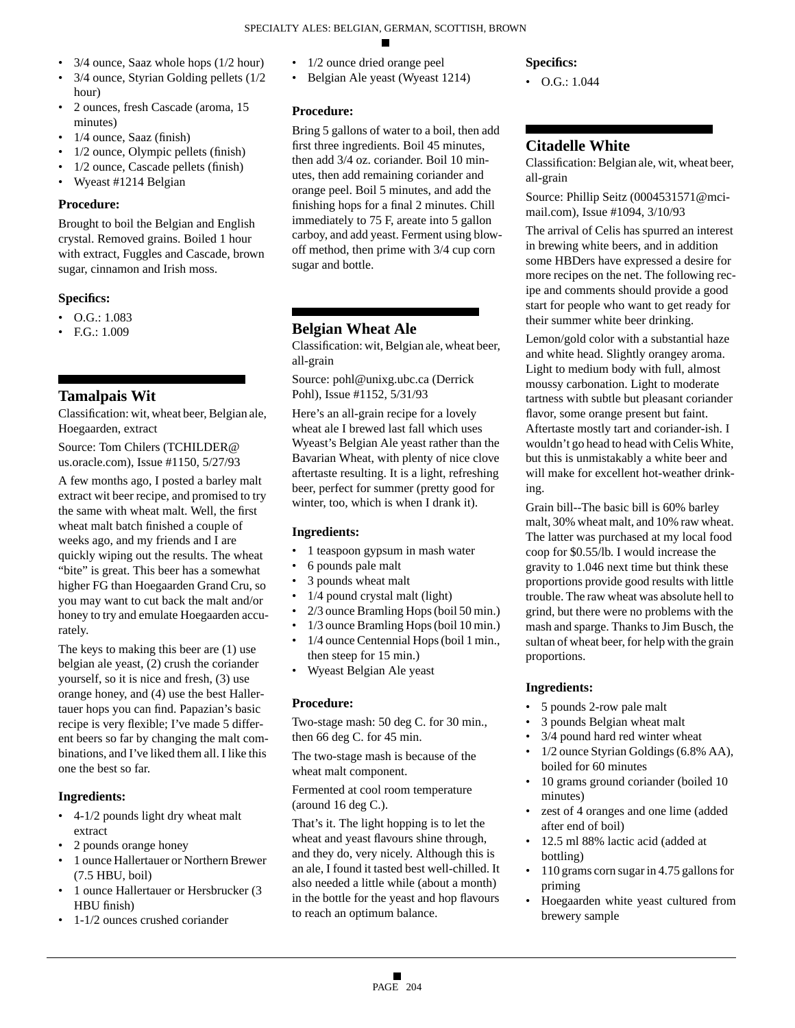- 3/4 ounce, Saaz whole hops (1/2 hour)
- 3/4 ounce, Styrian Golding pellets (1/2 hour)
- 2 ounces, fresh Cascade (aroma, 15 minutes)
- 1/4 ounce, Saaz (finish)
- 1/2 ounce, Olympic pellets (finish)
- 1/2 ounce, Cascade pellets (finish)
- Wyeast #1214 Belgian

### Procedure:

Brought to boil the Belgian and English crystal. Removed grains. Boiled 1 hour with extract, Fuggles and Cascade, brown sugar, cinnamon and Irish moss.

### Specifics:

- O.G.: 1.083
- F.G.: 1.009

## Tamalpais Wit

Classification: wit, wheat beer, Belgian ale, Hoegaarden, extract

Source: Tom Chilers (TCHILDER@us.oracle.com), Issue #1150, 5/27/93

A few months ago, I posted a barley malt extract wit beer recipe, and promised to try the same with wheat malt. Well, the first wheat malt batch finished a couple of weeks ago, and my friends and I are quickly wiping out the results. The wheat "bite" is great. This beer has a somewhat higher FG than Hoegaarden Grand Cru, so you may want to cut back the malt and/or honey to try and emulate Hoegaarden accurately.

The keys to making this beer are (1) use belgian ale yeast, (2) crush the coriander yourself, so it is nice and fresh, (3) use orange honey, and (4) use the best Hallertauer hops you can find. Papazian's basic recipe is very flexible; I've made 5 different beers so far by changing the malt combinations, and I've liked them all. I like this one the best so far.

### Ingredients:

- 4-1/2 pounds light dry wheat malt extract
- 2 pounds orange honey
- 1 ounce Hallertauer or Northern Brewer (7.5 HBU, boil)
- 1 ounce Hallertauer or Hersbrucker (3 HBU finish)
- 1-1/2 ounces crushed coriander
- 1/2 ounce dried orange peel
- Belgian Ale yeast (Wyeast 1214)

### Procedure:

Bring 5 gallons of water to a boil, then add first three ingredients. Boil 45 minutes, then add 3/4 oz. coriander. Boil 10 minutes, then add remaining coriander and orange peel. Boil 5 minutes, and add the finishing hops for a final 2 minutes. Chill immediately to 75 F, areate into 5 gallon carboy, and add yeast. Ferment using blow-off method, then prime with 3/4 cup corn sugar and bottle.

## Belgian Wheat Ale

Classification: wit, Belgian ale, wheat beer, all-grain

Source: pohl@unixg.ubc.ca (Derrick Pohl), Issue #1152, 5/31/93

Here's an all-grain recipe for a lovely wheat ale I brewed last fall which uses Wyeast's Belgian Ale yeast rather than the Bavarian Wheat, with plenty of nice clove aftertaste resulting. It is a light, refreshing beer, perfect for summer (pretty good for winter, too, which is when I drank it).

### Ingredients:

- 1 teaspoon gypsum in mash water
- 6 pounds pale malt
- 3 pounds wheat malt
- 1/4 pound crystal malt (light)
- 2/3 ounce Bramling Hops (boil 50 min.)
- 1/3 ounce Bramling Hops (boil 10 min.)
- 1/4 ounce Centennial Hops (boil 1 min., then steep for 15 min.)
- Wyeast Belgian Ale yeast

### Procedure:

Two-stage mash: 50 deg C. for 30 min., then 66 deg C. for 45 min.

The two-stage mash is because of the wheat malt component.

Fermented at cool room temperature (around 16 deg C.).

That's it. The light hopping is to let the wheat and yeast flavours shine through, and they do, very nicely. Although this is an ale, I found it tasted best well-chilled. It also needed a little while (about a month) in the bottle for the yeast and hop flavours to reach an optimum balance.

### Specifics:

- O.G.: 1.044

## Citadelle White

Classification: Belgian ale, wit, wheat beer, all-grain

Source: Phillip Seitz (0004531571@mcimail.com), Issue #1094, 3/10/93

The arrival of Celis has spurred an interest in brewing white beers, and in addition some HBDers have expressed a desire for more recipes on the net. The following recipe and comments should provide a good start for people who want to get ready for their summer white beer drinking.

Lemon/gold color with a substantial haze and white head. Slightly orangey aroma. Light to medium body with full, almost moussy carbonation. Light to moderate tartness with subtle but pleasant coriander flavor, some orange present but faint. Aftertaste mostly tart and coriander-ish. I wouldn't go head to head with Celis White, but this is unmistakably a white beer and will make for excellent hot-weather drinking.

Grain bill--The basic bill is 60% barley malt, 30% wheat malt, and 10% raw wheat. The latter was purchased at my local food coop for $0.55/lb. I would increase the gravity to 1.046 next time but think these proportions provide good results with little trouble. The raw wheat was absolute hell to grind, but there were no problems with the mash and sparge. Thanks to Jim Busch, the sultan of wheat beer, for help with the grain proportions.

### Ingredients:

- 5 pounds 2-row pale malt
- 3 pounds Belgian wheat malt
- 3/4 pound hard red winter wheat
- 1/2 ounce Styrian Goldings (6.8% AA), boiled for 60 minutes
- 10 grams ground coriander (boiled 10 minutes)
- zest of 4 oranges and one lime (added after end of boil)
- 12.5 ml 88% lactic acid (added at bottling)
- 110 grams corn sugar in 4.75 gallons for priming
- Hoegaarden white yeast cultured from brewery sample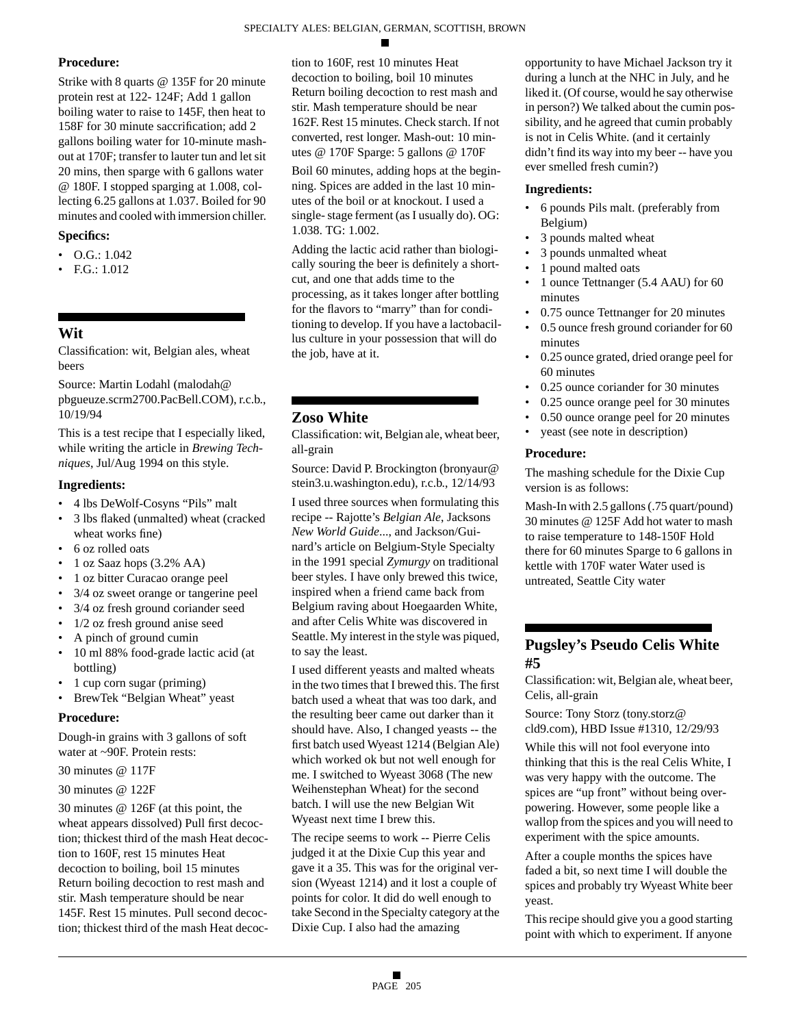**Procedure:**

Strike with 8 quarts @ 135F for 20 minute protein rest at 122- 124F; Add 1 gallon boiling water to raise to 145F, then heat to 158F for 30 minute saccrification; add 2 gallons boiling water for 10-minute mash-out at 170F; transfer to lauter tun and let sit 20 mins, then sparge with 6 gallons water @ 180F. I stopped sparging at 1.008, collecting 6.25 gallons at 1.037. Boiled for 90 minutes and cooled with immersion chiller.

**Specifics:**

- O.G.: 1.042
- F.G.: 1.012

## Wit

Classification: wit, Belgian ales, wheat beers

Source: Martin Lodahl (malodah@ pbgueuze.scrm2700.PacBell.COM), r.c.b., 10/19/94

This is a test recipe that I especially liked, while writing the article in *Brewing Techniques*, Jul/Aug 1994 on this style.

**Ingredients:**

- 4 lbs DeWolf-Cosyns "Pils" malt
- 3 lbs flaked (unmalted) wheat (cracked wheat works fine)
- 6 oz rolled oats
- 1 oz Saaz hops (3.2% AA)
- 1 oz bitter Curacao orange peel
- 3/4 oz sweet orange or tangerine peel
- 3/4 oz fresh ground coriander seed
- 1/2 oz fresh ground anise seed
- A pinch of ground cumin
- 10 ml 88% food-grade lactic acid (at bottling)
- 1 cup corn sugar (priming)
- BrewTek "Belgian Wheat" yeast

**Procedure:**

Dough-in grains with 3 gallons of soft water at ~90F. Protein rests:

30 minutes @ 117F

30 minutes @ 122F

30 minutes @ 126F (at this point, the wheat appears dissolved) Pull first decoction; thickest third of the mash Heat decoction to 160F, rest 15 minutes Heat decoction to boiling, boil 15 minutes Return boiling decoction to rest mash and stir. Mash temperature should be near 145F. Rest 15 minutes. Pull second decoction; thickest third of the mash Heat decoction to 160F, rest 10 minutes Heat decoction to boiling, boil 10 minutes Return boiling decoction to rest mash and stir. Mash temperature should be near 162F. Rest 15 minutes. Check starch. If not converted, rest longer. Mash-out: 10 minutes @ 170F Sparge: 5 gallons @ 170F

Boil 60 minutes, adding hops at the beginning. Spices are added in the last 10 minutes of the boil or at knockout. I used a single- stage ferment (as I usually do). OG: 1.038. TG: 1.002.

Adding the lactic acid rather than biologically souring the beer is definitely a shortcut, and one that adds time to the processing, as it takes longer after bottling for the flavors to "marry" than for conditioning to develop. If you have a lactobacillus culture in your possession that will do the job, have at it.

## Zoso White

Classification: wit, Belgian ale, wheat beer, all-grain

Source: David P. Brockington (bronyaur@ stein3.u.washington.edu), r.c.b., 12/14/93

I used three sources when formulating this recipe -- Rajotte's *Belgian Ale*, Jacksons *New World Guide*..., and Jackson/Guinard's article on Belgium-Style Specialty in the 1991 special *Zymurgy* on traditional beer styles. I have only brewed this twice, inspired when a friend came back from Belgium raving about Hoegaarden White, and after Celis White was discovered in Seattle. My interest in the style was piqued, to say the least.

I used different yeasts and malted wheats in the two times that I brewed this. The first batch used a wheat that was too dark, and the resulting beer came out darker than it should have. Also, I changed yeasts -- the first batch used Wyeast 1214 (Belgian Ale) which worked ok but not well enough for me. I switched to Wyeast 3068 (The new Weihenstephan Wheat) for the second batch. I will use the new Belgian Wit Wyeast next time I brew this.

The recipe seems to work -- Pierre Celis judged it at the Dixie Cup this year and gave it a 35. This was for the original version (Wyeast 1214) and it lost a couple of points for color. It did do well enough to take Second in the Specialty category at the Dixie Cup. I also had the amazing opportunity to have Michael Jackson try it during a lunch at the NHC in July, and he liked it. (Of course, would he say otherwise in person?) We talked about the cumin possibility, and he agreed that cumin probably is not in Celis White. (and it certainly didn't find its way into my beer -- have you ever smelled fresh cumin?)

**Ingredients:**

- 6 pounds Pils malt. (preferably from Belgium)
- 3 pounds malted wheat
- 3 pounds unmalted wheat
- 1 pound malted oats
- 1 ounce Tettnanger (5.4 AAU) for 60 minutes
- 0.75 ounce Tettnanger for 20 minutes
- 0.5 ounce fresh ground coriander for 60 minutes
- 0.25 ounce grated, dried orange peel for 60 minutes
- 0.25 ounce coriander for 30 minutes
- 0.25 ounce orange peel for 30 minutes
- 0.50 ounce orange peel for 20 minutes
- yeast (see note in description)

**Procedure:**

The mashing schedule for the Dixie Cup version is as follows:

Mash-In with 2.5 gallons (.75 quart/pound) 30 minutes @ 125F Add hot water to mash to raise temperature to 148-150F Hold there for 60 minutes Sparge to 6 gallons in kettle with 170F water Water used is untreated, Seattle City water

## Pugsley's Pseudo Celis White #5

Classification: wit, Belgian ale, wheat beer, Celis, all-grain

Source: Tony Storz (tony.storz@ cld9.com), HBD Issue #1310, 12/29/93

While this will not fool everyone into thinking that this is the real Celis White, I was very happy with the outcome. The spices are "up front" without being overpowering. However, some people like a wallop from the spices and you will need to experiment with the spice amounts.

After a couple months the spices have faded a bit, so next time I will double the spices and probably try Wyeast White beer yeast.

This recipe should give you a good starting point with which to experiment. If anyone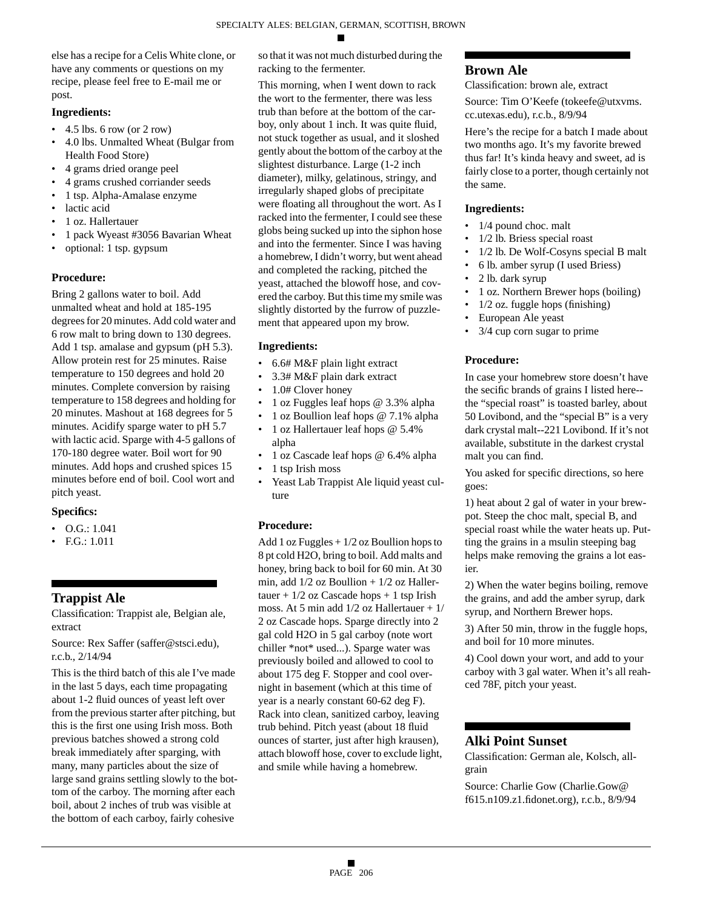else has a recipe for a Celis White clone, or have any comments or questions on my recipe, please feel free to E-mail me or post.

### Ingredients:

- 4.5 lbs. 6 row (or 2 row)
- 4.0 lbs. Unmalted Wheat (Bulgar from Health Food Store)
- 4 grams dried orange peel
- 4 grams crushed corriander seeds
- 1 tsp. Alpha-Amalase enzyme
- lactic acid
- 1 oz. Hallertauer
- 1 pack Wyeast #3056 Bavarian Wheat
- optional: 1 tsp. gypsum

### Procedure:

Bring 2 gallons water to boil. Add unmalted wheat and hold at 185-195 degrees for 20 minutes. Add cold water and 6 row malt to bring down to 130 degrees. Add 1 tsp. amalase and gypsum (pH 5.3). Allow protein rest for 25 minutes. Raise temperature to 150 degrees and hold 20 minutes. Complete conversion by raising temperature to 158 degrees and holding for 20 minutes. Mashout at 168 degrees for 5 minutes. Acidify sparge water to pH 5.7 with lactic acid. Sparge with 4-5 gallons of 170-180 degree water. Boil wort for 90 minutes. Add hops and crushed spices 15 minutes before end of boil. Cool wort and pitch yeast.

### Specifics:

- O.G.: 1.041
- F.G.: 1.011

## Trappist Ale

Classification: Trappist ale, Belgian ale, extract

Source: Rex Saffer (saffer@stsci.edu), r.c.b., 2/14/94

This is the third batch of this ale I've made in the last 5 days, each time propagating about 1-2 fluid ounces of yeast left over from the previous starter after pitching, but this is the first one using Irish moss. Both previous batches showed a strong cold break immediately after sparging, with many, many particles about the size of large sand grains settling slowly to the bottom of the carboy. The morning after each boil, about 2 inches of trub was visible at the bottom of each carboy, fairly cohesive so that it was not much disturbed during the racking to the fermenter.

This morning, when I went down to rack the wort to the fermenter, there was less trub than before at the bottom of the carboy, only about 1 inch. It was quite fluid, not stuck together as usual, and it sloshed gently about the bottom of the carboy at the slightest disturbance. Large (1-2 inch diameter), milky, gelatinous, stringy, and irregularly shaped globs of precipitate were floating all throughout the wort. As I racked into the fermenter, I could see these globs being sucked up into the siphon hose and into the fermenter. Since I was having a homebrew, I didn't worry, but went ahead and completed the racking, pitched the yeast, attached the blowoff hose, and covered the carboy. But this time my smile was slightly distorted by the furrow of puzzlement that appeared upon my brow.

### Ingredients:

- 6.6# M&F plain light extract
- 3.3# M&F plain dark extract
- 1.0# Clover honey
- 1 oz Fuggles leaf hops @ 3.3% alpha
- 1 oz Boullion leaf hops @ 7.1% alpha
- 1 oz Hallertauer leaf hops @ 5.4% alpha
- 1 oz Cascade leaf hops @ 6.4% alpha
- 1 tsp Irish moss
- Yeast Lab Trappist Ale liquid yeast culture

### Procedure:

Add 1 oz Fuggles + 1/2 oz Boullion hops to 8 pt cold H2O, bring to boil. Add malts and honey, bring back to boil for 60 min. At 30 min, add 1/2 oz Boullion + 1/2 oz Hallertauer + 1/2 oz Cascade hops + 1 tsp Irish moss. At 5 min add 1/2 oz Hallertauer + 1/2 oz Cascade hops. Sparge directly into 2 gal cold H2O in 5 gal carboy (note wort chiller *not* used...). Sparge water was previously boiled and allowed to cool to about 175 deg F. Stopper and cool overnight in basement (which at this time of year is a nearly constant 60-62 deg F). Rack into clean, sanitized carboy, leaving trub behind. Pitch yeast (about 18 fluid ounces of starter, just after high krausen), attach blowoff hose, cover to exclude light, and smile while having a homebrew.

## Brown Ale

Classification: brown ale, extract

Source: Tim O'Keefe (tokeefe@utxvms.cc.utexas.edu), r.c.b., 8/9/94

Here's the recipe for a batch I made about two months ago. It's my favorite brewed thus far! It's kinda heavy and sweet, ad is fairly close to a porter, though certainly not the same.

### Ingredients:

- 1/4 pound choc. malt
- 1/2 lb. Briess special roast
- 1/2 lb. De Wolf-Cosyns special B malt
- 6 lb. amber syrup (I used Briess)
- 2 lb. dark syrup
- 1 oz. Northern Brewer hops (boiling)
- 1/2 oz. fuggle hops (finishing)
- European Ale yeast
- 3/4 cup corn sugar to prime

### Procedure:

In case your homebrew store doesn't have the secific brands of grains I listed here--the "special roast" is toasted barley, about 50 Lovibond, and the "special B" is a very dark crystal malt--221 Lovibond. If it's not available, substitute in the darkest crystal malt you can find.

You asked for specific directions, so here goes:

1) heat about 2 gal of water in your brewpot. Steep the choc malt, special B, and special roast while the water heats up. Putting the grains in a msulin steeping bag helps make removing the grains a lot easier.

2) When the water begins boiling, remove the grains, and add the amber syrup, dark syrup, and Northern Brewer hops.

3) After 50 min, throw in the fuggle hops, and boil for 10 more minutes.

4) Cool down your wort, and add to your carboy with 3 gal water. When it's all reahced 78F, pitch your yeast.

## Alki Point Sunset

Classification: German ale, Kolsch, all-grain

Source: Charlie Gow (Charlie.Gow@f615.n109.z1.fidonet.org), r.c.b., 8/9/94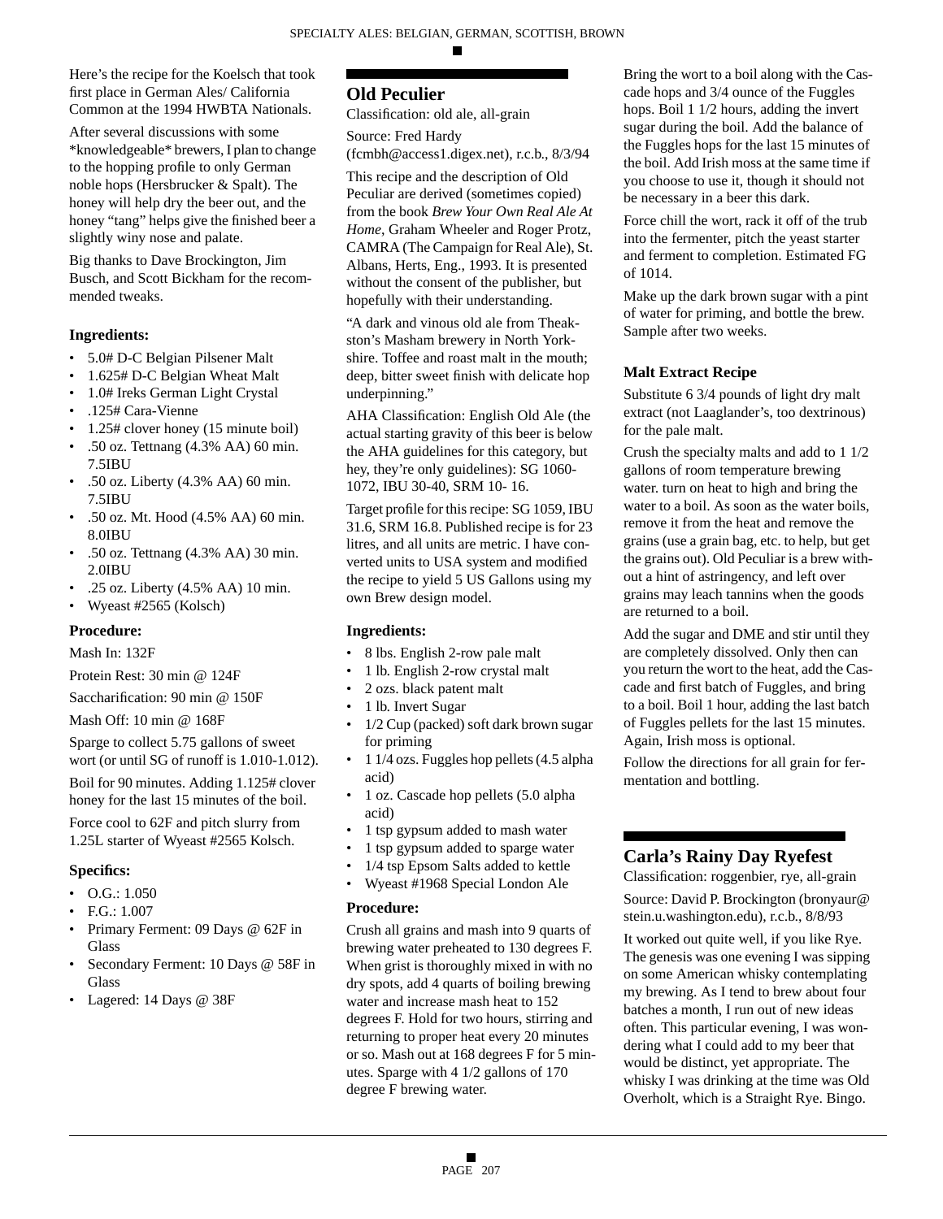Here's the recipe for the Koelsch that took first place in German Ales/ California Common at the 1994 HWBTA Nationals.

After several discussions with some *knowledgeable* brewers, I plan to change to the hopping profile to only German noble hops (Hersbrucker & Spalt). The honey will help dry the beer out, and the honey "tang" helps give the finished beer a slightly winy nose and palate.

Big thanks to Dave Brockington, Jim Busch, and Scott Bickham for the recommended tweaks.

### Ingredients:

- 5.0# D-C Belgian Pilsener Malt
- 1.625# D-C Belgian Wheat Malt
- 1.0# Ireks German Light Crystal
- .125# Cara-Vienne
- 1.25# clover honey (15 minute boil)
- .50 oz. Tettnang (4.3% AA) 60 min. 7.5IBU
- .50 oz. Liberty (4.3% AA) 60 min. 7.5IBU
- .50 oz. Mt. Hood (4.5% AA) 60 min. 8.0IBU
- .50 oz. Tettnang (4.3% AA) 30 min. 2.0IBU
- .25 oz. Liberty (4.5% AA) 10 min.
- Wyeast #2565 (Kolsch)

### Procedure:

Mash In: 132F

Protein Rest: 30 min @ 124F

Saccharification: 90 min @ 150F

Mash Off: 10 min @ 168F

Sparge to collect 5.75 gallons of sweet wort (or until SG of runoff is 1.010-1.012).

Boil for 90 minutes. Adding 1.125# clover honey for the last 15 minutes of the boil.

Force cool to 62F and pitch slurry from 1.25L starter of Wyeast #2565 Kolsch.

### Specifics:

- O.G.: 1.050
- F.G.: 1.007
- Primary Ferment: 09 Days @ 62F in Glass
- Secondary Ferment: 10 Days @ 58F in Glass
- Lagered: 14 Days @ 38F

## Old Peculier

Classification: old ale, all-grain

Source: Fred Hardy (fcmbh@access1.digex.net), r.c.b., 8/3/94

This recipe and the description of Old Peculiar are derived (sometimes copied) from the book *Brew Your Own Real Ale At Home*, Graham Wheeler and Roger Protz, CAMRA (The Campaign for Real Ale), St. Albans, Herts, Eng., 1993. It is presented without the consent of the publisher, but hopefully with their understanding.

"A dark and vinous old ale from Theakston's Masham brewery in North Yorkshire. Toffee and roast malt in the mouth; deep, bitter sweet finish with delicate hop underpinning."

AHA Classification: English Old Ale (the actual starting gravity of this beer is below the AHA guidelines for this category, but hey, they're only guidelines): SG 1060-1072, IBU 30-40, SRM 10- 16.

Target profile for this recipe: SG 1059, IBU 31.6, SRM 16.8. Published recipe is for 23 litres, and all units are metric. I have converted units to USA system and modified the recipe to yield 5 US Gallons using my own Brew design model.

### Ingredients:

- 8 lbs. English 2-row pale malt
- 1 lb. English 2-row crystal malt
- 2 ozs. black patent malt
- 1 lb. Invert Sugar
- 1/2 Cup (packed) soft dark brown sugar for priming
- 1 1/4 ozs. Fuggles hop pellets (4.5 alpha acid)
- 1 oz. Cascade hop pellets (5.0 alpha acid)
- 1 tsp gypsum added to mash water
- 1 tsp gypsum added to sparge water
- 1/4 tsp Epsom Salts added to kettle
- Wyeast #1968 Special London Ale

### Procedure:

Crush all grains and mash into 9 quarts of brewing water preheated to 130 degrees F. When grist is thoroughly mixed in with no dry spots, add 4 quarts of boiling brewing water and increase mash heat to 152 degrees F. Hold for two hours, stirring and returning to proper heat every 20 minutes or so. Mash out at 168 degrees F for 5 minutes. Sparge with 4 1/2 gallons of 170 degree F brewing water.

Bring the wort to a boil along with the Cascade hops and 3/4 ounce of the Fuggles hops. Boil 1 1/2 hours, adding the invert sugar during the boil. Add the balance of the Fuggles hops for the last 15 minutes of the boil. Add Irish moss at the same time if you choose to use it, though it should not be necessary in a beer this dark.

Force chill the wort, rack it off of the trub into the fermenter, pitch the yeast starter and ferment to completion. Estimated FG of 1014.

Make up the dark brown sugar with a pint of water for priming, and bottle the brew. Sample after two weeks.

### Malt Extract Recipe

Substitute 6 3/4 pounds of light dry malt extract (not Laaglander's, too dextrinous) for the pale malt.

Crush the specialty malts and add to 1 1/2 gallons of room temperature brewing water. turn on heat to high and bring the water to a boil. As soon as the water boils, remove it from the heat and remove the grains (use a grain bag, etc. to help, but get the grains out). Old Peculiar is a brew without a hint of astringency, and left over grains may leach tannins when the goods are returned to a boil.

Add the sugar and DME and stir until they are completely dissolved. Only then can you return the wort to the heat, add the Cascade and first batch of Fuggles, and bring to a boil. Boil 1 hour, adding the last batch of Fuggles pellets for the last 15 minutes. Again, Irish moss is optional.

Follow the directions for all grain for fermentation and bottling.

## Carla's Rainy Day Ryefest

Classification: roggenbier, rye, all-grain

Source: David P. Brockington (bronyaur@stein.u.washington.edu), r.c.b., 8/8/93

It worked out quite well, if you like Rye. The genesis was one evening I was sipping on some American whisky contemplating my brewing. As I tend to brew about four batches a month, I run out of new ideas often. This particular evening, I was wondering what I could add to my beer that would be distinct, yet appropriate. The whisky I was drinking at the time was Old Overholt, which is a Straight Rye. Bingo.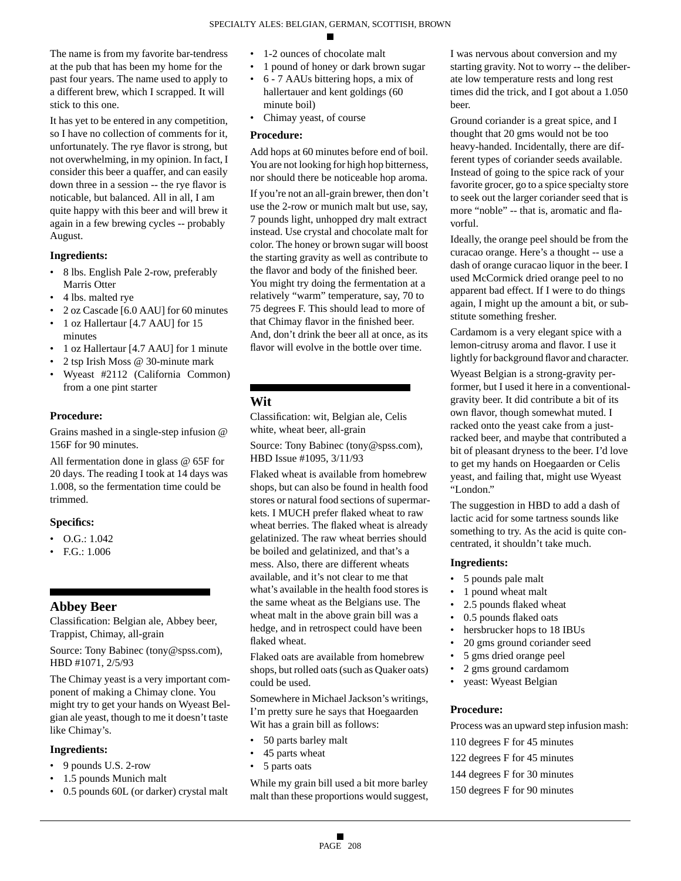The name is from my favorite bar-tendress at the pub that has been my home for the past four years. The name used to apply to a different brew, which I scrapped. It will stick to this one.

It has yet to be entered in any competition, so I have no collection of comments for it, unfortunately. The rye flavor is strong, but not overwhelming, in my opinion. In fact, I consider this beer a quaffer, and can easily down three in a session -- the rye flavor is noticable, but balanced. All in all, I am quite happy with this beer and will brew it again in a few brewing cycles -- probably August.

### Ingredients:

- 8 lbs. English Pale 2-row, preferably Marris Otter
- 4 lbs. malted rye
- 2 oz Cascade [6.0 AAU] for 60 minutes
- 1 oz Hallertaur [4.7 AAU] for 15 minutes
- 1 oz Hallertaur [4.7 AAU] for 1 minute
- 2 tsp Irish Moss @ 30-minute mark
- Wyeast #2112 (California Common) from a one pint starter

### Procedure:

Grains mashed in a single-step infusion @ 156F for 90 minutes.

All fermentation done in glass @ 65F for 20 days. The reading I took at 14 days was 1.008, so the fermentation time could be trimmed.

### Specifics:

- O.G.: 1.042
- F.G.: 1.006

## Abbey Beer

Classification: Belgian ale, Abbey beer, Trappist, Chimay, all-grain

Source: Tony Babinec (tony@spss.com), HBD #1071, 2/5/93

The Chimay yeast is a very important component of making a Chimay clone. You might try to get your hands on Wyeast Belgian ale yeast, though to me it doesn't taste like Chimay's.

### Ingredients:

- 9 pounds U.S. 2-row
- 1.5 pounds Munich malt
- 0.5 pounds 60L (or darker) crystal malt
- 1-2 ounces of chocolate malt
- 1 pound of honey or dark brown sugar
- 6 - 7 AAUs bittering hops, a mix of hallertauer and kent goldings (60 minute boil)
- Chimay yeast, of course

### Procedure:

Add hops at 60 minutes before end of boil. You are not looking for high hop bitterness, nor should there be noticeable hop aroma.

If you're not an all-grain brewer, then don't use the 2-row or munich malt but use, say, 7 pounds light, unhopped dry malt extract instead. Use crystal and chocolate malt for color. The honey or brown sugar will boost the starting gravity as well as contribute to the flavor and body of the finished beer. You might try doing the fermentation at a relatively "warm" temperature, say, 70 to 75 degrees F. This should lead to more of that Chimay flavor in the finished beer. And, don't drink the beer all at once, as its flavor will evolve in the bottle over time.

## Wit

Classification: wit, Belgian ale, Celis white, wheat beer, all-grain

Source: Tony Babinec (tony@spss.com), HBD Issue #1095, 3/11/93

Flaked wheat is available from homebrew shops, but can also be found in health food stores or natural food sections of supermarkets. I MUCH prefer flaked wheat to raw wheat berries. The flaked wheat is already gelatinized. The raw wheat berries should be boiled and gelatinized, and that's a mess. Also, there are different wheats available, and it's not clear to me that what's available in the health food stores is the same wheat as the Belgians use. The wheat malt in the above grain bill was a hedge, and in retrospect could have been flaked wheat.

Flaked oats are available from homebrew shops, but rolled oats (such as Quaker oats) could be used.

Somewhere in Michael Jackson's writings, I'm pretty sure he says that Hoegaarden Wit has a grain bill as follows:

- 50 parts barley malt
- 45 parts wheat
- 5 parts oats

While my grain bill used a bit more barley malt than these proportions would suggest, I was nervous about conversion and my starting gravity. Not to worry -- the deliberate low temperature rests and long rest times did the trick, and I got about a 1.050 beer.

Ground coriander is a great spice, and I thought that 20 gms would not be too heavy-handed. Incidentally, there are different types of coriander seeds available. Instead of going to the spice rack of your favorite grocer, go to a spice specialty store to seek out the larger coriander seed that is more "noble" -- that is, aromatic and flavorful.

Ideally, the orange peel should be from the curacao orange. Here's a thought -- use a dash of orange curacao liquor in the beer. I used McCormick dried orange peel to no apparent bad effect. If I were to do things again, I might up the amount a bit, or substitute something fresher.

Cardamom is a very elegant spice with a lemon-citrusy aroma and flavor. I use it lightly for background flavor and character.

Wyeast Belgian is a strong-gravity performer, but I used it here in a conventional-gravity beer. It did contribute a bit of its own flavor, though somewhat muted. I racked onto the yeast cake from a just-racked beer, and maybe that contributed a bit of pleasant dryness to the beer. I'd love to get my hands on Hoegaarden or Celis yeast, and failing that, might use Wyeast "London."

The suggestion in HBD to add a dash of lactic acid for some tartness sounds like something to try. As the acid is quite concentrated, it shouldn't take much.

### Ingredients:

- 5 pounds pale malt
- 1 pound wheat malt
- 2.5 pounds flaked wheat
- 0.5 pounds flaked oats
- hersbrucker hops to 18 IBUs
- 20 gms ground coriander seed
- 5 gms dried orange peel
- 2 gms ground cardamom
- yeast: Wyeast Belgian

### Procedure:

Process was an upward step infusion mash:

110 degrees F for 45 minutes

122 degrees F for 45 minutes

144 degrees F for 30 minutes

150 degrees F for 90 minutes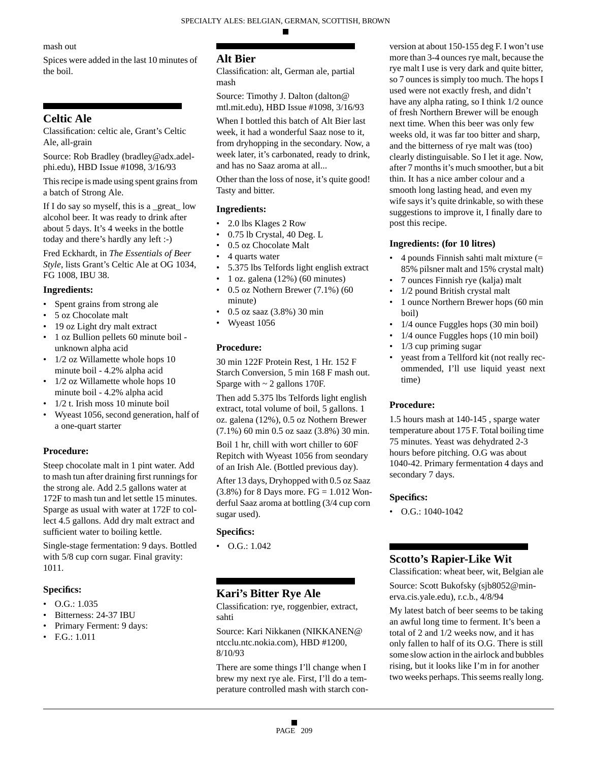mash out

Spices were added in the last 10 minutes of the boil.

## Celtic Ale

Classification: celtic ale, Grant's Celtic Ale, all-grain

Source: Rob Bradley (bradley@adx.adelphi.edu), HBD Issue #1098, 3/16/93

This recipe is made using spent grains from a batch of Strong Ale.

If I do say so myself, this is a _great_ low alcohol beer. It was ready to drink after about 5 days. It's 4 weeks in the bottle today and there's hardly any left :-)

Fred Eckhardt, in *The Essentials of Beer Style*, lists Grant's Celtic Ale at OG 1034, FG 1008, IBU 38.

### Ingredients:

- Spent grains from strong ale
- 5 oz Chocolate malt
- 19 oz Light dry malt extract
- 1 oz Bullion pellets 60 minute boil - unknown alpha acid
- 1/2 oz Willamette whole hops 10 minute boil - 4.2% alpha acid
- 1/2 oz Willamette whole hops 10 minute boil - 4.2% alpha acid
- 1/2 t. Irish moss 10 minute boil
- Wyeast 1056, second generation, half of a one-quart starter

### Procedure:

Steep chocolate malt in 1 pint water. Add to mash tun after draining first runnings for the strong ale. Add 2.5 gallons water at 172F to mash tun and let settle 15 minutes. Sparge as usual with water at 172F to collect 4.5 gallons. Add dry malt extract and sufficient water to boiling kettle.

Single-stage fermentation: 9 days. Bottled with 5/8 cup corn sugar. Final gravity: 1011.

### Specifics:

- O.G.: 1.035
- Bitterness: 24-37 IBU
- Primary Ferment: 9 days:
- F.G.: 1.011

## Alt Bier

Classification: alt, German ale, partial mash

Source: Timothy J. Dalton (dalton@mtl.mit.edu), HBD Issue #1098, 3/16/93

When I bottled this batch of Alt Bier last week, it had a wonderful Saaz nose to it, from dryhopping in the secondary. Now, a week later, it's carbonated, ready to drink, and has no Saaz aroma at all...

Other than the loss of nose, it's quite good! Tasty and bitter.

### Ingredients:

- 2.0 lbs Klages 2 Row
- 0.75 lb Crystal, 40 Deg. L
- 0.5 oz Chocolate Malt
- 4 quarts water
- 5.375 lbs Telfords light english extract
- 1 oz. galena (12%) (60 minutes)
- 0.5 oz Nothern Brewer (7.1%) (60 minute)
- 0.5 oz saaz (3.8%) 30 min
- Wyeast 1056

### Procedure:

30 min 122F Protein Rest, 1 Hr. 152 F Starch Conversion, 5 min 168 F mash out. Sparge with ~ 2 gallons 170F.

Then add 5.375 lbs Telfords light english extract, total volume of boil, 5 gallons. 1 oz. galena (12%), 0.5 oz Nothern Brewer (7.1%) 60 min 0.5 oz saaz (3.8%) 30 min.

Boil 1 hr, chill with wort chiller to 60F Repitch with Wyeast 1056 from seondary of an Irish Ale. (Bottled previous day).

After 13 days, Dryhopped with 0.5 oz Saaz (3.8%) for 8 Days more. FG = 1.012 Wonderful Saaz aroma at bottling (3/4 cup corn sugar used).

### Specifics:

- O.G.: 1.042

## Kari's Bitter Rye Ale

Classification: rye, roggenbier, extract, sahti

Source: Kari Nikkanen (NIKKANEN@ntcclu.ntc.nokia.com), HBD #1200, 8/10/93

There are some things I'll change when I brew my next rye ale. First, I'll do a temperature controlled mash with starch conversion at about 150-155 deg F. I won't use more than 3-4 ounces rye malt, because the rye malt I use is very dark and quite bitter, so 7 ounces is simply too much. The hops I used were not exactly fresh, and didn't have any alpha rating, so I think 1/2 ounce of fresh Northern Brewer will be enough next time. When this beer was only few weeks old, it was far too bitter and sharp, and the bitterness of rye malt was (too) clearly distinguisable. So I let it age. Now, after 7 months it's much smoother, but a bit thin. It has a nice amber colour and a smooth long lasting head, and even my wife says it's quite drinkable, so with these suggestions to improve it, I finally dare to post this recipe.

### Ingredients: (for 10 litres)

- 4 pounds Finnish sahti malt mixture (= 85% pilsner malt and 15% crystal malt)
- 7 ounces Finnish rye (kalja) malt
- 1/2 pound British crystal malt
- 1 ounce Northern Brewer hops (60 min boil)
- 1/4 ounce Fuggles hops (30 min boil)
- 1/4 ounce Fuggles hops (10 min boil)
- 1/3 cup priming sugar
- yeast from a Tellford kit (not really recommended, I'll use liquid yeast next time)

### Procedure:

1.5 hours mash at 140-145 , sparge water temperature about 175 F. Total boiling time 75 minutes. Yeast was dehydrated 2-3 hours before pitching. O.G was about 1040-42. Primary fermentation 4 days and secondary 7 days.

### Specifics:

- O.G.: 1040-1042

## Scotto's Rapier-Like Wit

Classification: wheat beer, wit, Belgian ale

Source: Scott Bukofsky (sjb8052@minerva.cis.yale.edu), r.c.b., 4/8/94

My latest batch of beer seems to be taking an awful long time to ferment. It's been a total of 2 and 1/2 weeks now, and it has only fallen to half of its O.G. There is still some slow action in the airlock and bubbles rising, but it looks like I'm in for another two weeks perhaps. This seems really long.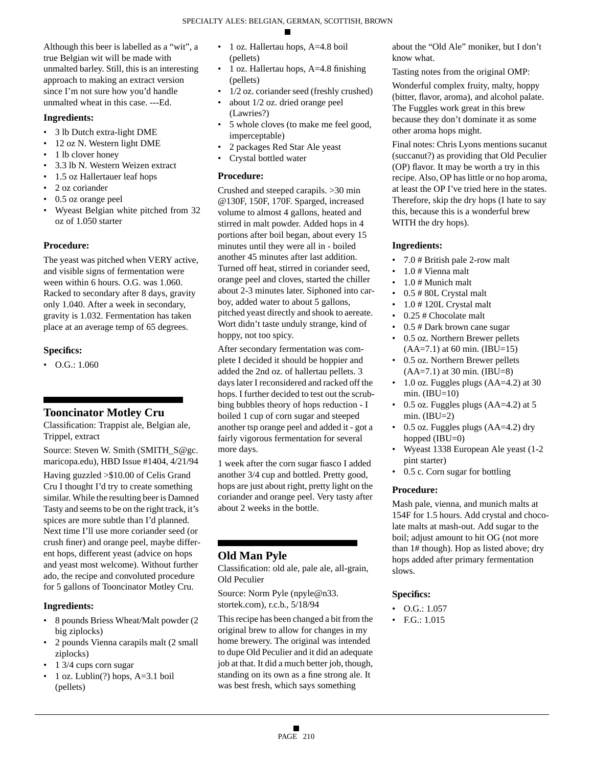Although this beer is labelled as a "wit", a true Belgian wit will be made with unmalted barley. Still, this is an interesting approach to making an extract version since I'm not sure how you'd handle unmalted wheat in this case. ---Ed.

#### Ingredients:

- 3 lb Dutch extra-light DME
- 12 oz N. Western light DME
- 1 lb clover honey
- 3.3 lb N. Western Weizen extract
- 1.5 oz Hallertauer leaf hops
- 2 oz coriander
- 0.5 oz orange peel
- Wyeast Belgian white pitched from 32 oz of 1.050 starter

#### Procedure:

The yeast was pitched when VERY active, and visible signs of fermentation were ween within 6 hours. O.G. was 1.060. Racked to secondary after 8 days, gravity only 1.040. After a week in secondary, gravity is 1.032. Fermentation has taken place at an average temp of 65 degrees.

#### Specifics:

- O.G.: 1.060

## Tooncinator Motley Cru

Classification: Trappist ale, Belgian ale, Trippel, extract

Source: Steven W. Smith (SMITH_S@gc.maricopa.edu), HBD Issue #1404, 4/21/94

Having guzzled >$10.00 of Celis Grand Cru I thought I'd try to create something similar. While the resulting beer is Damned Tasty and seems to be on the right track, it's spices are more subtle than I'd planned. Next time I'll use more coriander seed (or crush finer) and orange peel, maybe different hops, different yeast (advice on hops and yeast most welcome). Without further ado, the recipe and convoluted procedure for 5 gallons of Tooncinator Motley Cru.

#### Ingredients:

- 8 pounds Briess Wheat/Malt powder (2 big ziplocks)
- 2 pounds Vienna carapils malt (2 small ziplocks)
- 1 3/4 cups corn sugar
- 1 oz. Lublin(?) hops, A=3.1 boil (pellets)
- 1 oz. Hallertau hops, A=4.8 boil (pellets)
- 1 oz. Hallertau hops, A=4.8 finishing (pellets)
- 1/2 oz. coriander seed (freshly crushed)
- about 1/2 oz. dried orange peel (Lawries?)
- 5 whole cloves (to make me feel good, imperceptable)
- 2 packages Red Star Ale yeast
- Crystal bottled water

#### Procedure:

Crushed and steeped carapils. >30 min @130F, 150F, 170F. Sparged, increased volume to almost 4 gallons, heated and stirred in malt powder. Added hops in 4 portions after boil began, about every 15 minutes until they were all in - boiled another 45 minutes after last addition. Turned off heat, stirred in coriander seed, orange peel and cloves, started the chiller about 2-3 minutes later. Siphoned into carboy, added water to about 5 gallons, pitched yeast directly and shook to aereate. Wort didn't taste unduly strange, kind of hoppy, not too spicy.

After secondary fermentation was complete I decided it should be hoppier and added the 2nd oz. of hallertau pellets. 3 days later I reconsidered and racked off the hops. I further decided to test out the scrubbing bubbles theory of hops reduction - I boiled 1 cup of corn sugar and steeped another tsp orange peel and added it - got a fairly vigorous fermentation for several more days.

1 week after the corn sugar fiasco I added another 3/4 cup and bottled. Pretty good, hops are just about right, pretty light on the coriander and orange peel. Very tasty after about 2 weeks in the bottle.

## Old Man Pyle

Classification: old ale, pale ale, all-grain, Old Peculier

Source: Norm Pyle (npyle@n33.stortek.com), r.c.b., 5/18/94

This recipe has been changed a bit from the original brew to allow for changes in my home brewery. The original was intended to dupe Old Peculier and it did an adequate job at that. It did a much better job, though, standing on its own as a fine strong ale. It was best fresh, which says something about the "Old Ale" moniker, but I don't know what.

Tasting notes from the original OMP:

Wonderful complex fruity, malty, hoppy (bitter, flavor, aroma), and alcohol palate. The Fuggles work great in this brew because they don't dominate it as some other aroma hops might.

Final notes: Chris Lyons mentions sucanut (succanut?) as providing that Old Peculier (OP) flavor. It may be worth a try in this recipe. Also, OP has little or no hop aroma, at least the OP I've tried here in the states. Therefore, skip the dry hops (I hate to say this, because this is a wonderful brew WITH the dry hops).

#### Ingredients:

- 7.0 # British pale 2-row malt
- 1.0 # Vienna malt
- 1.0 # Munich malt
- 0.5 # 80L Crystal malt
- 1.0 # 120L Crystal malt
- 0.25 # Chocolate malt
- 0.5 # Dark brown cane sugar
- 0.5 oz. Northern Brewer pellets (AA=7.1) at 60 min. (IBU=15)
- 0.5 oz. Northern Brewer pellets (AA=7.1) at 30 min. (IBU=8)
- 1.0 oz. Fuggles plugs (AA=4.2) at 30 min. (IBU=10)
- 0.5 oz. Fuggles plugs (AA=4.2) at 5 min. (IBU=2)
- 0.5 oz. Fuggles plugs (AA=4.2) dry hopped (IBU=0)
- Wyeast 1338 European Ale yeast (1-2 pint starter)
- 0.5 c. Corn sugar for bottling

#### Procedure:

Mash pale, vienna, and munich malts at 154F for 1.5 hours. Add crystal and chocolate malts at mash-out. Add sugar to the boil; adjust amount to hit OG (not more than 1# though). Hop as listed above; dry hops added after primary fermentation slows.

#### Specifics:

- O.G.: 1.057
- F.G.: 1.015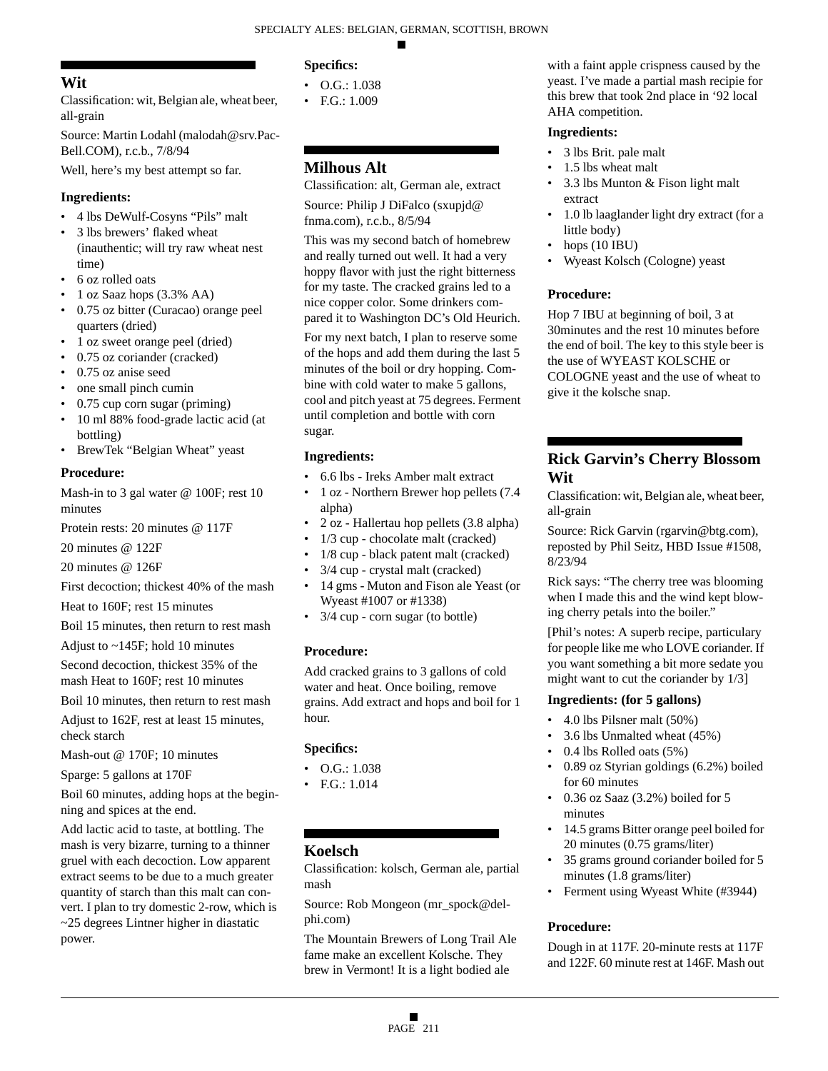## Wit

Classification: wit, Belgian ale, wheat beer, all-grain

Source: Martin Lodahl (malodah@srv.PacBell.COM), r.c.b., 7/8/94

Well, here's my best attempt so far.

### Ingredients:

- 4 lbs DeWulf-Cosyns "Pils" malt
- 3 lbs brewers' flaked wheat (inauthentic; will try raw wheat nest time)
- 6 oz rolled oats
- 1 oz Saaz hops (3.3% AA)
- 0.75 oz bitter (Curacao) orange peel quarters (dried)
- 1 oz sweet orange peel (dried)
- 0.75 oz coriander (cracked)
- 0.75 oz anise seed
- one small pinch cumin
- 0.75 cup corn sugar (priming)
- 10 ml 88% food-grade lactic acid (at bottling)
- BrewTek "Belgian Wheat" yeast

### Procedure:

Mash-in to 3 gal water @ 100F; rest 10 minutes

Protein rests: 20 minutes @ 117F

20 minutes @ 122F

20 minutes @ 126F

First decoction; thickest 40% of the mash

Heat to 160F; rest 15 minutes

Boil 15 minutes, then return to rest mash

Adjust to ~145F; hold 10 minutes

Second decoction, thickest 35% of the mash Heat to 160F; rest 10 minutes

Boil 10 minutes, then return to rest mash

Adjust to 162F, rest at least 15 minutes, check starch

Mash-out @ 170F; 10 minutes

Sparge: 5 gallons at 170F

Boil 60 minutes, adding hops at the beginning and spices at the end.

Add lactic acid to taste, at bottling. The mash is very bizarre, turning to a thinner gruel with each decoction. Low apparent extract seems to be due to a much greater quantity of starch than this malt can convert. I plan to try domestic 2-row, which is ~25 degrees Lintner higher in diastatic power.

### Specifics:

- O.G.: 1.038
- F.G.: 1.009

## Milhous Alt

Classification: alt, German ale, extract

Source: Philip J DiFalco (sxupjd@fnma.com), r.c.b., 8/5/94

This was my second batch of homebrew and really turned out well. It had a very hoppy flavor with just the right bitterness for my taste. The cracked grains led to a nice copper color. Some drinkers compared it to Washington DC's Old Heurich.

For my next batch, I plan to reserve some of the hops and add them during the last 5 minutes of the boil or dry hopping. Combine with cold water to make 5 gallons, cool and pitch yeast at 75 degrees. Ferment until completion and bottle with corn sugar.

### Ingredients:

- 6.6 lbs - Ireks Amber malt extract
- 1 oz - Northern Brewer hop pellets (7.4 alpha)
- 2 oz - Hallertau hop pellets (3.8 alpha)
- 1/3 cup - chocolate malt (cracked)
- 1/8 cup - black patent malt (cracked)
- 3/4 cup - crystal malt (cracked)
- 14 gms - Muton and Fison ale Yeast (or Wyeast #1007 or #1338)
- 3/4 cup - corn sugar (to bottle)

### Procedure:

Add cracked grains to 3 gallons of cold water and heat. Once boiling, remove grains. Add extract and hops and boil for 1 hour.

### Specifics:

- O.G.: 1.038
- F.G.: 1.014

## Koelsch

Classification: kolsch, German ale, partial mash

Source: Rob Mongeon (mr_spock@delphi.com)

The Mountain Brewers of Long Trail Ale fame make an excellent Kolsche. They brew in Vermont! It is a light bodied ale with a faint apple crispness caused by the yeast. I've made a partial mash recipie for this brew that took 2nd place in '92 local AHA competition.

### Ingredients:

- 3 lbs Brit. pale malt
- 1.5 lbs wheat malt
- 3.3 lbs Munton & Fison light malt extract
- 1.0 lb laaglander light dry extract (for a little body)
- hops (10 IBU)
- Wyeast Kolsch (Cologne) yeast

### Procedure:

Hop 7 IBU at beginning of boil, 3 at 30minutes and the rest 10 minutes before the end of boil. The key to this style beer is the use of WYEAST KOLSCHE or COLOGNE yeast and the use of wheat to give it the kolsche snap.

## Rick Garvin's Cherry Blossom Wit

Classification: wit, Belgian ale, wheat beer, all-grain

Source: Rick Garvin (rgarvin@btg.com), reposted by Phil Seitz, HBD Issue #1508, 8/23/94

Rick says: "The cherry tree was blooming when I made this and the wind kept blowing cherry petals into the boiler."

[Phil's notes: A superb recipe, particulary for people like me who LOVE coriander. If you want something a bit more sedate you might want to cut the coriander by 1/3]

### Ingredients: (for 5 gallons)

- 4.0 lbs Pilsner malt (50%)
- 3.6 lbs Unmalted wheat (45%)
- 0.4 lbs Rolled oats (5%)
- 0.89 oz Styrian goldings (6.2%) boiled for 60 minutes
- 0.36 oz Saaz (3.2%) boiled for 5 minutes
- 14.5 grams Bitter orange peel boiled for 20 minutes (0.75 grams/liter)
- 35 grams ground coriander boiled for 5 minutes (1.8 grams/liter)
- Ferment using Wyeast White (#3944)

### Procedure:

Dough in at 117F. 20-minute rests at 117F and 122F. 60 minute rest at 146F. Mash out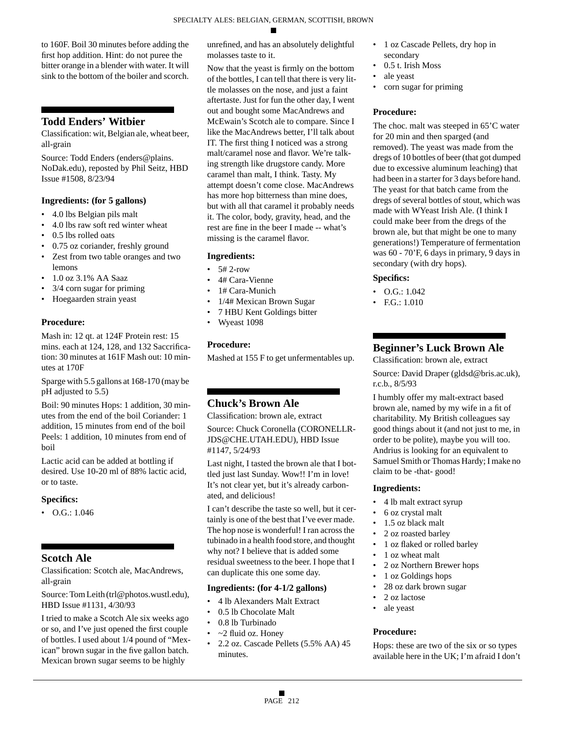to 160F. Boil 30 minutes before adding the first hop addition. Hint: do not puree the bitter orange in a blender with water. It will sink to the bottom of the boiler and scorch.

## Todd Enders' Witbier

Classification: wit, Belgian ale, wheat beer, all-grain

Source: Todd Enders (enders@plains.NoDak.edu), reposted by Phil Seitz, HBD Issue #1508, 8/23/94

### Ingredients: (for 5 gallons)

- 4.0 lbs Belgian pils malt
- 4.0 lbs raw soft red winter wheat
- 0.5 lbs rolled oats
- 0.75 oz coriander, freshly ground
- Zest from two table oranges and two lemons
- 1.0 oz 3.1% AA Saaz
- 3/4 corn sugar for priming
- Hoegaarden strain yeast

### Procedure:

Mash in: 12 qt. at 124F Protein rest: 15 mins. each at 124, 128, and 132 Saccrification: 30 minutes at 161F Mash out: 10 minutes at 170F

Sparge with 5.5 gallons at 168-170 (may be pH adjusted to 5.5)

Boil: 90 minutes Hops: 1 addition, 30 minutes from the end of the boil Coriander: 1 addition, 15 minutes from end of the boil Peels: 1 addition, 10 minutes from end of boil

Lactic acid can be added at bottling if desired. Use 10-20 ml of 88% lactic acid, or to taste.

### Specifics:

- O.G.: 1.046

## Scotch Ale

Classification: Scotch ale, MacAndrews, all-grain

Source: Tom Leith (trl@photos.wustl.edu), HBD Issue #1131, 4/30/93

I tried to make a Scotch Ale six weeks ago or so, and I've just opened the first couple of bottles. I used about 1/4 pound of "Mexican" brown sugar in the five gallon batch. Mexican brown sugar seems to be highly unrefined, and has an absolutely delightful molasses taste to it.

Now that the yeast is firmly on the bottom of the bottles, I can tell that there is very little molasses on the nose, and just a faint aftertaste. Just for fun the other day, I went out and bought some MacAndrews and McEwain's Scotch ale to compare. Since I like the MacAndrews better, I'll talk about IT. The first thing I noticed was a strong malt/caramel nose and flavor. We're talking strength like drugstore candy. More caramel than malt, I think. Tasty. My attempt doesn't come close. MacAndrews has more hop bitterness than mine does, but with all that caramel it probably needs it. The color, body, gravity, head, and the rest are fine in the beer I made -- what's missing is the caramel flavor.

### Ingredients:

- 5# 2-row
- 4# Cara-Vienne
- 1# Cara-Munich
- 1/4# Mexican Brown Sugar
- 7 HBU Kent Goldings bitter
- Wyeast 1098

### Procedure:

Mashed at 155 F to get unfermentables up.

## Chuck's Brown Ale

Classification: brown ale, extract

Source: Chuck Coronella (CORONELLR-JDS@CHE.UTAH.EDU), HBD Issue #1147, 5/24/93

Last night, I tasted the brown ale that I bottled just last Sunday. Wow!! I'm in love! It's not clear yet, but it's already carbonated, and delicious!

I can't describe the taste so well, but it certainly is one of the best that I've ever made. The hop nose is wonderful! I ran across the tubinado in a health food store, and thought why not? I believe that is added some residual sweetness to the beer. I hope that I can duplicate this one some day.

### Ingredients: (for 4-1/2 gallons)

- 4 lb Alexanders Malt Extract
- 0.5 lb Chocolate Malt
- 0.8 lb Turbinado
- ~2 fluid oz. Honey
- 2.2 oz. Cascade Pellets (5.5% AA) 45 minutes.
- 1 oz Cascade Pellets, dry hop in secondary
- 0.5 t. Irish Moss
- ale yeast
- corn sugar for priming

### Procedure:

The choc. malt was steeped in 65'C water for 20 min and then sparged (and removed). The yeast was made from the dregs of 10 bottles of beer (that got dumped due to excessive aluminum leaching) that had been in a starter for 3 days before hand. The yeast for that batch came from the dregs of several bottles of stout, which was made with WYeast Irish Ale. (I think I could make beer from the dregs of the brown ale, but that might be one to many generations!) Temperature of fermentation was 60 - 70'F, 6 days in primary, 9 days in secondary (with dry hops).

### Specifics:

- O.G.: 1.042
- F.G.: 1.010

## Beginner's Luck Brown Ale

Classification: brown ale, extract

Source: David Draper (gldsd@bris.ac.uk), r.c.b., 8/5/93

I humbly offer my malt-extract based brown ale, named by my wife in a fit of charitability. My British colleagues say good things about it (and not just to me, in order to be polite), maybe you will too. Andrius is looking for an equivalent to Samuel Smith or Thomas Hardy; I make no claim to be -that- good!

### Ingredients:

- 4 lb malt extract syrup
- 6 oz crystal malt
- 1.5 oz black malt
- 2 oz roasted barley
- 1 oz flaked or rolled barley
- 1 oz wheat malt
- 2 oz Northern Brewer hops
- 1 oz Goldings hops
- 28 oz dark brown sugar
- 2 oz lactose
- ale yeast

### Procedure:

Hops: these are two of the six or so types available here in the UK; I'm afraid I don't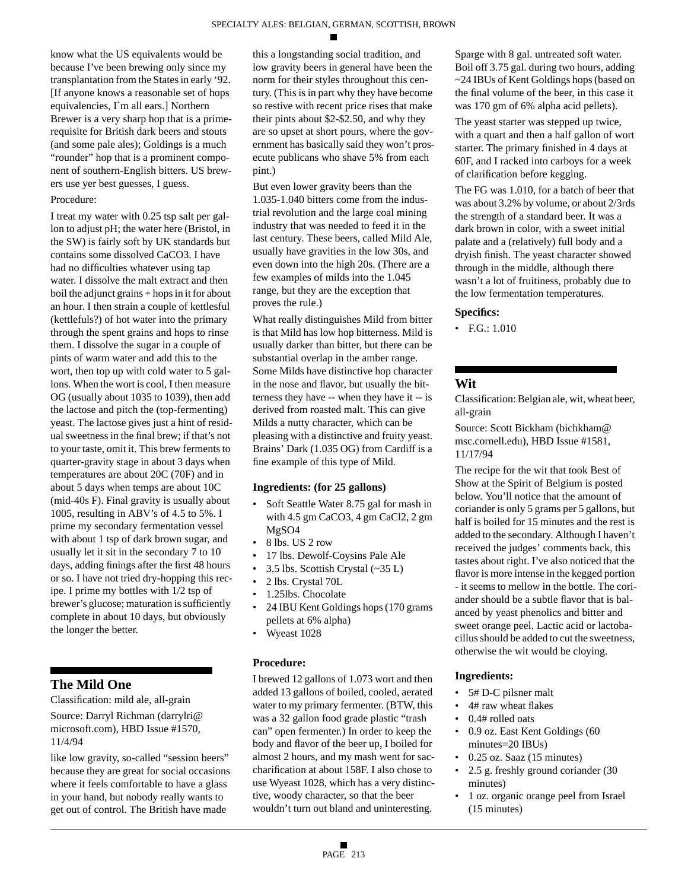know what the US equivalents would be because I've been brewing only since my transplantation from the States in early '92. [If anyone knows a reasonable set of hops equivalencies, I`m all ears.] Northern Brewer is a very sharp hop that is a prime-requisite for British dark beers and stouts (and some pale ales); Goldings is a much "rounder" hop that is a prominent component of southern-English bitters. US brewers use yer best guesses, I guess.

Procedure:

I treat my water with 0.25 tsp salt per gallon to adjust pH; the water here (Bristol, in the SW) is fairly soft by UK standards but contains some dissolved CaCO3. I have had no difficulties whatever using tap water. I dissolve the malt extract and then boil the adjunct grains + hops in it for about an hour. I then strain a couple of kettlesful (kettlefuls?) of hot water into the primary through the spent grains and hops to rinse them. I dissolve the sugar in a couple of pints of warm water and add this to the wort, then top up with cold water to 5 gallons. When the wort is cool, I then measure OG (usually about 1035 to 1039), then add the lactose and pitch the (top-fermenting) yeast. The lactose gives just a hint of residual sweetness in the final brew; if that's not to your taste, omit it. This brew ferments to quarter-gravity stage in about 3 days when temperatures are about 20C (70F) and in about 5 days when temps are about 10C (mid-40s F). Final gravity is usually about 1005, resulting in ABV's of 4.5 to 5%. I prime my secondary fermentation vessel with about 1 tsp of dark brown sugar, and usually let it sit in the secondary 7 to 10 days, adding finings after the first 48 hours or so. I have not tried dry-hopping this recipe. I prime my bottles with 1/2 tsp of brewer's glucose; maturation is sufficiently complete in about 10 days, but obviously the longer the better.

## The Mild One

Classification: mild ale, all-grain

Source: Darryl Richman (darrylri@microsoft.com), HBD Issue #1570, 11/4/94

like low gravity, so-called "session beers" because they are great for social occasions where it feels comfortable to have a glass in your hand, but nobody really wants to get out of control. The British have made this a longstanding social tradition, and low gravity beers in general have been the norm for their styles throughout this century. (This is in part why they have become so restive with recent price rises that make their pints about $2-$2.50, and why they are so upset at short pours, where the government has basically said they won't prosecute publicans who shave 5% from each pint.)

But even lower gravity beers than the 1.035-1.040 bitters come from the industrial revolution and the large coal mining industry that was needed to feed it in the last century. These beers, called Mild Ale, usually have gravities in the low 30s, and even down into the high 20s. (There are a few examples of milds into the 1.045 range, but they are the exception that proves the rule.)

What really distinguishes Mild from bitter is that Mild has low hop bitterness. Mild is usually darker than bitter, but there can be substantial overlap in the amber range. Some Milds have distinctive hop character in the nose and flavor, but usually the bitterness they have -- when they have it -- is derived from roasted malt. This can give Milds a nutty character, which can be pleasing with a distinctive and fruity yeast. Brains' Dark (1.035 OG) from Cardiff is a fine example of this type of Mild.

**Ingredients: (for 25 gallons)**

- Soft Seattle Water 8.75 gal for mash in with 4.5 gm CaCO3, 4 gm CaCl2, 2 gm MgSO4
- 8 lbs. US 2 row
- 17 lbs. Dewolf-Coysins Pale Ale
- 3.5 lbs. Scottish Crystal (~35 L)
- 2 lbs. Crystal 70L
- 1.25lbs. Chocolate
- 24 IBU Kent Goldings hops (170 grams pellets at 6% alpha)
- Wyeast 1028

**Procedure:**

I brewed 12 gallons of 1.073 wort and then added 13 gallons of boiled, cooled, aerated water to my primary fermenter. (BTW, this was a 32 gallon food grade plastic "trash can" open fermenter.) In order to keep the body and flavor of the beer up, I boiled for almost 2 hours, and my mash went for saccharification at about 158F. I also chose to use Wyeast 1028, which has a very distinctive, woody character, so that the beer wouldn't turn out bland and uninteresting.

Sparge with 8 gal. untreated soft water. Boil off 3.75 gal. during two hours, adding ~24 IBUs of Kent Goldings hops (based on the final volume of the beer, in this case it was 170 gm of 6% alpha acid pellets).

The yeast starter was stepped up twice, with a quart and then a half gallon of wort starter. The primary finished in 4 days at 60F, and I racked into carboys for a week of clarification before kegging.

The FG was 1.010, for a batch of beer that was about 3.2% by volume, or about 2/3rds the strength of a standard beer. It was a dark brown in color, with a sweet initial palate and a (relatively) full body and a dryish finish. The yeast character showed through in the middle, although there wasn't a lot of fruitiness, probably due to the low fermentation temperatures.

**Specifics:**

- F.G.: 1.010

## Wit

Classification: Belgian ale, wit, wheat beer, all-grain

Source: Scott Bickham (bichkham@msc.cornell.edu), HBD Issue #1581, 11/17/94

The recipe for the wit that took Best of Show at the Spirit of Belgium is posted below. You'll notice that the amount of coriander is only 5 grams per 5 gallons, but half is boiled for 15 minutes and the rest is added to the secondary. Although I haven't received the judges' comments back, this tastes about right. I've also noticed that the flavor is more intense in the kegged portion - it seems to mellow in the bottle. The coriander should be a subtle flavor that is balanced by yeast phenolics and bitter and sweet orange peel. Lactic acid or lactobacillus should be added to cut the sweetness, otherwise the wit would be cloying.

**Ingredients:**

- 5# D-C pilsner malt
- 4# raw wheat flakes
- 0.4# rolled oats
- 0.9 oz. East Kent Goldings (60 minutes=20 IBUs)
- 0.25 oz. Saaz (15 minutes)
- 2.5 g. freshly ground coriander (30 minutes)
- 1 oz. organic orange peel from Israel (15 minutes)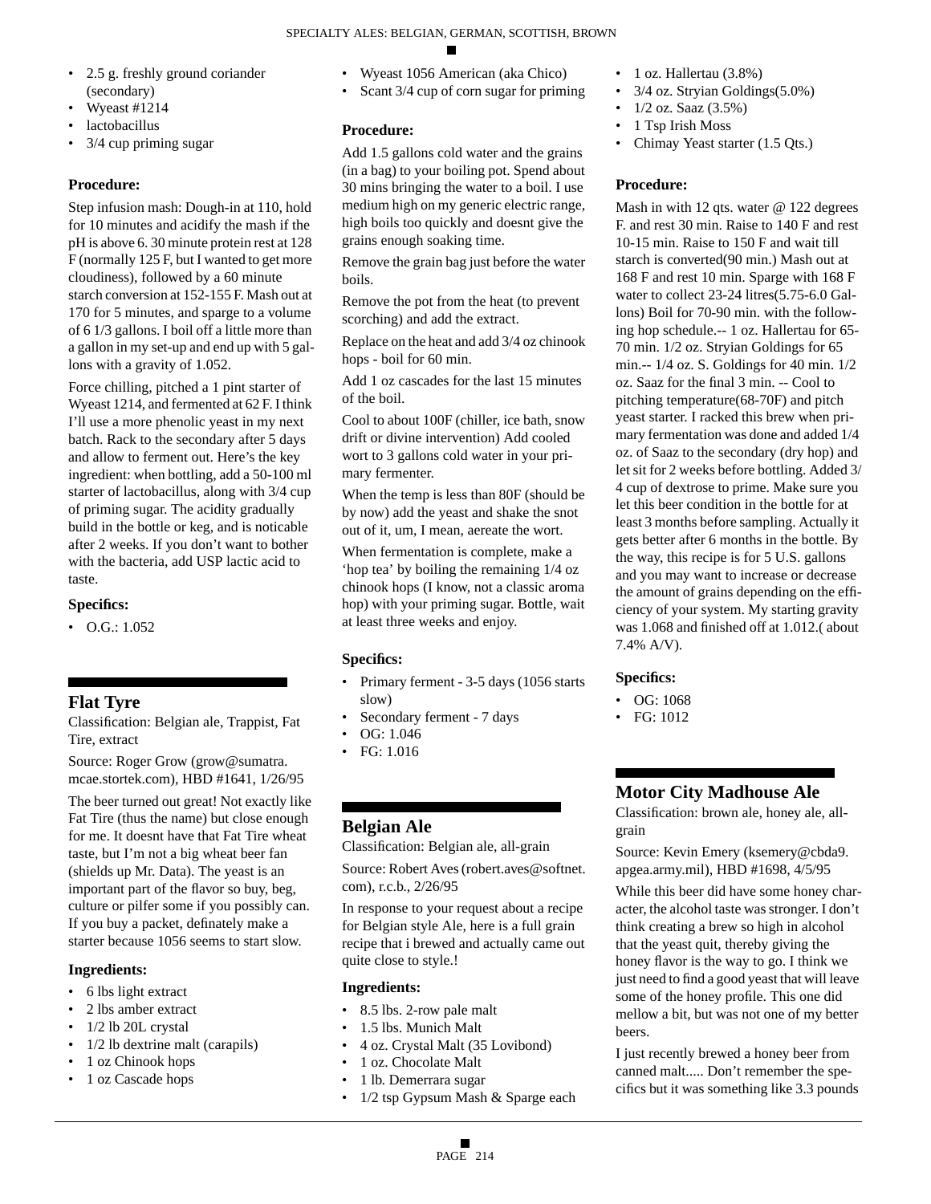- 2.5 g. freshly ground coriander (secondary)
- Wyeast #1214
- lactobacillus
- 3/4 cup priming sugar

### Procedure:

Step infusion mash: Dough-in at 110, hold for 10 minutes and acidify the mash if the pH is above 6. 30 minute protein rest at 128 F (normally 125 F, but I wanted to get more cloudiness), followed by a 60 minute starch conversion at 152-155 F. Mash out at 170 for 5 minutes, and sparge to a volume of 6 1/3 gallons. I boil off a little more than a gallon in my set-up and end up with 5 gallons with a gravity of 1.052.

Force chilling, pitched a 1 pint starter of Wyeast 1214, and fermented at 62 F. I think I'll use a more phenolic yeast in my next batch. Rack to the secondary after 5 days and allow to ferment out. Here's the key ingredient: when bottling, add a 50-100 ml starter of lactobacillus, along with 3/4 cup of priming sugar. The acidity gradually build in the bottle or keg, and is noticable after 2 weeks. If you don't want to bother with the bacteria, add USP lactic acid to taste.

### Specifics:

- O.G.: 1.052

## Flat Tyre

Classification: Belgian ale, Trappist, Fat Tire, extract

Source: Roger Grow (grow@sumatra.mcae.stortek.com), HBD #1641, 1/26/95

The beer turned out great! Not exactly like Fat Tire (thus the name) but close enough for me. It doesnt have that Fat Tire wheat taste, but I'm not a big wheat beer fan (shields up Mr. Data). The yeast is an important part of the flavor so buy, beg, culture or pilfer some if you possibly can. If you buy a packet, definately make a starter because 1056 seems to start slow.

### Ingredients:

- 6 lbs light extract
- 2 lbs amber extract
- 1/2 lb 20L crystal
- 1/2 lb dextrine malt (carapils)
- 1 oz Chinook hops
- 1 oz Cascade hops
- Wyeast 1056 American (aka Chico)
- Scant 3/4 cup of corn sugar for priming

### Procedure:

Add 1.5 gallons cold water and the grains (in a bag) to your boiling pot. Spend about 30 mins bringing the water to a boil. I use medium high on my generic electric range, high boils too quickly and doesnt give the grains enough soaking time.

Remove the grain bag just before the water boils.

Remove the pot from the heat (to prevent scorching) and add the extract.

Replace on the heat and add 3/4 oz chinook hops - boil for 60 min.

Add 1 oz cascades for the last 15 minutes of the boil.

Cool to about 100F (chiller, ice bath, snow drift or divine intervention) Add cooled wort to 3 gallons cold water in your primary fermenter.

When the temp is less than 80F (should be by now) add the yeast and shake the snot out of it, um, I mean, aereate the wort.

When fermentation is complete, make a 'hop tea' by boiling the remaining 1/4 oz chinook hops (I know, not a classic aroma hop) with your priming sugar. Bottle, wait at least three weeks and enjoy.

### Specifics:

- Primary ferment - 3-5 days (1056 starts slow)
- Secondary ferment - 7 days
- OG: 1.046
- FG: 1.016

## Belgian Ale

Classification: Belgian ale, all-grain

Source: Robert Aves (robert.aves@softnet.com), r.c.b., 2/26/95

In response to your request about a recipe for Belgian style Ale, here is a full grain recipe that i brewed and actually came out quite close to style.!

### Ingredients:

- 8.5 lbs. 2-row pale malt
- 1.5 lbs. Munich Malt
- 4 oz. Crystal Malt (35 Lovibond)
- 1 oz. Chocolate Malt
- 1 lb. Demerrara sugar
- 1/2 tsp Gypsum Mash & Sparge each
- 1 oz. Hallertau (3.8%)
- 3/4 oz. Stryian Goldings(5.0%)
- 1/2 oz. Saaz (3.5%)
- 1 Tsp Irish Moss
- Chimay Yeast starter (1.5 Qts.)

### Procedure:

Mash in with 12 qts. water @ 122 degrees F. and rest 30 min. Raise to 140 F and rest 10-15 min. Raise to 150 F and wait till starch is converted(90 min.) Mash out at 168 F and rest 10 min. Sparge with 168 F water to collect 23-24 litres(5.75-6.0 Gallons) Boil for 70-90 min. with the following hop schedule.-- 1 oz. Hallertau for 65-70 min. 1/2 oz. Stryian Goldings for 65 min.-- 1/4 oz. S. Goldings for 40 min. 1/2 oz. Saaz for the final 3 min. -- Cool to pitching temperature(68-70F) and pitch yeast starter. I racked this brew when primary fermentation was done and added 1/4 oz. of Saaz to the secondary (dry hop) and let sit for 2 weeks before bottling. Added 3/4 cup of dextrose to prime. Make sure you let this beer condition in the bottle for at least 3 months before sampling. Actually it gets better after 6 months in the bottle. By the way, this recipe is for 5 U.S. gallons and you may want to increase or decrease the amount of grains depending on the efficiency of your system. My starting gravity was 1.068 and finished off at 1.012.( about 7.4% A/V).

### Specifics:

- OG: 1068
- FG: 1012

## Motor City Madhouse Ale

Classification: brown ale, honey ale, all-grain

Source: Kevin Emery (ksemery@cbda9.apgea.army.mil), HBD #1698, 4/5/95

While this beer did have some honey character, the alcohol taste was stronger. I don't think creating a brew so high in alcohol that the yeast quit, thereby giving the honey flavor is the way to go. I think we just need to find a good yeast that will leave some of the honey profile. This one did mellow a bit, but was not one of my better beers.

I just recently brewed a honey beer from canned malt..... Don't remember the specifics but it was something like 3.3 pounds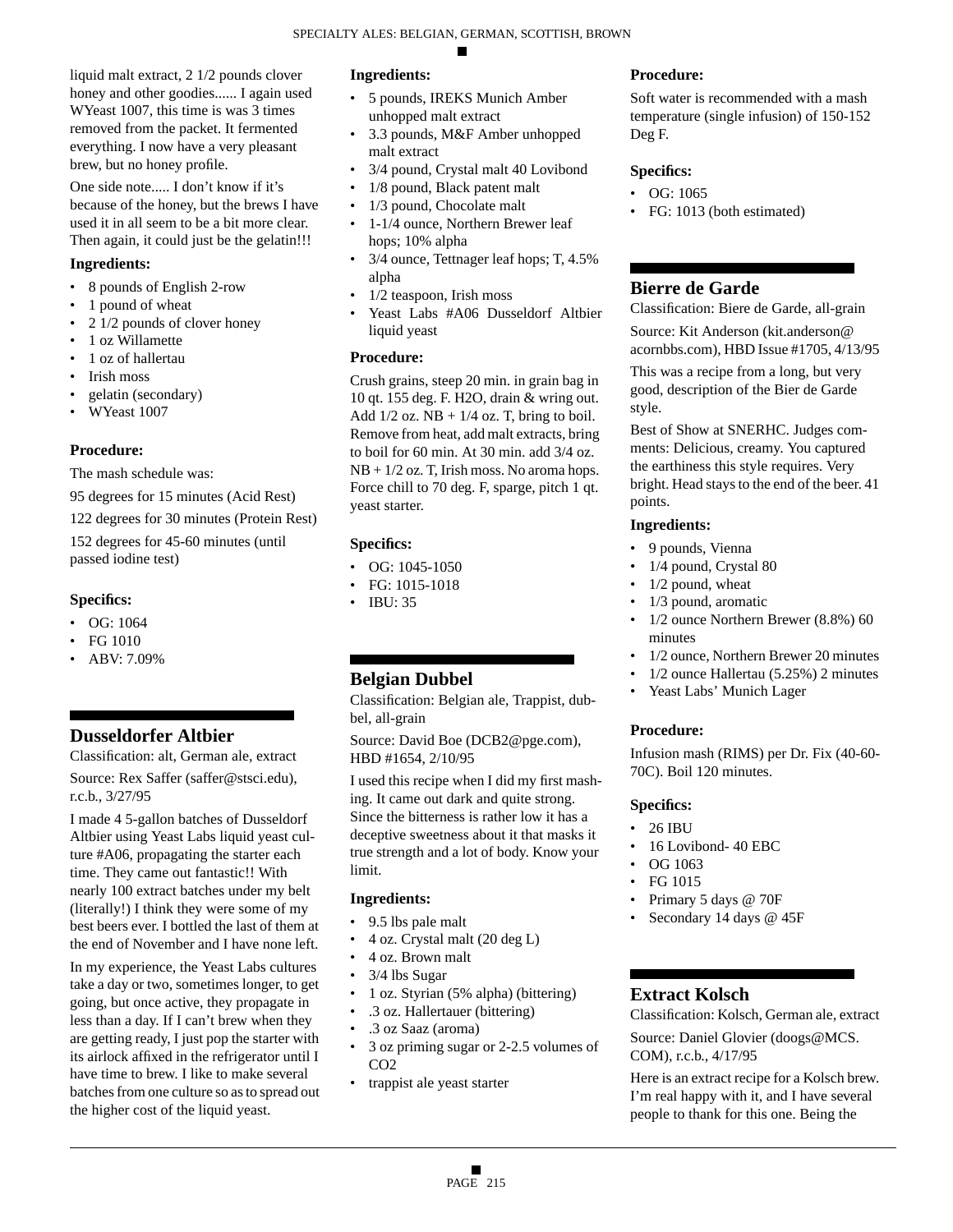liquid malt extract, 2 1/2 pounds clover honey and other goodies...... I again used WYeast 1007, this time is was 3 times removed from the packet. It fermented everything. I now have a very pleasant brew, but no honey profile.

One side note..... I don't know if it's because of the honey, but the brews I have used it in all seem to be a bit more clear. Then again, it could just be the gelatin!!!

### Ingredients:

- 8 pounds of English 2-row
- 1 pound of wheat
- 2 1/2 pounds of clover honey
- 1 oz Willamette
- 1 oz of hallertau
- Irish moss
- gelatin (secondary)
- WYeast 1007

### Procedure:

The mash schedule was:

95 degrees for 15 minutes (Acid Rest)

122 degrees for 30 minutes (Protein Rest)

152 degrees for 45-60 minutes (until passed iodine test)

### Specifics:

- OG: 1064
- FG 1010
- ABV: 7.09%

## Dusseldorfer Altbier

Classification: alt, German ale, extract

Source: Rex Saffer (saffer@stsci.edu), r.c.b., 3/27/95

I made 4 5-gallon batches of Dusseldorf Altbier using Yeast Labs liquid yeast culture #A06, propagating the starter each time. They came out fantastic!! With nearly 100 extract batches under my belt (literally!) I think they were some of my best beers ever. I bottled the last of them at the end of November and I have none left.

In my experience, the Yeast Labs cultures take a day or two, sometimes longer, to get going, but once active, they propagate in less than a day. If I can't brew when they are getting ready, I just pop the starter with its airlock affixed in the refrigerator until I have time to brew. I like to make several batches from one culture so as to spread out the higher cost of the liquid yeast.

### Ingredients:

- 5 pounds, IREKS Munich Amber unhopped malt extract
- 3.3 pounds, M&F Amber unhopped malt extract
- 3/4 pound, Crystal malt 40 Lovibond
- 1/8 pound, Black patent malt
- 1/3 pound, Chocolate malt
- 1-1/4 ounce, Northern Brewer leaf hops; 10% alpha
- 3/4 ounce, Tettnager leaf hops; T, 4.5% alpha
- 1/2 teaspoon, Irish moss
- Yeast Labs #A06 Dusseldorf Altbier liquid yeast

### Procedure:

Crush grains, steep 20 min. in grain bag in 10 qt. 155 deg. F. H2O, drain & wring out. Add 1/2 oz. NB + 1/4 oz. T, bring to boil. Remove from heat, add malt extracts, bring to boil for 60 min. At 30 min. add 3/4 oz. NB + 1/2 oz. T, Irish moss. No aroma hops. Force chill to 70 deg. F, sparge, pitch 1 qt. yeast starter.

### Specifics:

- OG: 1045-1050
- FG: 1015-1018
- IBU: 35

## Belgian Dubbel

Classification: Belgian ale, Trappist, dubbel, all-grain

Source: David Boe (DCB2@pge.com), HBD #1654, 2/10/95

I used this recipe when I did my first mashing. It came out dark and quite strong. Since the bitterness is rather low it has a deceptive sweetness about it that masks it true strength and a lot of body. Know your limit.

### Ingredients:

- 9.5 lbs pale malt
- 4 oz. Crystal malt (20 deg L)
- 4 oz. Brown malt
- 3/4 lbs Sugar
- 1 oz. Styrian (5% alpha) (bittering)
- .3 oz. Hallertauer (bittering)
- .3 oz Saaz (aroma)
- 3 oz priming sugar or 2-2.5 volumes of CO2
- trappist ale yeast starter

### Procedure:

Soft water is recommended with a mash temperature (single infusion) of 150-152 Deg F.

### Specifics:

- OG: 1065
- FG: 1013 (both estimated)

## Bierre de Garde

Classification: Biere de Garde, all-grain

Source: Kit Anderson (kit.anderson@acornbbs.com), HBD Issue #1705, 4/13/95

This was a recipe from a long, but very good, description of the Bier de Garde style.

Best of Show at SNERHC. Judges comments: Delicious, creamy. You captured the earthiness this style requires. Very bright. Head stays to the end of the beer. 41 points.

### Ingredients:

- 9 pounds, Vienna
- 1/4 pound, Crystal 80
- 1/2 pound, wheat
- 1/3 pound, aromatic
- 1/2 ounce Northern Brewer (8.8%) 60 minutes
- 1/2 ounce, Northern Brewer 20 minutes
- 1/2 ounce Hallertau (5.25%) 2 minutes
- Yeast Labs' Munich Lager

### Procedure:

Infusion mash (RIMS) per Dr. Fix (40-60-70C). Boil 120 minutes.

### Specifics:

- 26 IBU
- 16 Lovibond- 40 EBC
- OG 1063
- FG 1015
- Primary 5 days @ 70F
- Secondary 14 days @ 45F

## Extract Kolsch

Classification: Kolsch, German ale, extract

Source: Daniel Glovier (doogs@MCS.COM), r.c.b., 4/17/95

Here is an extract recipe for a Kolsch brew. I'm real happy with it, and I have several people to thank for this one. Being the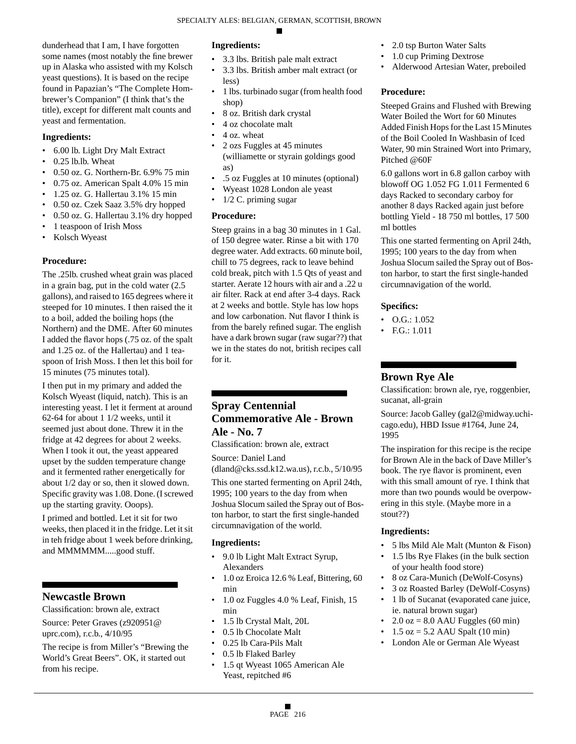dunderhead that I am, I have forgotten some names (most notably the fine brewer up in Alaska who assisted with my Kolsch yeast questions). It is based on the recipe found in Papazian's "The Complete Hombrewer's Companion" (I think that's the title), except for different malt counts and yeast and fermentation.

### Ingredients:

- 6.00 lb. Light Dry Malt Extract
- 0.25 lb.lb. Wheat
- 0.50 oz. G. Northern-Br. 6.9% 75 min
- 0.75 oz. American Spalt 4.0% 15 min
- 1.25 oz. G. Hallertau 3.1% 15 min
- 0.50 oz. Czek Saaz 3.5% dry hopped
- 0.50 oz. G. Hallertau 3.1% dry hopped
- 1 teaspoon of Irish Moss
- Kolsch Wyeast

### Procedure:

The .25lb. crushed wheat grain was placed in a grain bag, put in the cold water (2.5 gallons), and raised to 165 degrees where it steeped for 10 minutes. I then raised the it to a boil, added the boiling hops (the Northern) and the DME. After 60 minutes I added the flavor hops (.75 oz. of the spalt and 1.25 oz. of the Hallertau) and 1 teaspoon of Irish Moss. I then let this boil for 15 minutes (75 minutes total).

I then put in my primary and added the Kolsch Wyeast (liquid, natch). This is an interesting yeast. I let it ferment at around 62-64 for about 1 1/2 weeks, until it seemed just about done. Threw it in the fridge at 42 degrees for about 2 weeks. When I took it out, the yeast appeared upset by the sudden temperature change and it fermented rather energetically for about 1/2 day or so, then it slowed down. Specific gravity was 1.08. Done. (I screwed up the starting gravity. Ooops).

I primed and bottled. Let it sit for two weeks, then placed it in the fridge. Let it sit in teh fridge about 1 week before drinking, and MMMMMM.....good stuff.

## Newcastle Brown

Classification: brown ale, extract

Source: Peter Graves (z920951@uprc.com), r.c.b., 4/10/95

The recipe is from Miller's "Brewing the World's Great Beers". OK, it started out from his recipe.

### Ingredients:

- 3.3 lbs. British pale malt extract
- 3.3 lbs. British amber malt extract (or less)
- 1 lbs. turbinado sugar (from health food shop)
- 8 oz. British dark crystal
- 4 oz chocolate malt
- 4 oz. wheat
- 2 ozs Fuggles at 45 minutes (williamette or styrain goldings good as)
- .5 oz Fuggles at 10 minutes (optional)
- Wyeast 1028 London ale yeast
- 1/2 C. priming sugar

### Procedure:

Steep grains in a bag 30 minutes in 1 Gal. of 150 degree water. Rinse a bit with 170 degree water. Add extracts. 60 minute boil, chill to 75 degrees, rack to leave behind cold break, pitch with 1.5 Qts of yeast and starter. Aerate 12 hours with air and a .22 u air filter. Rack at end after 3-4 days. Rack at 2 weeks and bottle. Style has low hops and low carbonation. Nut flavor I think is from the barely refined sugar. The english have a dark brown sugar (raw sugar??) that we in the states do not, british recipes call for it.

## Spray Centennial Commemorative Ale - Brown Ale - No. 7

Classification: brown ale, extract

Source: Daniel Land (dland@cks.ssd.k12.wa.us), r.c.b., 5/10/95

This one started fermenting on April 24th, 1995; 100 years to the day from when Joshua Slocum sailed the Spray out of Boston harbor, to start the first single-handed circumnavigation of the world.

### Ingredients:

- 9.0 lb Light Malt Extract Syrup, Alexanders
- 1.0 oz Eroica 12.6 % Leaf, Bittering, 60 min
- 1.0 oz Fuggles 4.0 % Leaf, Finish, 15 min
- 1.5 lb Crystal Malt, 20L
- 0.5 lb Chocolate Malt
- 0.25 lb Cara-Pils Malt
- 0.5 lb Flaked Barley
- 1.5 qt Wyeast 1065 American Ale Yeast, repitched #6
- 2.0 tsp Burton Water Salts
- 1.0 cup Priming Dextrose
- Alderwood Artesian Water, preboiled

### Procedure:

Steeped Grains and Flushed with Brewing Water Boiled the Wort for 60 Minutes Added Finish Hops for the Last 15 Minutes of the Boil Cooled In Washbasin of Iced Water, 90 min Strained Wort into Primary, Pitched @60F

6.0 gallons wort in 6.8 gallon carboy with blowoff OG 1.052 FG 1.011 Fermented 6 days Racked to secondary carboy for another 8 days Racked again just before bottling Yield - 18 750 ml bottles, 17 500 ml bottles

This one started fermenting on April 24th, 1995; 100 years to the day from when Joshua Slocum sailed the Spray out of Boston harbor, to start the first single-handed circumnavigation of the world.

### Specifics:

- O.G.: 1.052
- F.G.: 1.011

## Brown Rye Ale

Classification: brown ale, rye, roggenbier, sucanat, all-grain

Source: Jacob Galley (gal2@midway.uchicago.edu), HBD Issue #1764, June 24, 1995

The inspiration for this recipe is the recipe for Brown Ale in the back of Dave Miller's book. The rye flavor is prominent, even with this small amount of rye. I think that more than two pounds would be overpowering in this style. (Maybe more in a stout??)

### Ingredients:

- 5 lbs Mild Ale Malt (Munton & Fison)
- 1.5 lbs Rye Flakes (in the bulk section of your health food store)
- 8 oz Cara-Munich (DeWolf-Cosyns)
- 3 oz Roasted Barley (DeWolf-Cosyns)
- 1 lb of Sucanat (evaporated cane juice, ie. natural brown sugar)
- 2.0 oz = 8.0 AAU Fuggles (60 min)
- 1.5 oz = 5.2 AAU Spalt (10 min)
- London Ale or German Ale Wyeast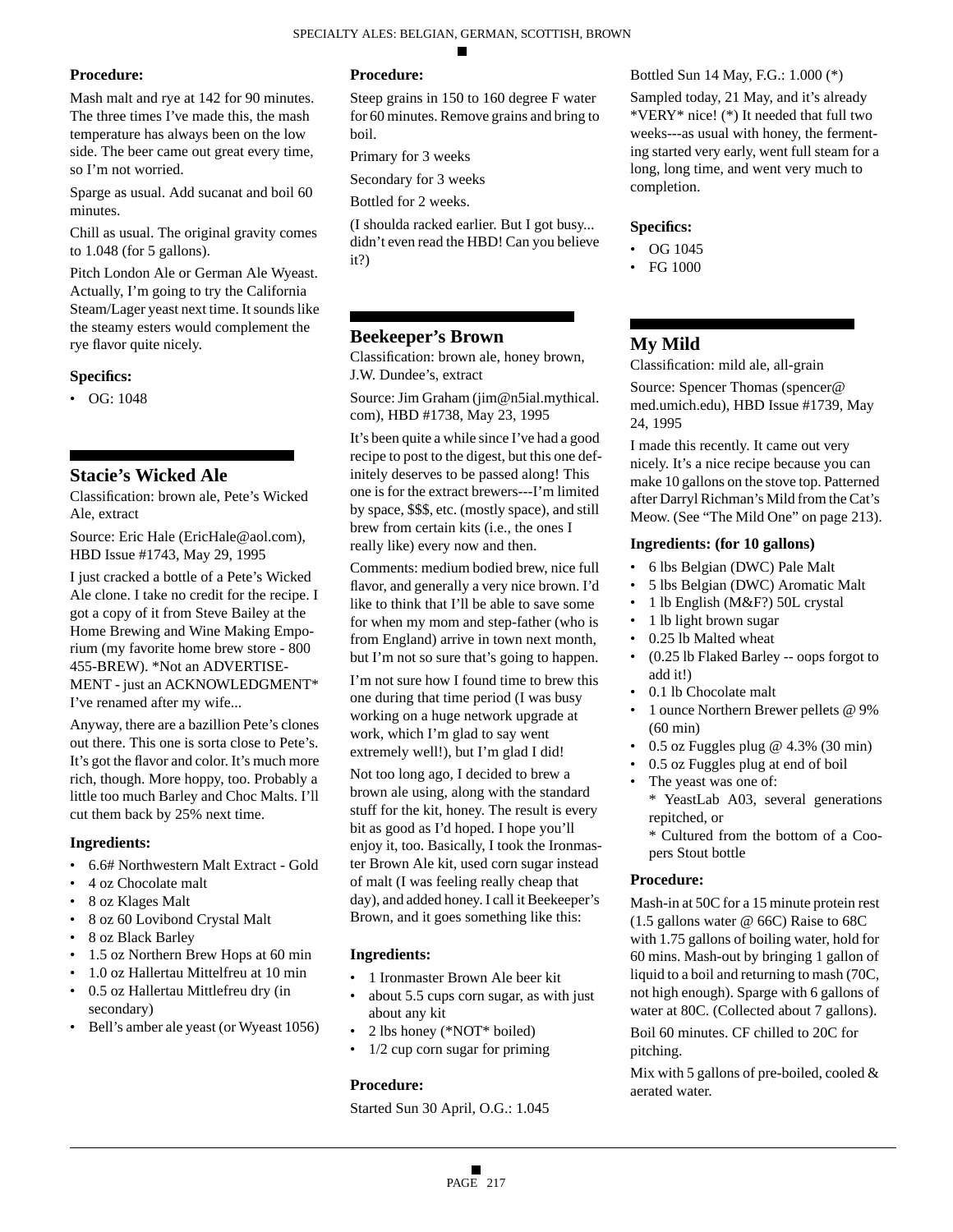**Procedure:**

Mash malt and rye at 142 for 90 minutes. The three times I've made this, the mash temperature has always been on the low side. The beer came out great every time, so I'm not worried.

Sparge as usual. Add sucanat and boil 60 minutes.

Chill as usual. The original gravity comes to 1.048 (for 5 gallons).

Pitch London Ale or German Ale Wyeast. Actually, I'm going to try the California Steam/Lager yeast next time. It sounds like the steamy esters would complement the rye flavor quite nicely.

**Specifics:**

- OG: 1048

## Stacie's Wicked Ale

Classification: brown ale, Pete's Wicked Ale, extract

Source: Eric Hale (EricHale@aol.com), HBD Issue #1743, May 29, 1995

I just cracked a bottle of a Pete's Wicked Ale clone. I take no credit for the recipe. I got a copy of it from Steve Bailey at the Home Brewing and Wine Making Emporium (my favorite home brew store - 800 455-BREW). *Not an ADVERTISEMENT - just an ACKNOWLEDGMENT* I've renamed after my wife...

Anyway, there are a bazillion Pete's clones out there. This one is sorta close to Pete's. It's got the flavor and color. It's much more rich, though. More hoppy, too. Probably a little too much Barley and Choc Malts. I'll cut them back by 25% next time.

**Ingredients:**

- 6.6# Northwestern Malt Extract - Gold
- 4 oz Chocolate malt
- 8 oz Klages Malt
- 8 oz 60 Lovibond Crystal Malt
- 8 oz Black Barley
- 1.5 oz Northern Brew Hops at 60 min
- 1.0 oz Hallertau Mittelfreu at 10 min
- 0.5 oz Hallertau Mittlefreu dry (in secondary)
- Bell's amber ale yeast (or Wyeast 1056)

**Procedure:**

Steep grains in 150 to 160 degree F water for 60 minutes. Remove grains and bring to boil.

Primary for 3 weeks

Secondary for 3 weeks

Bottled for 2 weeks.

(I shoulda racked earlier. But I got busy... didn't even read the HBD! Can you believe it?)

## Beekeeper's Brown

Classification: brown ale, honey brown, J.W. Dundee's, extract

Source: Jim Graham (jim@n5ial.mythical.com), HBD #1738, May 23, 1995

It's been quite a while since I've had a good recipe to post to the digest, but this one definitely deserves to be passed along! This one is for the extract brewers---I'm limited by space, $$$, etc. (mostly space), and still brew from certain kits (i.e., the ones I really like) every now and then.

Comments: medium bodied brew, nice full flavor, and generally a very nice brown. I'd like to think that I'll be able to save some for when my mom and step-father (who is from England) arrive in town next month, but I'm not so sure that's going to happen.

I'm not sure how I found time to brew this one during that time period (I was busy working on a huge network upgrade at work, which I'm glad to say went extremely well!), but I'm glad I did!

Not too long ago, I decided to brew a brown ale using, along with the standard stuff for the kit, honey. The result is every bit as good as I'd hoped. I hope you'll enjoy it, too. Basically, I took the Ironmaster Brown Ale kit, used corn sugar instead of malt (I was feeling really cheap that day), and added honey. I call it Beekeeper's Brown, and it goes something like this:

**Ingredients:**

- 1 Ironmaster Brown Ale beer kit
- about 5.5 cups corn sugar, as with just about any kit
- 2 lbs honey (*NOT* boiled)
- 1/2 cup corn sugar for priming

**Procedure:**

Started Sun 30 April, O.G.: 1.045

Bottled Sun 14 May, F.G.: 1.000 (*)

Sampled today, 21 May, and it's already *VERY* nice! (*) It needed that full two weeks---as usual with honey, the fermenting started very early, went full steam for a long, long time, and went very much to completion.

**Specifics:**

- OG 1045
- FG 1000

## My Mild

Classification: mild ale, all-grain

Source: Spencer Thomas (spencer@med.umich.edu), HBD Issue #1739, May 24, 1995

I made this recently. It came out very nicely. It's a nice recipe because you can make 10 gallons on the stove top. Patterned after Darryl Richman's Mild from the Cat's Meow. (See "The Mild One" on page 213).

**Ingredients: (for 10 gallons)**

- 6 lbs Belgian (DWC) Pale Malt
- 5 lbs Belgian (DWC) Aromatic Malt
- 1 lb English (M&F?) 50L crystal
- 1 lb light brown sugar
- 0.25 lb Malted wheat
- (0.25 lb Flaked Barley -- oops forgot to add it!)
- 0.1 lb Chocolate malt
- 1 ounce Northern Brewer pellets @ 9% (60 min)
- 0.5 oz Fuggles plug @ 4.3% (30 min)
- 0.5 oz Fuggles plug at end of boil
- The yeast was one of:
  * YeastLab A03, several generations repitched, or
  * Cultured from the bottom of a Coopers Stout bottle

**Procedure:**

Mash-in at 50C for a 15 minute protein rest (1.5 gallons water @ 66C) Raise to 68C with 1.75 gallons of boiling water, hold for 60 mins. Mash-out by bringing 1 gallon of liquid to a boil and returning to mash (70C, not high enough). Sparge with 6 gallons of water at 80C. (Collected about 7 gallons).

Boil 60 minutes. CF chilled to 20C for pitching.

Mix with 5 gallons of pre-boiled, cooled & aerated water.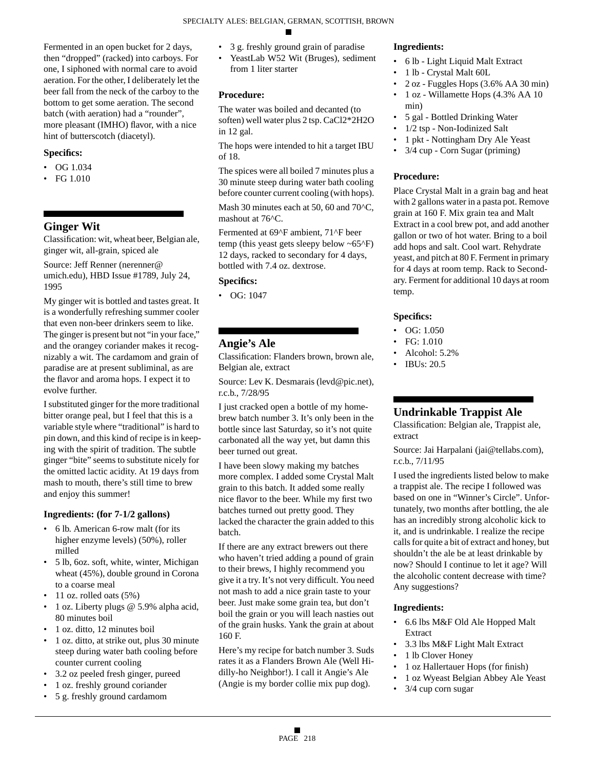Fermented in an open bucket for 2 days, then "dropped" (racked) into carboys. For one, I siphoned with normal care to avoid aeration. For the other, I deliberately let the beer fall from the neck of the carboy to the bottom to get some aeration. The second batch (with aeration) had a "rounder", more pleasant (IMHO) flavor, with a nice hint of butterscotch (diacetyl).

### Specifics:

- OG 1.034
- FG 1.010

## Ginger Wit

Classification: wit, wheat beer, Belgian ale, ginger wit, all-grain, spiced ale

Source: Jeff Renner (nerenner@umich.edu), HBD Issue #1789, July 24, 1995

My ginger wit is bottled and tastes great. It is a wonderfully refreshing summer cooler that even non-beer drinkers seem to like. The ginger is present but not "in your face," and the orangey coriander makes it recognizably a wit. The cardamom and grain of paradise are at present subliminal, as are the flavor and aroma hops. I expect it to evolve further.

I substituted ginger for the more traditional bitter orange peal, but I feel that this is a variable style where "traditional" is hard to pin down, and this kind of recipe is in keeping with the spirit of tradition. The subtle ginger "bite" seems to substitute nicely for the omitted lactic acidity. At 19 days from mash to mouth, there's still time to brew and enjoy this summer!

### Ingredients: (for 7-1/2 gallons)

- 6 lb. American 6-row malt (for its higher enzyme levels) (50%), roller milled
- 5 lb, 6oz. soft, white, winter, Michigan wheat (45%), double ground in Corona to a coarse meal
- 11 oz. rolled oats (5%)
- 1 oz. Liberty plugs @ 5.9% alpha acid, 80 minutes boil
- 1 oz. ditto, 12 minutes boil
- 1 oz. ditto, at strike out, plus 30 minute steep during water bath cooling before counter current cooling
- 3.2 oz peeled fresh ginger, pureed
- 1 oz. freshly ground coriander
- 5 g. freshly ground cardamom
- 3 g. freshly ground grain of paradise
- YeastLab W52 Wit (Bruges), sediment from 1 liter starter

### Procedure:

The water was boiled and decanted (to soften) well water plus 2 tsp. $CaCl_2*2H_2O$ in 12 gal.

The hops were intended to hit a target IBU of 18.

The spices were all boiled 7 minutes plus a 30 minute steep during water bath cooling before counter current cooling (with hops).

Mash 30 minutes each at 50, 60 and 70^C, mashout at 76^C.

Fermented at 69^F ambient, 71^F beer temp (this yeast gets sleepy below ~65^F) 12 days, racked to secondary for 4 days, bottled with 7.4 oz. dextrose.

### Specifics:

- OG: 1047

## Angie's Ale

Classification: Flanders brown, brown ale, Belgian ale, extract

Source: Lev K. Desmarais (levd@pic.net), r.c.b., 7/28/95

I just cracked open a bottle of my homebrew batch number 3. It's only been in the bottle since last Saturday, so it's not quite carbonated all the way yet, but damn this beer turned out great.

I have been slowy making my batches more complex. I added some Crystal Malt grain to this batch. It added some really nice flavor to the beer. While my first two batches turned out pretty good. They lacked the character the grain added to this batch.

If there are any extract brewers out there who haven't tried adding a pound of grain to their brews, I highly recommend you give it a try. It's not very difficult. You need not mash to add a nice grain taste to your beer. Just make some grain tea, but don't boil the grain or you will leach nasties out of the grain husks. Yank the grain at about 160 F.

Here's my recipe for batch number 3. Suds rates it as a Flanders Brown Ale (Well Hi-dilly-ho Neighbor!). I call it Angie's Ale (Angie is my border collie mix pup dog).

### Ingredients:

- 6 lb - Light Liquid Malt Extract
- 1 lb - Crystal Malt 60L
- 2 oz - Fuggles Hops (3.6% AA 30 min)
- 1 oz - Willamette Hops (4.3% AA 10 min)
- 5 gal - Bottled Drinking Water
- 1/2 tsp - Non-Iodinized Salt
- 1 pkt - Nottingham Dry Ale Yeast
- 3/4 cup - Corn Sugar (priming)

### Procedure:

Place Crystal Malt in a grain bag and heat with 2 gallons water in a pasta pot. Remove grain at 160 F. Mix grain tea and Malt Extract in a cool brew pot, and add another gallon or two of hot water. Bring to a boil add hops and salt. Cool wart. Rehydrate yeast, and pitch at 80 F. Ferment in primary for 4 days at room temp. Rack to Secondary. Ferment for additional 10 days at room temp.

### Specifics:

- OG: 1.050
- FG: 1.010
- Alcohol: 5.2%
- IBUs: 20.5

## Undrinkable Trappist Ale

Classification: Belgian ale, Trappist ale, extract

Source: Jai Harpalani (jai@tellabs.com), r.c.b., 7/11/95

I used the ingredients listed below to make a trappist ale. The recipe I followed was based on one in "Winner's Circle". Unfortunately, two months after bottling, the ale has an incredibly strong alcoholic kick to it, and is undrinkable. I realize the recipe calls for quite a bit of extract and honey, but shouldn't the ale be at least drinkable by now? Should I continue to let it age? Will the alcoholic content decrease with time? Any suggestions?

### Ingredients:

- 6.6 lbs M&F Old Ale Hopped Malt Extract
- 3.3 lbs M&F Light Malt Extract
- 1 lb Clover Honey
- 1 oz Hallertauer Hops (for finish)
- 1 oz Wyeast Belgian Abbey Ale Yeast
- 3/4 cup corn sugar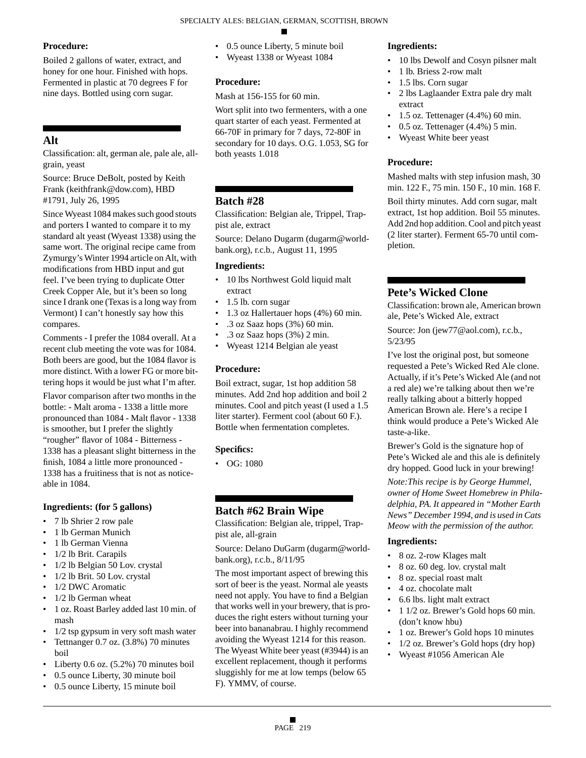**Procedure:**

Boiled 2 gallons of water, extract, and honey for one hour. Finished with hops. Fermented in plastic at 70 degrees F for nine days. Bottled using corn sugar.

## Alt

Classification: alt, german ale, pale ale, all-grain, yeast

Source: Bruce DeBolt, posted by Keith Frank (keithfrank@dow.com), HBD #1791, July 26, 1995

Since Wyeast 1084 makes such good stouts and porters I wanted to compare it to my standard alt yeast (Wyeast 1338) using the same wort. The original recipe came from Zymurgy's Winter 1994 article on Alt, with modifications from HBD input and gut feel. I've been trying to duplicate Otter Creek Copper Ale, but it's been so long since I drank one (Texas is a long way from Vermont) I can't honestly say how this compares.

Comments - I prefer the 1084 overall. At a recent club meeting the vote was for 1084. Both beers are good, but the 1084 flavor is more distinct. With a lower FG or more bittering hops it would be just what I'm after.

Flavor comparison after two months in the bottle: - Malt aroma - 1338 a little more pronounced than 1084 - Malt flavor - 1338 is smoother, but I prefer the slightly "rougher" flavor of 1084 - Bitterness - 1338 has a pleasant slight bitterness in the finish, 1084 a little more pronounced - 1338 has a fruitiness that is not as noticeable in 1084.

**Ingredients: (for 5 gallons)**

- 7 lb Shrier 2 row pale
- 1 lb German Munich
- 1 lb German Vienna
- 1/2 lb Brit. Carapils
- 1/2 lb Belgian 50 Lov. crystal
- 1/2 lb Brit. 50 Lov. crystal
- 1/2 DWC Aromatic
- 1/2 lb German wheat
- 1 oz. Roast Barley added last 10 min. of mash
- 1/2 tsp gypsum in very soft mash water
- Tettnanger 0.7 oz. (3.8%) 70 minutes boil
- Liberty 0.6 oz. (5.2%) 70 minutes boil
- 0.5 ounce Liberty, 30 minute boil
- 0.5 ounce Liberty, 15 minute boil
- 0.5 ounce Liberty, 5 minute boil
- Wyeast 1338 or Wyeast 1084

**Procedure:**

Mash at 156-155 for 60 min.

Wort split into two fermenters, with a one quart starter of each yeast. Fermented at 66-70F in primary for 7 days, 72-80F in secondary for 10 days. O.G. 1.053, SG for both yeasts 1.018

## Batch #28

Classification: Belgian ale, Trippel, Trappist ale, extract

Source: Delano Dugarm (dugarm@worldbank.org), r.c.b., August 11, 1995

**Ingredients:**

- 10 lbs Northwest Gold liquid malt extract
- 1.5 lb. corn sugar
- 1.3 oz Hallertauer hops (4%) 60 min.
- .3 oz Saaz hops (3%) 60 min.
- .3 oz Saaz hops (3%) 2 min.
- Wyeast 1214 Belgian ale yeast

**Procedure:**

Boil extract, sugar, 1st hop addition 58 minutes. Add 2nd hop addition and boil 2 minutes. Cool and pitch yeast (I used a 1.5 liter starter). Ferment cool (about 60 F.). Bottle when fermentation completes.

**Specifics:**

- OG: 1080

## Batch #62 Brain Wipe

Classification: Belgian ale, trippel, Trappist ale, all-grain

Source: Delano DuGarm (dugarm@worldbank.org), r.c.b., 8/11/95

The most important aspect of brewing this sort of beer is the yeast. Normal ale yeasts need not apply. You have to find a Belgian that works well in your brewery, that is produces the right esters without turning your beer into bananabrau. I highly recommend avoiding the Wyeast 1214 for this reason. The Wyeast White beer yeast (#3944) is an excellent replacement, though it performs sluggishly for me at low temps (below 65 F). YMMV, of course.

**Ingredients:**

- 10 lbs Dewolf and Cosyn pilsner malt
- 1 lb. Briess 2-row malt
- 1.5 lbs. Corn sugar
- 2 lbs Laglaander Extra pale dry malt extract
- 1.5 oz. Tettenager (4.4%) 60 min.
- 0.5 oz. Tettenager (4.4%) 5 min.
- Wyeast White beer yeast

**Procedure:**

Mashed malts with step infusion mash, 30 min. 122 F., 75 min. 150 F., 10 min. 168 F.

Boil thirty minutes. Add corn sugar, malt extract, 1st hop addition. Boil 55 minutes. Add 2nd hop addition. Cool and pitch yeast (2 liter starter). Ferment 65-70 until completion.

## Pete's Wicked Clone

Classification: brown ale, American brown ale, Pete's Wicked Ale, extract

Source: Jon (jew77@aol.com), r.c.b., 5/23/95

I've lost the original post, but someone requested a Pete's Wicked Red Ale clone. Actually, if it's Pete's Wicked Ale (and not a red ale) we're talking about then we're really talking about a bitterly hopped American Brown ale. Here's a recipe I think would produce a Pete's Wicked Ale taste-a-like.

Brewer's Gold is the signature hop of Pete's Wicked ale and this ale is definitely dry hopped. Good luck in your brewing!

*Note:This recipe is by George Hummel, owner of Home Sweet Homebrew in Philadelphia, PA. It appeared in "Mother Earth News" December 1994, and is used in Cats Meow with the permission of the author.*

**Ingredients:**

- 8 oz. 2-row Klages malt
- 8 oz. 60 deg. lov. crystal malt
- 8 oz. special roast malt
- 4 oz. chocolate malt
- 6.6 lbs. light malt extract
- 1 1/2 oz. Brewer's Gold hops 60 min. (don't know hbu)
- 1 oz. Brewer's Gold hops 10 minutes
- 1/2 oz. Brewer's Gold hops (dry hop)
- Wyeast #1056 American Ale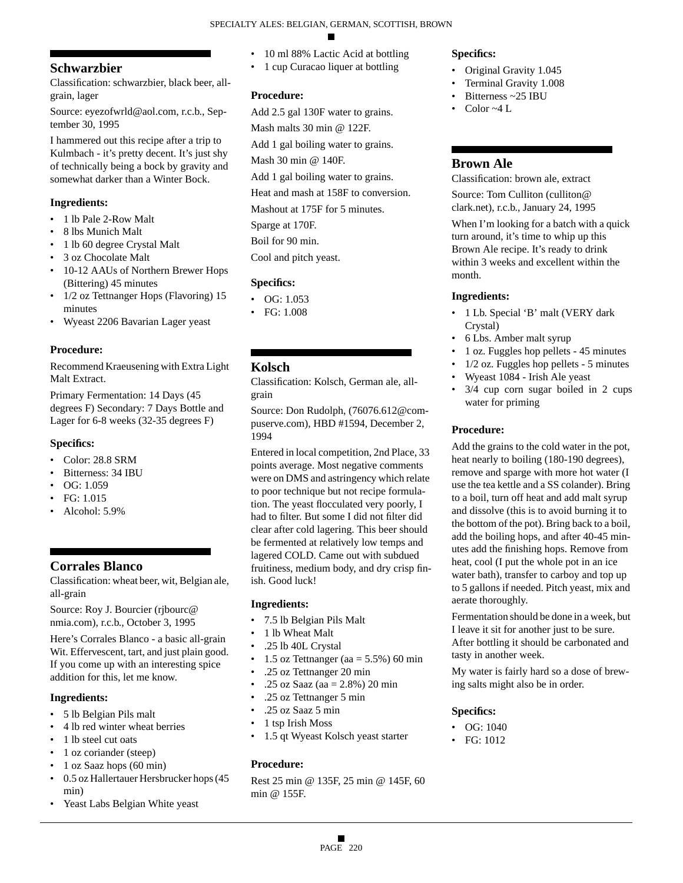## Schwarzbier

Classification: schwarzbier, black beer, all-grain, lager

Source: eyezofwrld@aol.com, r.c.b., September 30, 1995

I hammered out this recipe after a trip to Kulmbach - it's pretty decent. It's just shy of technically being a bock by gravity and somewhat darker than a Winter Bock.

### Ingredients:

- 1 lb Pale 2-Row Malt
- 8 lbs Munich Malt
- 1 lb 60 degree Crystal Malt
- 3 oz Chocolate Malt
- 10-12 AAUs of Northern Brewer Hops (Bittering) 45 minutes
- 1/2 oz Tettnanger Hops (Flavoring) 15 minutes
- Wyeast 2206 Bavarian Lager yeast

### Procedure:

Recommend Kraeusening with Extra Light Malt Extract.

Primary Fermentation: 14 Days (45 degrees F) Secondary: 7 Days Bottle and Lager for 6-8 weeks (32-35 degrees F)

### Specifics:

- Color: 28.8 SRM
- Bitterness: 34 IBU
- OG: 1.059
- FG: 1.015
- Alcohol: 5.9%

## Corrales Blanco

Classification: wheat beer, wit, Belgian ale, all-grain

Source: Roy J. Bourcier (rjbourc@nmia.com), r.c.b., October 3, 1995

Here's Corrales Blanco - a basic all-grain Wit. Effervescent, tart, and just plain good. If you come up with an interesting spice addition for this, let me know.

### Ingredients:

- 5 lb Belgian Pils malt
- 4 lb red winter wheat berries
- 1 lb steel cut oats
- 1 oz coriander (steep)
- 1 oz Saaz hops (60 min)
- 0.5 oz Hallertauer Hersbrucker hops (45 min)
- Yeast Labs Belgian White yeast
- 10 ml 88% Lactic Acid at bottling
- 1 cup Curacao liquer at bottling

### Procedure:

Add 2.5 gal 130F water to grains.

Mash malts 30 min @ 122F.

Add 1 gal boiling water to grains.

Mash 30 min @ 140F.

Add 1 gal boiling water to grains.

Heat and mash at 158F to conversion.

Mashout at 175F for 5 minutes.

Sparge at 170F.

Boil for 90 min.

Cool and pitch yeast.

### Specifics:

- OG: 1.053
- FG: 1.008

## Kolsch

Classification: Kolsch, German ale, all-grain

Source: Don Rudolph, (76076.612@compuserve.com), HBD #1594, December 2, 1994

Entered in local competition, 2nd Place, 33 points average. Most negative comments were on DMS and astringency which relate to poor technique but not recipe formulation. The yeast flocculated very poorly, I had to filter. But some I did not filter did clear after cold lagering. This beer should be fermented at relatively low temps and lagered COLD. Came out with subdued fruitiness, medium body, and dry crisp finish. Good luck!

### Ingredients:

- 7.5 lb Belgian Pils Malt
- 1 lb Wheat Malt
- .25 lb 40L Crystal
- 1.5 oz Tettnanger (aa = 5.5%) 60 min
- .25 oz Tettnanger 20 min
- .25 oz Saaz (aa = 2.8%) 20 min
- .25 oz Tettnanger 5 min
- .25 oz Saaz 5 min
- 1 tsp Irish Moss
- 1.5 qt Wyeast Kolsch yeast starter

### Procedure:

Rest 25 min @ 135F, 25 min @ 145F, 60 min @ 155F.

### Specifics:

- Original Gravity 1.045
- Terminal Gravity 1.008
- Bitterness ~25 IBU
- Color ~4 L

## Brown Ale

Classification: brown ale, extract

Source: Tom Culliton (culliton@clark.net), r.c.b., January 24, 1995

When I'm looking for a batch with a quick turn around, it's time to whip up this Brown Ale recipe. It's ready to drink within 3 weeks and excellent within the month.

### Ingredients:

- 1 Lb. Special 'B' malt (VERY dark Crystal)
- 6 Lbs. Amber malt syrup
- 1 oz. Fuggles hop pellets - 45 minutes
- 1/2 oz. Fuggles hop pellets - 5 minutes
- Wyeast 1084 - Irish Ale yeast
- 3/4 cup corn sugar boiled in 2 cups water for priming

### Procedure:

Add the grains to the cold water in the pot, heat nearly to boiling (180-190 degrees), remove and sparge with more hot water (I use the tea kettle and a SS colander). Bring to a boil, turn off heat and add malt syrup and dissolve (this is to avoid burning it to the bottom of the pot). Bring back to a boil, add the boiling hops, and after 40-45 minutes add the finishing hops. Remove from heat, cool (I put the whole pot in an ice water bath), transfer to carboy and top up to 5 gallons if needed. Pitch yeast, mix and aerate thoroughly.

Fermentation should be done in a week, but I leave it sit for another just to be sure. After bottling it should be carbonated and tasty in another week.

My water is fairly hard so a dose of brewing salts might also be in order.

### Specifics:

- OG: 1040
- FG: 1012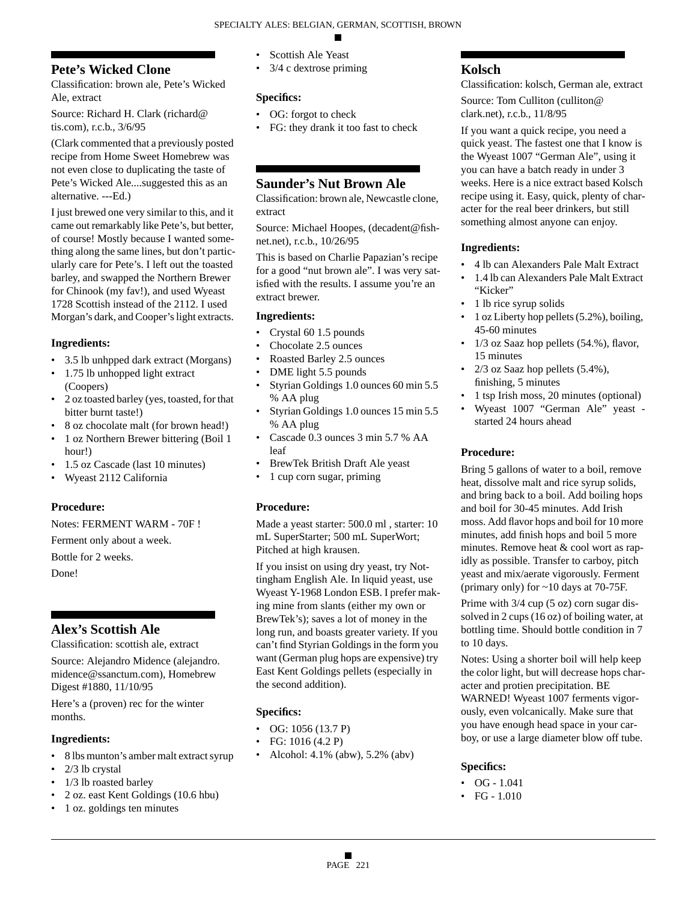## Pete's Wicked Clone

Classification: brown ale, Pete's Wicked Ale, extract

Source: Richard H. Clark (richard@tis.com), r.c.b., 3/6/95

(Clark commented that a previously posted recipe from Home Sweet Homebrew was not even close to duplicating the taste of Pete's Wicked Ale....suggested this as an alternative. ---Ed.)

I just brewed one very similar to this, and it came out remarkably like Pete's, but better, of course! Mostly because I wanted something along the same lines, but don't particularly care for Pete's. I left out the toasted barley, and swapped the Northern Brewer for Chinook (my fav!), and used Wyeast 1728 Scottish instead of the 2112. I used Morgan's dark, and Cooper's light extracts.

### Ingredients:

- 3.5 lb unhpped dark extract (Morgans)
- 1.75 lb unhopped light extract (Coopers)
- 2 oz toasted barley (yes, toasted, for that bitter burnt taste!)
- 8 oz chocolate malt (for brown head!)
- 1 oz Northern Brewer bittering (Boil 1 hour!)
- 1.5 oz Cascade (last 10 minutes)
- Wyeast 2112 California

### Procedure:

Notes: FERMENT WARM - 70F !

Ferment only about a week.

Bottle for 2 weeks.

Done!

## Alex's Scottish Ale

Classification: scottish ale, extract

Source: Alejandro Midence (alejandro.midence@ssanctum.com), Homebrew Digest #1880, 11/10/95

Here's a (proven) rec for the winter months.

### Ingredients:

- 8 lbs munton's amber malt extract syrup
- 2/3 lb crystal
- 1/3 lb roasted barley
- 2 oz. east Kent Goldings (10.6 hbu)
- 1 oz. goldings ten minutes
- Scottish Ale Yeast
- 3/4 c dextrose priming

### Specifics:

- OG: forgot to check
- FG: they drank it too fast to check

## Saunder's Nut Brown Ale

Classification: brown ale, Newcastle clone, extract

Source: Michael Hoopes, (decadent@fishnet.net), r.c.b., 10/26/95

This is based on Charlie Papazian's recipe for a good "nut brown ale". I was very satisfied with the results. I assume you're an extract brewer.

### Ingredients:

- Crystal 60 1.5 pounds
- Chocolate 2.5 ounces
- Roasted Barley 2.5 ounces
- DME light 5.5 pounds
- Styrian Goldings 1.0 ounces 60 min 5.5 % AA plug
- Styrian Goldings 1.0 ounces 15 min 5.5 % AA plug
- Cascade 0.3 ounces 3 min 5.7 % AA leaf
- BrewTek British Draft Ale yeast
- 1 cup corn sugar, priming

### Procedure:

Made a yeast starter: 500.0 ml , starter: 10 mL SuperStarter; 500 mL SuperWort; Pitched at high krausen.

If you insist on using dry yeast, try Nottingham English Ale. In liquid yeast, use Wyeast Y-1968 London ESB. I prefer making mine from slants (either my own or BrewTek's); saves a lot of money in the long run, and boasts greater variety. If you can't find Styrian Goldings in the form you want (German plug hops are expensive) try East Kent Goldings pellets (especially in the second addition).

### Specifics:

- OG: 1056 (13.7 P)
- FG: 1016 (4.2 P)
- Alcohol: 4.1% (abw), 5.2% (abv)

## Kolsch

Classification: kolsch, German ale, extract

Source: Tom Culliton (culliton@clark.net), r.c.b., 11/8/95

If you want a quick recipe, you need a quick yeast. The fastest one that I know is the Wyeast 1007 "German Ale", using it you can have a batch ready in under 3 weeks. Here is a nice extract based Kolsch recipe using it. Easy, quick, plenty of character for the real beer drinkers, but still something almost anyone can enjoy.

### Ingredients:

- 4 lb can Alexanders Pale Malt Extract
- 1.4 lb can Alexanders Pale Malt Extract "Kicker"
- 1 lb rice syrup solids
- 1 oz Liberty hop pellets (5.2%), boiling, 45-60 minutes
- 1/3 oz Saaz hop pellets (54.%), flavor, 15 minutes
- 2/3 oz Saaz hop pellets (5.4%), finishing, 5 minutes
- 1 tsp Irish moss, 20 minutes (optional)
- Wyeast 1007 "German Ale" yeast - started 24 hours ahead

### Procedure:

Bring 5 gallons of water to a boil, remove heat, dissolve malt and rice syrup solids, and bring back to a boil. Add boiling hops and boil for 30-45 minutes. Add Irish moss. Add flavor hops and boil for 10 more minutes, add finish hops and boil 5 more minutes. Remove heat & cool wort as rapidly as possible. Transfer to carboy, pitch yeast and mix/aerate vigorously. Ferment (primary only) for ~10 days at 70-75F.

Prime with 3/4 cup (5 oz) corn sugar dissolved in 2 cups (16 oz) of boiling water, at bottling time. Should bottle condition in 7 to 10 days.

Notes: Using a shorter boil will help keep the color light, but will decrease hops character and protien precipitation. BE WARNED! Wyeast 1007 ferments vigorously, even volcanically. Make sure that you have enough head space in your carboy, or use a large diameter blow off tube.

### Specifics:

- OG - 1.041
- FG - 1.010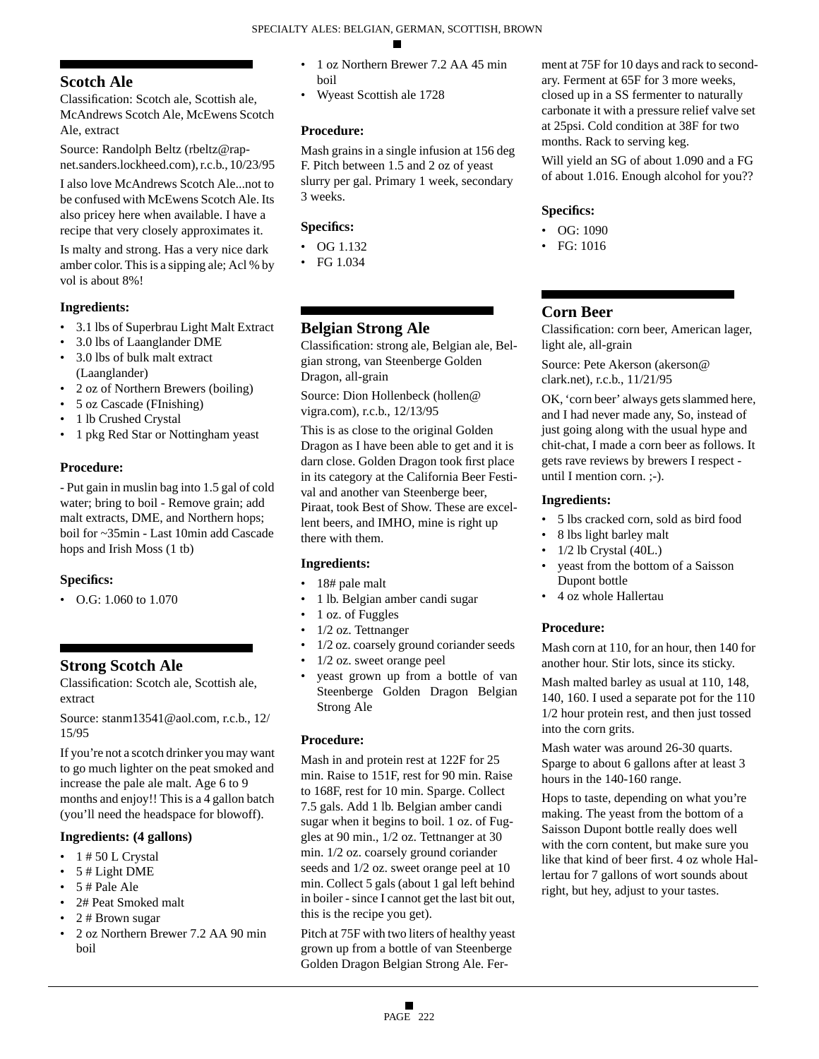## Scotch Ale

Classification: Scotch ale, Scottish ale, McAndrews Scotch Ale, McEwens Scotch Ale, extract

Source: Randolph Beltz (rbeltz@rap-net.sanders.lockheed.com), r.c.b., 10/23/95

I also love McAndrews Scotch Ale...not to be confused with McEwens Scotch Ale. Its also pricey here when available. I have a recipe that very closely approximates it.

Is malty and strong. Has a very nice dark amber color. This is a sipping ale; Acl % by vol is about 8%!

### Ingredients:

- 3.1 lbs of Superbrau Light Malt Extract
- 3.0 lbs of Laanglander DME
- 3.0 lbs of bulk malt extract (Laanglander)
- 2 oz of Northern Brewers (boiling)
- 5 oz Cascade (FInishing)
- 1 lb Crushed Crystal
- 1 pkg Red Star or Nottingham yeast

### Procedure:

- Put gain in muslin bag into 1.5 gal of cold water; bring to boil - Remove grain; add malt extracts, DME, and Northern hops; boil for ~35min - Last 10min add Cascade hops and Irish Moss (1 tb)

### Specifics:

- O.G: 1.060 to 1.070

## Strong Scotch Ale

Classification: Scotch ale, Scottish ale, extract

Source: stanm13541@aol.com, r.c.b., 12/15/95

If you're not a scotch drinker you may want to go much lighter on the peat smoked and increase the pale ale malt. Age 6 to 9 months and enjoy!! This is a 4 gallon batch (you'll need the headspace for blowoff).

### Ingredients: (4 gallons)

- 1 # 50 L Crystal
- 5 # Light DME
- 5 # Pale Ale
- 2# Peat Smoked malt
- 2 # Brown sugar
- 2 oz Northern Brewer 7.2 AA 90 min boil
- 1 oz Northern Brewer 7.2 AA 45 min boil
- Wyeast Scottish ale 1728

### Procedure:

Mash grains in a single infusion at 156 deg F. Pitch between 1.5 and 2 oz of yeast slurry per gal. Primary 1 week, secondary 3 weeks.

### Specifics:

- OG 1.132
- FG 1.034

## Belgian Strong Ale

Classification: strong ale, Belgian ale, Belgian strong, van Steenberge Golden Dragon, all-grain

Source: Dion Hollenbeck (hollen@vigra.com), r.c.b., 12/13/95

This is as close to the original Golden Dragon as I have been able to get and it is darn close. Golden Dragon took first place in its category at the California Beer Festival and another van Steenberge beer, Piraat, took Best of Show. These are excellent beers, and IMHO, mine is right up there with them.

### Ingredients:

- 18# pale malt
- 1 lb. Belgian amber candi sugar
- 1 oz. of Fuggles
- 1/2 oz. Tettnanger
- 1/2 oz. coarsely ground coriander seeds
- 1/2 oz. sweet orange peel
- yeast grown up from a bottle of van Steenberge Golden Dragon Belgian Strong Ale

### Procedure:

Mash in and protein rest at 122F for 25 min. Raise to 151F, rest for 90 min. Raise to 168F, rest for 10 min. Sparge. Collect 7.5 gals. Add 1 lb. Belgian amber candi sugar when it begins to boil. 1 oz. of Fuggles at 90 min., 1/2 oz. Tettnanger at 30 min. 1/2 oz. coarsely ground coriander seeds and 1/2 oz. sweet orange peel at 10 min. Collect 5 gals (about 1 gal left behind in boiler - since I cannot get the last bit out, this is the recipe you get).

Pitch at 75F with two liters of healthy yeast grown up from a bottle of van Steenberge Golden Dragon Belgian Strong Ale. Ferment at 75F for 10 days and rack to secondary. Ferment at 65F for 3 more weeks, closed up in a SS fermenter to naturally carbonate it with a pressure relief valve set at 25psi. Cold condition at 38F for two months. Rack to serving keg.

Will yield an SG of about 1.090 and a FG of about 1.016. Enough alcohol for you??

### Specifics:

- OG: 1090
- FG: 1016

## Corn Beer

Classification: corn beer, American lager, light ale, all-grain

Source: Pete Akerson (akerson@clark.net), r.c.b., 11/21/95

OK, 'corn beer' always gets slammed here, and I had never made any, So, instead of just going along with the usual hype and chit-chat, I made a corn beer as follows. It gets rave reviews by brewers I respect - until I mention corn. ;-).

### Ingredients:

- 5 lbs cracked corn, sold as bird food
- 8 lbs light barley malt
- 1/2 lb Crystal (40L.)
- yeast from the bottom of a Saisson Dupont bottle
- 4 oz whole Hallertau

### Procedure:

Mash corn at 110, for an hour, then 140 for another hour. Stir lots, since its sticky.

Mash malted barley as usual at 110, 148, 140, 160. I used a separate pot for the 110 1/2 hour protein rest, and then just tossed into the corn grits.

Mash water was around 26-30 quarts. Sparge to about 6 gallons after at least 3 hours in the 140-160 range.

Hops to taste, depending on what you're making. The yeast from the bottom of a Saisson Dupont bottle really does well with the corn content, but make sure you like that kind of beer first. 4 oz whole Hallertau for 7 gallons of wort sounds about right, but hey, adjust to your tastes.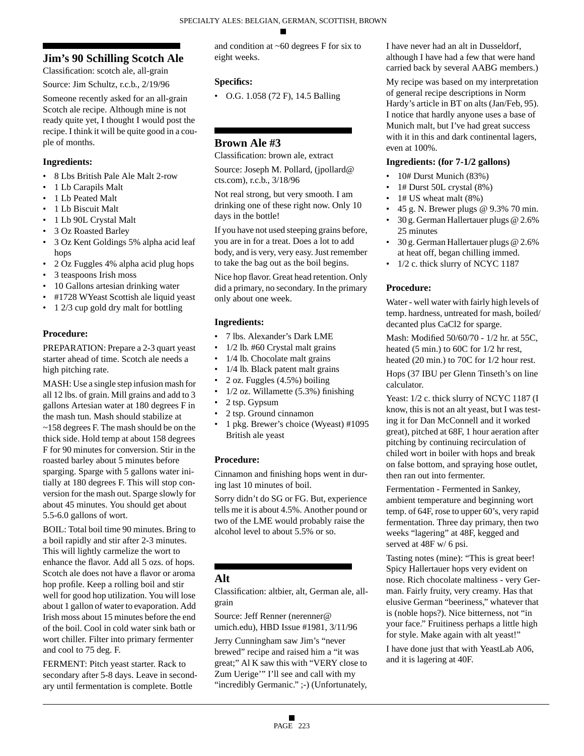## Jim's 90 Schilling Scotch Ale

Classification: scotch ale, all-grain

Source: Jim Schultz, r.c.b., 2/19/96

Someone recently asked for an all-grain Scotch ale recipe. Although mine is not ready quite yet, I thought I would post the recipe. I think it will be quite good in a couple of months.

### Ingredients:

- 8 Lbs British Pale Ale Malt 2-row
- 1 Lb Carapils Malt
- 1 Lb Peated Malt
- 1 Lb Biscuit Malt
- 1 Lb 90L Crystal Malt
- 3 Oz Roasted Barley
- 3 Oz Kent Goldings 5% alpha acid leaf hops
- 2 Oz Fuggles 4% alpha acid plug hops
- 3 teaspoons Irish moss
- 10 Gallons artesian drinking water
- #1728 WYeast Scottish ale liquid yeast
- 1 2/3 cup gold dry malt for bottling

### Procedure:

PREPARATION: Prepare a 2-3 quart yeast starter ahead of time. Scotch ale needs a high pitching rate.

MASH: Use a single step infusion mash for all 12 lbs. of grain. Mill grains and add to 3 gallons Artesian water at 180 degrees F in the mash tun. Mash should stabilize at ~158 degrees F. The mash should be on the thick side. Hold temp at about 158 degrees F for 90 minutes for conversion. Stir in the roasted barley about 5 minutes before sparging. Sparge with 5 gallons water initially at 180 degrees F. This will stop conversion for the mash out. Sparge slowly for about 45 minutes. You should get about 5.5-6.0 gallons of wort.

BOIL: Total boil time 90 minutes. Bring to a boil rapidly and stir after 2-3 minutes. This will lightly carmelize the wort to enhance the flavor. Add all 5 ozs. of hops. Scotch ale does not have a flavor or aroma hop profile. Keep a rolling boil and stir well for good hop utilization. You will lose about 1 gallon of water to evaporation. Add Irish moss about 15 minutes before the end of the boil. Cool in cold water sink bath or wort chiller. Filter into primary fermenter and cool to 75 deg. F.

FERMENT: Pitch yeast starter. Rack to secondary after 5-8 days. Leave in secondary until fermentation is complete. Bottle and condition at ~60 degrees F for six to eight weeks.

### Specifics:

- O.G. 1.058 (72 F), 14.5 Balling

## Brown Ale #3

Classification: brown ale, extract

Source: Joseph M. Pollard, (jpollard@cts.com), r.c.b., 3/18/96

Not real strong, but very smooth. I am drinking one of these right now. Only 10 days in the bottle!

If you have not used steeping grains before, you are in for a treat. Does a lot to add body, and is very, very easy. Just remember to take the bag out as the boil begins.

Nice hop flavor. Great head retention. Only did a primary, no secondary. In the primary only about one week.

### Ingredients:

- 7 lbs. Alexander's Dark LME
- 1/2 lb. #60 Crystal malt grains
- 1/4 lb. Chocolate malt grains
- 1/4 lb. Black patent malt grains
- 2 oz. Fuggles (4.5%) boiling
- 1/2 oz. Willamette (5.3%) finishing
- 2 tsp. Gypsum
- 2 tsp. Ground cinnamon
- 1 pkg. Brewer's choice (Wyeast) #1095 British ale yeast

### Procedure:

Cinnamon and finishing hops went in during last 10 minutes of boil.

Sorry didn't do SG or FG. But, experience tells me it is about 4.5%. Another pound or two of the LME would probably raise the alcohol level to about 5.5% or so.

## Alt

Classification: altbier, alt, German ale, all-grain

Source: Jeff Renner (nerenner@umich.edu), HBD Issue #1981, 3/11/96

Jerry Cunningham saw Jim's "never brewed" recipe and raised him a "it was great;" Al K saw this with "VERY close to Zum Uerige'" I'll see and call with my "incredibly Germanic." ;-) (Unfortunately, I have never had an alt in Dusseldorf, although I have had a few that were hand carried back by several AABG members.)

My recipe was based on my interpretation of general recipe descriptions in Norm Hardy's article in BT on alts (Jan/Feb, 95). I notice that hardly anyone uses a base of Munich malt, but I've had great success with it in this and dark continental lagers, even at 100%.

### Ingredients: (for 7-1/2 gallons)

- 10# Durst Munich (83%)
- 1# Durst 50L crystal (8%)
- 1# US wheat malt (8%)
- 45 g. N. Brewer plugs @ 9.3% 70 min.
- 30 g. German Hallertauer plugs @ 2.6% 25 minutes
- 30 g. German Hallertauer plugs @ 2.6% at heat off, began chilling immed.
- 1/2 c. thick slurry of NCYC 1187

### Procedure:

Water - well water with fairly high levels of temp. hardness, untreated for mash, boiled/decanted plus CaCl2 for sparge.

Mash: Modified 50/60/70 - 1/2 hr. at 55C, heated (5 min.) to 60C for 1/2 hr rest, heated (20 min.) to 70C for 1/2 hour rest.

Hops (37 IBU per Glenn Tinseth's on line calculator.

Yeast: 1/2 c. thick slurry of NCYC 1187 (I know, this is not an alt yeast, but I was testing it for Dan McConnell and it worked great), pitched at 68F, 1 hour aeration after pitching by continuing recirculation of chiled wort in boiler with hops and break on false bottom, and spraying hose outlet, then ran out into fermenter.

Fermentation - Fermented in Sankey, ambient temperature and beginning wort temp. of 64F, rose to upper 60's, very rapid fermentation. Three day primary, then two weeks "lagering" at 48F, kegged and served at 48F w/ 6 psi.

Tasting notes (mine): "This is great beer! Spicy Hallertauer hops very evident on nose. Rich chocolate maltiness - very German. Fairly fruity, very creamy. Has that elusive German "beeriness," whatever that is (noble hops?). Nice bitterness, not "in your face." Fruitiness perhaps a little high for style. Make again with alt yeast!"

I have done just that with YeastLab A06, and it is lagering at 40F.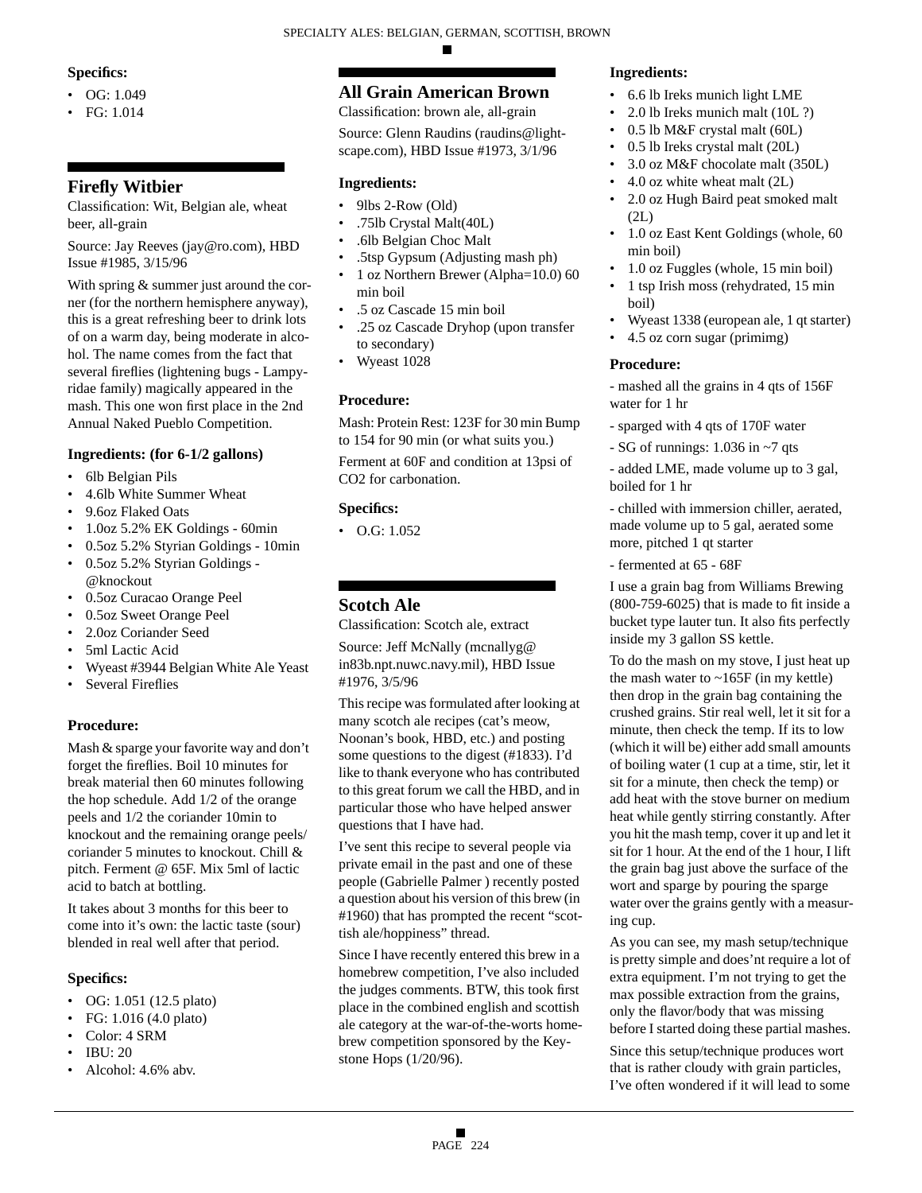**Specifics:**

- OG: 1.049
- FG: 1.014

## Firefly Witbier

Classification: Wit, Belgian ale, wheat beer, all-grain

Source: Jay Reeves (jay@ro.com), HBD Issue #1985, 3/15/96

With spring & summer just around the corner (for the northern hemisphere anyway), this is a great refreshing beer to drink lots of on a warm day, being moderate in alcohol. The name comes from the fact that several fireflies (lightening bugs - Lampyridae family) magically appeared in the mash. This one won first place in the 2nd Annual Naked Pueblo Competition.

**Ingredients: (for 6-1/2 gallons)**

- 6lb Belgian Pils
- 4.6lb White Summer Wheat
- 9.6oz Flaked Oats
- 1.0oz 5.2% EK Goldings - 60min
- 0.5oz 5.2% Styrian Goldings - 10min
- 0.5oz 5.2% Styrian Goldings - @knockout
- 0.5oz Curacao Orange Peel
- 0.5oz Sweet Orange Peel
- 2.0oz Coriander Seed
- 5ml Lactic Acid
- Wyeast #3944 Belgian White Ale Yeast
- Several Fireflies

**Procedure:**

Mash & sparge your favorite way and don't forget the fireflies. Boil 10 minutes for break material then 60 minutes following the hop schedule. Add 1/2 of the orange peels and 1/2 the coriander 10min to knockout and the remaining orange peels/coriander 5 minutes to knockout. Chill & pitch. Ferment @ 65F. Mix 5ml of lactic acid to batch at bottling.

It takes about 3 months for this beer to come into it's own: the lactic taste (sour) blended in real well after that period.

**Specifics:**

- OG: 1.051 (12.5 plato)
- FG: 1.016 (4.0 plato)
- Color: 4 SRM
- IBU: 20
- Alcohol: 4.6% abv.

## All Grain American Brown

Classification: brown ale, all-grain

Source: Glenn Raudins (raudins@lightscape.com), HBD Issue #1973, 3/1/96

**Ingredients:**

- 9lbs 2-Row (Old)
- .75lb Crystal Malt(40L)
- .6lb Belgian Choc Malt
- .5tsp Gypsum (Adjusting mash ph)
- 1 oz Northern Brewer (Alpha=10.0) 60 min boil
- .5 oz Cascade 15 min boil
- .25 oz Cascade Dryhop (upon transfer to secondary)
- Wyeast 1028

**Procedure:**

Mash: Protein Rest: 123F for 30 min Bump to 154 for 90 min (or what suits you.)

Ferment at 60F and condition at 13psi of CO2 for carbonation.

**Specifics:**

- O.G: 1.052

## Scotch Ale

Classification: Scotch ale, extract

Source: Jeff McNally (mcnallyg@in83b.npt.nuwc.navy.mil), HBD Issue #1976, 3/5/96

This recipe was formulated after looking at many scotch ale recipes (cat's meow, Noonan's book, HBD, etc.) and posting some questions to the digest (#1833). I'd like to thank everyone who has contributed to this great forum we call the HBD, and in particular those who have helped answer questions that I have had.

I've sent this recipe to several people via private email in the past and one of these people (Gabrielle Palmer ) recently posted a question about his version of this brew (in #1960) that has prompted the recent "scottish ale/hoppiness" thread.

Since I have recently entered this brew in a homebrew competition, I've also included the judges comments. BTW, this took first place in the combined english and scottish ale category at the war-of-the-worts homebrew competition sponsored by the Keystone Hops (1/20/96).

**Ingredients:**

- 6.6 lb Ireks munich light LME
- 2.0 lb Ireks munich malt (10L ?)
- 0.5 lb M&F crystal malt (60L)
- 0.5 lb Ireks crystal malt (20L)
- 3.0 oz M&F chocolate malt (350L)
- 4.0 oz white wheat malt (2L)
- 2.0 oz Hugh Baird peat smoked malt (2L)
- 1.0 oz East Kent Goldings (whole, 60 min boil)
- 1.0 oz Fuggles (whole, 15 min boil)
- 1 tsp Irish moss (rehydrated, 15 min boil)
- Wyeast 1338 (european ale, 1 qt starter)
- 4.5 oz corn sugar (primimg)

**Procedure:**

- mashed all the grains in 4 qts of 156F water for 1 hr

- sparged with 4 qts of 170F water

- SG of runnings: 1.036 in ~7 qts

- added LME, made volume up to 3 gal, boiled for 1 hr

- chilled with immersion chiller, aerated, made volume up to 5 gal, aerated some more, pitched 1 qt starter

- fermented at 65 - 68F

I use a grain bag from Williams Brewing (800-759-6025) that is made to fit inside a bucket type lauter tun. It also fits perfectly inside my 3 gallon SS kettle.

To do the mash on my stove, I just heat up the mash water to ~165F (in my kettle) then drop in the grain bag containing the crushed grains. Stir real well, let it sit for a minute, then check the temp. If its to low (which it will be) either add small amounts of boiling water (1 cup at a time, stir, let it sit for a minute, then check the temp) or add heat with the stove burner on medium heat while gently stirring constantly. After you hit the mash temp, cover it up and let it sit for 1 hour. At the end of the 1 hour, I lift the grain bag just above the surface of the wort and sparge by pouring the sparge water over the grains gently with a measuring cup.

As you can see, my mash setup/technique is pretty simple and does'nt require a lot of extra equipment. I'm not trying to get the max possible extraction from the grains, only the flavor/body that was missing before I started doing these partial mashes.

Since this setup/technique produces wort that is rather cloudy with grain particles, I've often wondered if it will lead to some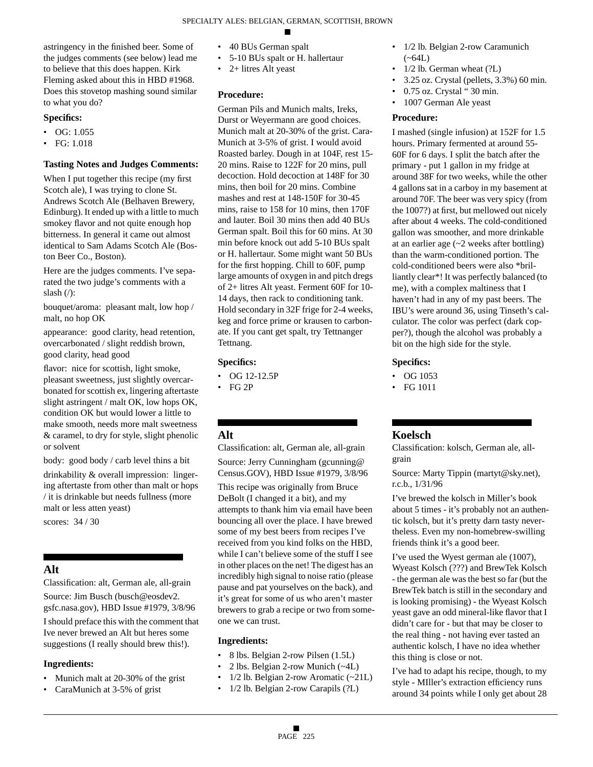astringency in the finished beer. Some of the judges comments (see below) lead me to believe that this does happen. Kirk Fleming asked about this in HBD #1968. Does this stovetop mashing sound similar to what you do?

### Specifics:

- OG: 1.055
- FG: 1.018

### Tasting Notes and Judges Comments:

When I put together this recipe (my first Scotch ale), I was trying to clone St. Andrews Scotch Ale (Belhaven Brewery, Edinburg). It ended up with a little to much smokey flavor and not quite enough hop bitterness. In general it came out almost identical to Sam Adams Scotch Ale (Boston Beer Co., Boston).

Here are the judges comments. I've separated the two judge's comments with a slash (/):

bouquet/aroma: pleasant malt, low hop / malt, no hop OK

appearance: good clarity, head retention, overcarbonated / slight reddish brown, good clarity, head good

flavor: nice for scottish, light smoke, pleasant sweetness, just slightly overcarbonated for scottish ex, lingering aftertaste slight astringent / malt OK, low hops OK, condition OK but would lower a little to make smooth, needs more malt sweetness & caramel, to dry for style, slight phenolic or solvent

body: good body / carb level thins a bit

drinkability & overall impression: lingering aftertaste from other than malt or hops / it is drinkable but needs fullness (more malt or less atten yeast)

scores: 34 / 30

## Alt

Classification: alt, German ale, all-grain

Source: Jim Busch (busch@eosdev2.gsfc.nasa.gov), HBD Issue #1979, 3/8/96

I should preface this with the comment that Ive never brewed an Alt but heres some suggestions (I really should brew this!).

### Ingredients:

- Munich malt at 20-30% of the grist
- CaraMunich at 3-5% of grist
- 40 BUs German spalt
- 5-10 BUs spalt or H. hallertaur
- 2+ litres Alt yeast

### Procedure:

German Pils and Munich malts, Ireks, Durst or Weyermann are good choices. Munich malt at 20-30% of the grist. CaraMunich at 3-5% of grist. I would avoid Roasted barley. Dough in at 104F, rest 15-20 mins. Raise to 122F for 20 mins, pull decoction. Hold decoction at 148F for 30 mins, then boil for 20 mins. Combine mashes and rest at 148-150F for 30-45 mins, raise to 158 for 10 mins, then 170F and lauter. Boil 30 mins then add 40 BUs German spalt. Boil this for 60 mins. At 30 min before knock out add 5-10 BUs spalt or H. hallertaur. Some might want 50 BUs for the first hopping. Chill to 60F, pump large amounts of oxygen in and pitch dregs of 2+ litres Alt yeast. Ferment 60F for 10-14 days, then rack to conditioning tank. Hold secondary in 32F frige for 2-4 weeks, keg and force prime or krausen to carbonate. If you cant get spalt, try Tettnanger Tettnang.

### Specifics:

- OG 12-12.5P
- FG 2P

## Alt

Classification: alt, German ale, all-grain

Source: Jerry Cunningham (gcunning@Census.GOV), HBD Issue #1979, 3/8/96

This recipe was originally from Bruce DeBolt (I changed it a bit), and my attempts to thank him via email have been bouncing all over the place. I have brewed some of my best beers from recipes I've received from you kind folks on the HBD, while I can't believe some of the stuff I see in other places on the net! The digest has an incredibly high signal to noise ratio (please pause and pat yourselves on the back), and it's great for some of us who aren't master brewers to grab a recipe or two from someone we can trust.

### Ingredients:

- 8 lbs. Belgian 2-row Pilsen (1.5L)
- 2 lbs. Belgian 2-row Munich (~4L)
- 1/2 lb. Belgian 2-row Aromatic (~21L)
- 1/2 lb. Belgian 2-row Carapils (?L)
- 1/2 lb. Belgian 2-row Caramunich (~64L)
- 1/2 lb. German wheat (?L)
- 3.25 oz. Crystal (pellets, 3.3%) 60 min.
- 0.75 oz. Crystal " 30 min.
- 1007 German Ale yeast

### Procedure:

I mashed (single infusion) at 152F for 1.5 hours. Primary fermented at around 55-60F for 6 days. I split the batch after the primary - put 1 gallon in my fridge at around 38F for two weeks, while the other 4 gallons sat in a carboy in my basement at around 70F. The beer was very spicy (from the 1007?) at first, but mellowed out nicely after about 4 weeks. The cold-conditioned gallon was smoother, and more drinkable at an earlier age (~2 weeks after bottling) than the warm-conditioned portion. The cold-conditioned beers were also *brilliantly clear*! It was perfectly balanced (to me), with a complex maltiness that I haven't had in any of my past beers. The IBU's were around 36, using Tinseth's calculator. The color was perfect (dark copper?), though the alcohol was probably a bit on the high side for the style.

### Specifics:

- OG 1053
- FG 1011

## Koelsch

Classification: kolsch, German ale, all-grain

Source: Marty Tippin (martyt@sky.net), r.c.b., 1/31/96

I've brewed the kolsch in Miller's book about 5 times - it's probably not an authentic kolsch, but it's pretty darn tasty nevertheless. Even my non-homebrew-swilling friends think it's a good beer.

I've used the Wyest german ale (1007), Wyeast Kolsch (???) and BrewTek Kolsch - the german ale was the best so far (but the BrewTek batch is still in the secondary and is looking promising) - the Wyeast Kolsch yeast gave an odd mineral-like flavor that I didn't care for - but that may be closer to the real thing - not having ever tasted an authentic kolsch, I have no idea whether this thing is close or not.

I've had to adapt his recipe, though, to my style - MIller's extraction efficiency runs around 34 points while I only get about 28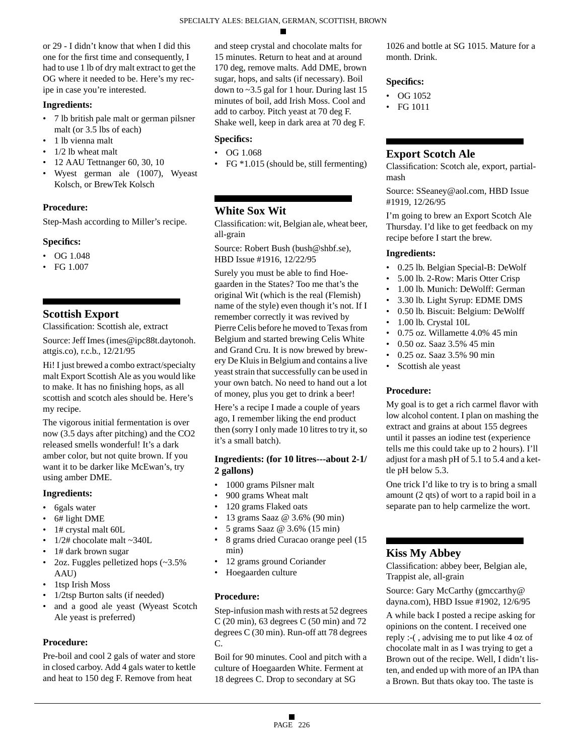or 29 - I didn't know that when I did this one for the first time and consequently, I had to use 1 lb of dry malt extract to get the OG where it needed to be. Here's my recipe in case you're interested.

**Ingredients:**

- 7 lb british pale malt or german pilsner malt (or 3.5 lbs of each)
- 1 lb vienna malt
- 1/2 lb wheat malt
- 12 AAU Tettnanger 60, 30, 10
- Wyest german ale (1007), Wyeast Kolsch, or BrewTek Kolsch

**Procedure:**

Step-Mash according to Miller's recipe.

**Specifics:**

- OG 1.048
- FG 1.007

## Scottish Export

Classification: Scottish ale, extract

Source: Jeff Imes (imes@ipc88t.daytonoh.attgis.co), r.c.b., 12/21/95

Hi! I just brewed a combo extract/specialty malt Export Scottish Ale as you would like to make. It has no finishing hops, as all scottish and scotch ales should be. Here's my recipe.

The vigorous initial fermentation is over now (3.5 days after pitching) and the CO2 released smells wonderful! It's a dark amber color, but not quite brown. If you want it to be darker like McEwan's, try using amber DME.

**Ingredients:**

- 6gals water
- 6# light DME
- 1# crystal malt 60L
- 1/2# chocolate malt ~340L
- 1# dark brown sugar
- 2oz. Fuggles pelletized hops (~3.5% AAU)
- 1tsp Irish Moss
- 1/2tsp Burton salts (if needed)
- and a good ale yeast (Wyeast Scotch Ale yeast is preferred)

**Procedure:**

Pre-boil and cool 2 gals of water and store in closed carboy. Add 4 gals water to kettle and heat to 150 deg F. Remove from heat and steep crystal and chocolate malts for 15 minutes. Return to heat and at around 170 deg, remove malts. Add DME, brown sugar, hops, and salts (if necessary). Boil down to ~3.5 gal for 1 hour. During last 15 minutes of boil, add Irish Moss. Cool and add to carboy. Pitch yeast at 70 deg F. Shake well, keep in dark area at 70 deg F.

**Specifics:**

- OG 1.068
- FG *1.015 (should be, still fermenting)

## White Sox Wit

Classification: wit, Belgian ale, wheat beer, all-grain

Source: Robert Bush (bush@shbf.se), HBD Issue #1916, 12/22/95

Surely you must be able to find Hoegaarden in the States? Too me that's the original Wit (which is the real (Flemish) name of the style) even though it's not. If I remember correctly it was revived by Pierre Celis before he moved to Texas from Belgium and started brewing Celis White and Grand Cru. It is now brewed by brewery De Kluis in Belgium and contains a live yeast strain that successfully can be used in your own batch. No need to hand out a lot of money, plus you get to drink a beer!

Here's a recipe I made a couple of years ago, I remember liking the end product then (sorry I only made 10 litres to try it, so it's a small batch).

**Ingredients: (for 10 litres---about 2-1/2 gallons)**

- 1000 grams Pilsner malt
- 900 grams Wheat malt
- 120 grams Flaked oats
- 13 grams Saaz @ 3.6% (90 min)
- 5 grams Saaz @ 3.6% (15 min)
- 8 grams dried Curacao orange peel (15 min)
- 12 grams ground Coriander
- Hoegaarden culture

**Procedure:**

Step-infusion mash with rests at 52 degrees C (20 min), 63 degrees C (50 min) and 72 degrees C (30 min). Run-off att 78 degrees C.

Boil for 90 minutes. Cool and pitch with a culture of Hoegaarden White. Ferment at 18 degrees C. Drop to secondary at SG 1026 and bottle at SG 1015. Mature for a month. Drink.

**Specifics:**

- OG 1052
- FG 1011

## Export Scotch Ale

Classification: Scotch ale, export, partial-mash

Source: SSeaney@aol.com, HBD Issue #1919, 12/26/95

I'm going to brew an Export Scotch Ale Thursday. I'd like to get feedback on my recipe before I start the brew.

**Ingredients:**

- 0.25 lb. Belgian Special-B: DeWolf
- 5.00 lb. 2-Row: Maris Otter Crisp
- 1.00 lb. Munich: DeWolff: German
- 3.30 lb. Light Syrup: EDME DMS
- 0.50 lb. Biscuit: Belgium: DeWolff
- 1.00 lb. Crystal 10L
- 0.75 oz. Willamette 4.0% 45 min
- 0.50 oz. Saaz 3.5% 45 min
- 0.25 oz. Saaz 3.5% 90 min
- Scottish ale yeast

**Procedure:**

My goal is to get a rich carmel flavor with low alcohol content. I plan on mashing the extract and grains at about 155 degrees until it passes an iodine test (experience tells me this could take up to 2 hours). I'll adjust for a mash pH of 5.1 to 5.4 and a kettle pH below 5.3.

One trick I'd like to try is to bring a small amount (2 qts) of wort to a rapid boil in a separate pan to help carmelize the wort.

## Kiss My Abbey

Classification: abbey beer, Belgian ale, Trappist ale, all-grain

Source: Gary McCarthy (gmccarthy@dayna.com), HBD Issue #1902, 12/6/95

A while back I posted a recipe asking for opinions on the content. I received one reply :-( , advising me to put like 4 oz of chocolate malt in as I was trying to get a Brown out of the recipe. Well, I didn't listen, and ended up with more of an IPA than a Brown. But thats okay too. The taste is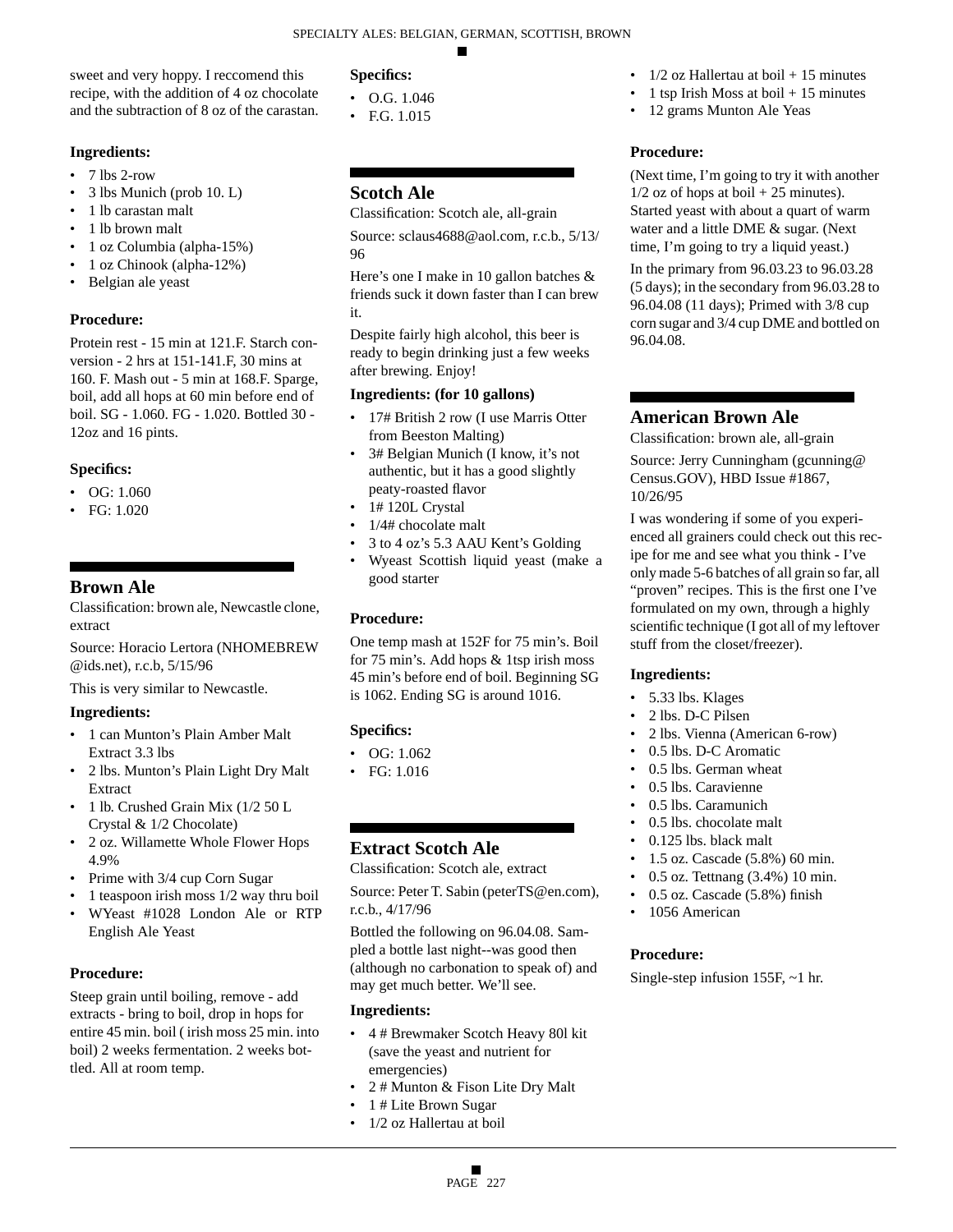sweet and very hoppy. I reccomend this recipe, with the addition of 4 oz chocolate and the subtraction of 8 oz of the carastan.

#### Ingredients:

- 7 lbs 2-row
- 3 lbs Munich (prob 10. L)
- 1 lb carastan malt
- 1 lb brown malt
- 1 oz Columbia (alpha-15%)
- 1 oz Chinook (alpha-12%)
- Belgian ale yeast

#### Procedure:

Protein rest - 15 min at 121.F. Starch conversion - 2 hrs at 151-141.F, 30 mins at 160. F. Mash out - 5 min at 168.F. Sparge, boil, add all hops at 60 min before end of boil. SG - 1.060. FG - 1.020. Bottled 30 - 12oz and 16 pints.

#### Specifics:

- OG: 1.060
- FG: 1.020

## Brown Ale

Classification: brown ale, Newcastle clone, extract

Source: Horacio Lertora (NHOMEBREW @ids.net), r.c.b, 5/15/96

This is very similar to Newcastle.

#### Ingredients:

- 1 can Munton's Plain Amber Malt Extract 3.3 lbs
- 2 lbs. Munton's Plain Light Dry Malt Extract
- 1 lb. Crushed Grain Mix (1/2 50 L Crystal & 1/2 Chocolate)
- 2 oz. Willamette Whole Flower Hops 4.9%
- Prime with 3/4 cup Corn Sugar
- 1 teaspoon irish moss 1/2 way thru boil
- WYeast #1028 London Ale or RTP English Ale Yeast

#### Procedure:

Steep grain until boiling, remove - add extracts - bring to boil, drop in hops for entire 45 min. boil ( irish moss 25 min. into boil) 2 weeks fermentation. 2 weeks bottled. All at room temp.

#### Specifics:

- O.G. 1.046
- F.G. 1.015

## Scotch Ale

Classification: Scotch ale, all-grain

Source: sclaus4688@aol.com, r.c.b., 5/13/96

Here's one I make in 10 gallon batches & friends suck it down faster than I can brew it.

Despite fairly high alcohol, this beer is ready to begin drinking just a few weeks after brewing. Enjoy!

#### Ingredients: (for 10 gallons)

- 17# British 2 row (I use Marris Otter from Beeston Malting)
- 3# Belgian Munich (I know, it's not authentic, but it has a good slightly peaty-roasted flavor
- 1# 120L Crystal
- 1/4# chocolate malt
- 3 to 4 oz's 5.3 AAU Kent's Golding
- Wyeast Scottish liquid yeast (make a good starter

#### Procedure:

One temp mash at 152F for 75 min's. Boil for 75 min's. Add hops & 1tsp irish moss 45 min's before end of boil. Beginning SG is 1062. Ending SG is around 1016.

#### Specifics:

- OG: 1.062
- FG: 1.016

## Extract Scotch Ale

Classification: Scotch ale, extract

Source: Peter T. Sabin (peterTS@en.com), r.c.b., 4/17/96

Bottled the following on 96.04.08. Sampled a bottle last night--was good then (although no carbonation to speak of) and may get much better. We'll see.

#### Ingredients:

- 4 # Brewmaker Scotch Heavy 80l kit (save the yeast and nutrient for emergencies)
- 2 # Munton & Fison Lite Dry Malt
- 1 # Lite Brown Sugar
- 1/2 oz Hallertau at boil
- 1/2 oz Hallertau at boil + 15 minutes
- 1 tsp Irish Moss at boil + 15 minutes
- 12 grams Munton Ale Yeas

#### Procedure:

(Next time, I'm going to try it with another 1/2 oz of hops at boil + 25 minutes). Started yeast with about a quart of warm water and a little DME & sugar. (Next time, I'm going to try a liquid yeast.)

In the primary from 96.03.23 to 96.03.28 (5 days); in the secondary from 96.03.28 to 96.04.08 (11 days); Primed with 3/8 cup corn sugar and 3/4 cup DME and bottled on 96.04.08.

## American Brown Ale

Classification: brown ale, all-grain

Source: Jerry Cunningham (gcunning@ Census.GOV), HBD Issue #1867, 10/26/95

I was wondering if some of you experienced all grainers could check out this recipe for me and see what you think - I've only made 5-6 batches of all grain so far, all "proven" recipes. This is the first one I've formulated on my own, through a highly scientific technique (I got all of my leftover stuff from the closet/freezer).

#### Ingredients:

- 5.33 lbs. Klages
- 2 lbs. D-C Pilsen
- 2 lbs. Vienna (American 6-row)
- 0.5 lbs. D-C Aromatic
- 0.5 lbs. German wheat
- 0.5 lbs. Caravienne
- 0.5 lbs. Caramunich
- 0.5 lbs. chocolate malt
- 0.125 lbs. black malt
- 1.5 oz. Cascade (5.8%) 60 min.
- 0.5 oz. Tettnang (3.4%) 10 min.
- 0.5 oz. Cascade (5.8%) finish
- 1056 American

#### Procedure:

Single-step infusion 155F, ~1 hr.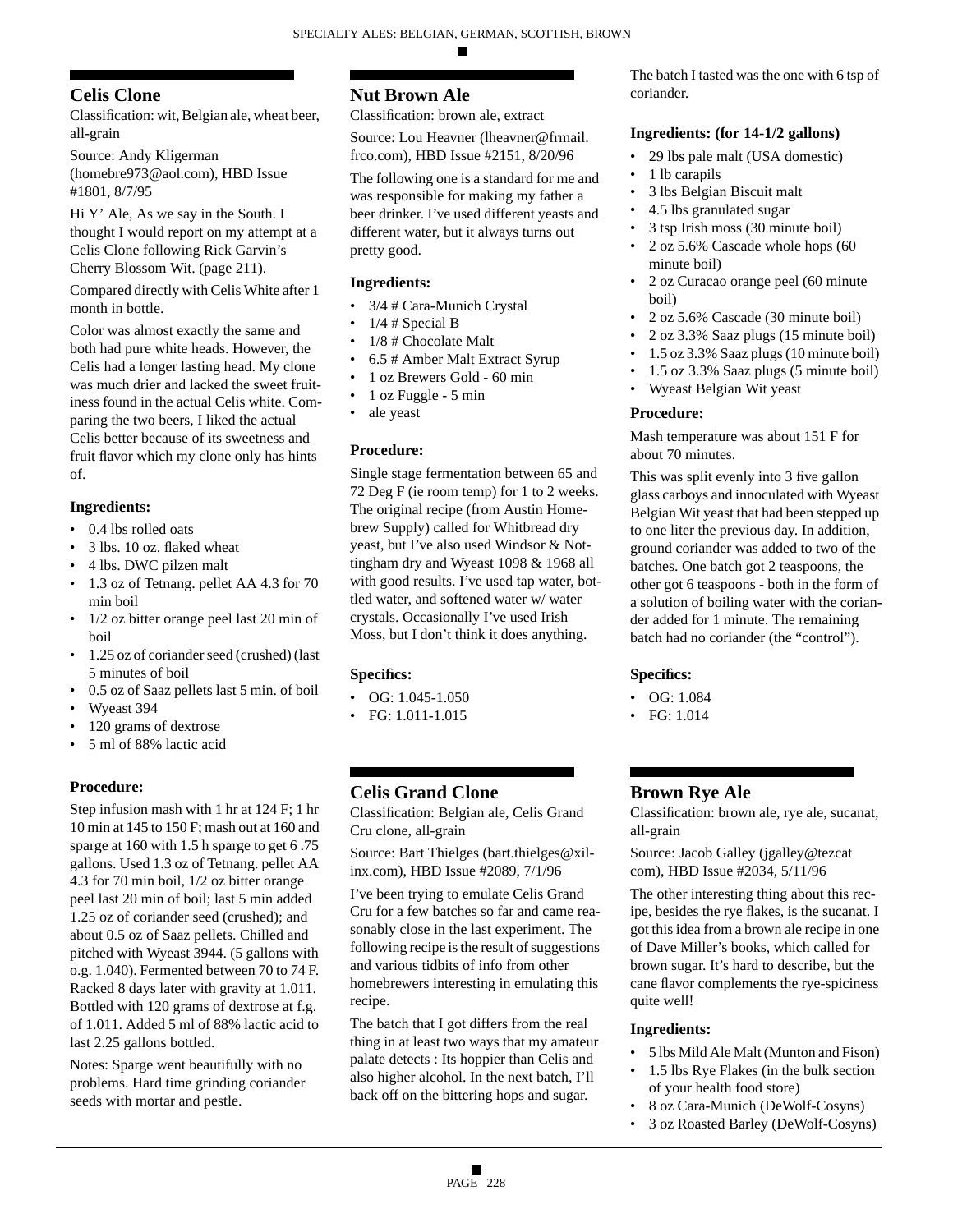## Celis Clone

Classification: wit, Belgian ale, wheat beer, all-grain

Source: Andy Kligerman (homebre973@aol.com), HBD Issue #1801, 8/7/95

Hi Y' Ale, As we say in the South. I thought I would report on my attempt at a Celis Clone following Rick Garvin's Cherry Blossom Wit. (page 211).

Compared directly with Celis White after 1 month in bottle.

Color was almost exactly the same and both had pure white heads. However, the Celis had a longer lasting head. My clone was much drier and lacked the sweet fruitiness found in the actual Celis white. Comparing the two beers, I liked the actual Celis better because of its sweetness and fruit flavor which my clone only has hints of.

### Ingredients:

- 0.4 lbs rolled oats
- 3 lbs. 10 oz. flaked wheat
- 4 lbs. DWC pilzen malt
- 1.3 oz of Tetnang. pellet AA 4.3 for 70 min boil
- 1/2 oz bitter orange peel last 20 min of boil
- 1.25 oz of coriander seed (crushed) (last 5 minutes of boil
- 0.5 oz of Saaz pellets last 5 min. of boil
- Wyeast 394
- 120 grams of dextrose
- 5 ml of 88% lactic acid

### Procedure:

Step infusion mash with 1 hr at 124 F; 1 hr 10 min at 145 to 150 F; mash out at 160 and sparge at 160 with 1.5 h sparge to get 6 .75 gallons. Used 1.3 oz of Tetnang. pellet AA 4.3 for 70 min boil, 1/2 oz bitter orange peel last 20 min of boil; last 5 min added 1.25 oz of coriander seed (crushed); and about 0.5 oz of Saaz pellets. Chilled and pitched with Wyeast 3944. (5 gallons with o.g. 1.040). Fermented between 70 to 74 F. Racked 8 days later with gravity at 1.011. Bottled with 120 grams of dextrose at f.g. of 1.011. Added 5 ml of 88% lactic acid to last 2.25 gallons bottled.

Notes: Sparge went beautifully with no problems. Hard time grinding coriander seeds with mortar and pestle.

## Nut Brown Ale

Classification: brown ale, extract

Source: Lou Heavner (lheavner@frmail.frco.com), HBD Issue #2151, 8/20/96

The following one is a standard for me and was responsible for making my father a beer drinker. I've used different yeasts and different water, but it always turns out pretty good.

### Ingredients:

- 3/4 # Cara-Munich Crystal
- 1/4 # Special B
- 1/8 # Chocolate Malt
- 6.5 # Amber Malt Extract Syrup
- 1 oz Brewers Gold - 60 min
- 1 oz Fuggle - 5 min
- ale yeast

### Procedure:

Single stage fermentation between 65 and 72 Deg F (ie room temp) for 1 to 2 weeks. The original recipe (from Austin Homebrew Supply) called for Whitbread dry yeast, but I've also used Windsor & Nottingham dry and Wyeast 1098 & 1968 all with good results. I've used tap water, bottled water, and softened water w/ water crystals. Occasionally I've used Irish Moss, but I don't think it does anything.

### Specifics:

- OG: 1.045-1.050
- FG: 1.011-1.015

## Celis Grand Clone

Classification: Belgian ale, Celis Grand Cru clone, all-grain

Source: Bart Thielges (bart.thielges@xilinx.com), HBD Issue #2089, 7/1/96

I've been trying to emulate Celis Grand Cru for a few batches so far and came reasonably close in the last experiment. The following recipe is the result of suggestions and various tidbits of info from other homebrewers interesting in emulating this recipe.

The batch that I got differs from the real thing in at least two ways that my amateur palate detects : Its hoppier than Celis and also higher alcohol. In the next batch, I'll back off on the bittering hops and sugar.

The batch I tasted was the one with 6 tsp of coriander.

### Ingredients: (for 14-1/2 gallons)

- 29 lbs pale malt (USA domestic)
- 1 lb carapils
- 3 lbs Belgian Biscuit malt
- 4.5 lbs granulated sugar
- 3 tsp Irish moss (30 minute boil)
- 2 oz 5.6% Cascade whole hops (60 minute boil)
- 2 oz Curacao orange peel (60 minute boil)
- 2 oz 5.6% Cascade (30 minute boil)
- 2 oz 3.3% Saaz plugs (15 minute boil)
- 1.5 oz 3.3% Saaz plugs (10 minute boil)
- 1.5 oz 3.3% Saaz plugs (5 minute boil)
- Wyeast Belgian Wit yeast

### Procedure:

Mash temperature was about 151 F for about 70 minutes.

This was split evenly into 3 five gallon glass carboys and innoculated with Wyeast Belgian Wit yeast that had been stepped up to one liter the previous day. In addition, ground coriander was added to two of the batches. One batch got 2 teaspoons, the other got 6 teaspoons - both in the form of a solution of boiling water with the coriander added for 1 minute. The remaining batch had no coriander (the "control").

### Specifics:

- OG: 1.084
- FG: 1.014

## Brown Rye Ale

Classification: brown ale, rye ale, sucanat, all-grain

Source: Jacob Galley (jgalley@tezcat com), HBD Issue #2034, 5/11/96

The other interesting thing about this recipe, besides the rye flakes, is the sucanat. I got this idea from a brown ale recipe in one of Dave Miller's books, which called for brown sugar. It's hard to describe, but the cane flavor complements the rye-spiciness quite well!

### Ingredients:

- 5 lbs Mild Ale Malt (Munton and Fison)
- 1.5 lbs Rye Flakes (in the bulk section of your health food store)
- 8 oz Cara-Munich (DeWolf-Cosyns)
- 3 oz Roasted Barley (DeWolf-Cosyns)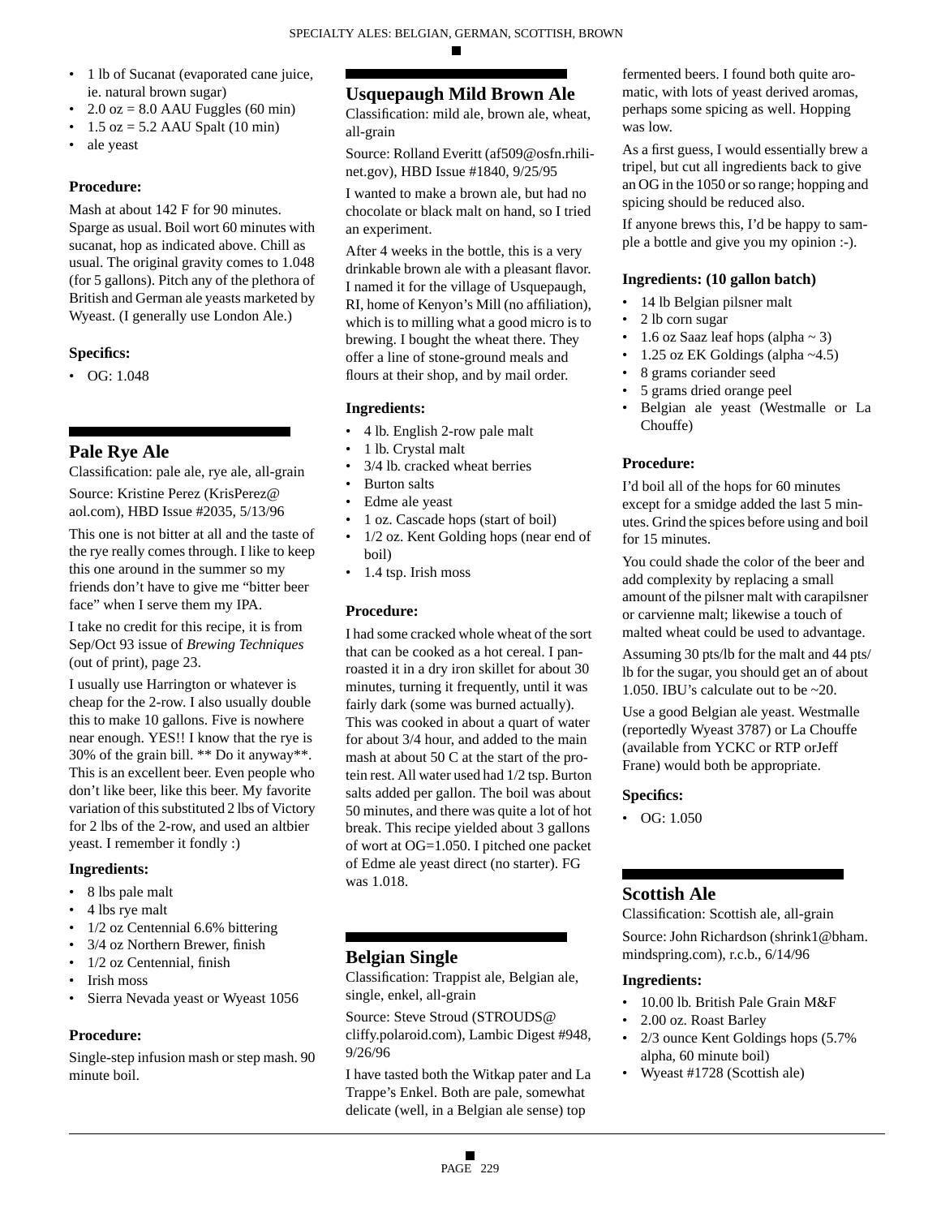- 1 lb of Sucanat (evaporated cane juice, ie. natural brown sugar)
- 2.0 oz = 8.0 AAU Fuggles (60 min)
- 1.5 oz = 5.2 AAU Spalt (10 min)
- ale yeast

### Procedure:

Mash at about 142 F for 90 minutes. Sparge as usual. Boil wort 60 minutes with sucanat, hop as indicated above. Chill as usual. The original gravity comes to 1.048 (for 5 gallons). Pitch any of the plethora of British and German ale yeasts marketed by Wyeast. (I generally use London Ale.)

### Specifics:

- OG: 1.048

## Pale Rye Ale

Classification: pale ale, rye ale, all-grain

Source: Kristine Perez (KrisPerez@aol.com), HBD Issue #2035, 5/13/96

This one is not bitter at all and the taste of the rye really comes through. I like to keep this one around in the summer so my friends don't have to give me "bitter beer face" when I serve them my IPA.

I take no credit for this recipe, it is from Sep/Oct 93 issue of *Brewing Techniques* (out of print), page 23.

I usually use Harrington or whatever is cheap for the 2-row. I also usually double this to make 10 gallons. Five is nowhere near enough. YES!! I know that the rye is 30% of the grain bill. ** Do it anyway**. This is an excellent beer. Even people who don't like beer, like this beer. My favorite variation of this substituted 2 lbs of Victory for 2 lbs of the 2-row, and used an altbier yeast. I remember it fondly :)

### Ingredients:

- 8 lbs pale malt
- 4 lbs rye malt
- 1/2 oz Centennial 6.6% bittering
- 3/4 oz Northern Brewer, finish
- 1/2 oz Centennial, finish
- Irish moss
- Sierra Nevada yeast or Wyeast 1056

### Procedure:

Single-step infusion mash or step mash. 90 minute boil.

## Usquepaugh Mild Brown Ale

Classification: mild ale, brown ale, wheat, all-grain

Source: Rolland Everitt (af509@osfn.rhilinet.gov), HBD Issue #1840, 9/25/95

I wanted to make a brown ale, but had no chocolate or black malt on hand, so I tried an experiment.

After 4 weeks in the bottle, this is a very drinkable brown ale with a pleasant flavor. I named it for the village of Usquepaugh, RI, home of Kenyon's Mill (no affiliation), which is to milling what a good micro is to brewing. I bought the wheat there. They offer a line of stone-ground meals and flours at their shop, and by mail order.

### Ingredients:

- 4 lb. English 2-row pale malt
- 1 lb. Crystal malt
- 3/4 lb. cracked wheat berries
- Burton salts
- Edme ale yeast
- 1 oz. Cascade hops (start of boil)
- 1/2 oz. Kent Golding hops (near end of boil)
- 1.4 tsp. Irish moss

### Procedure:

I had some cracked whole wheat of the sort that can be cooked as a hot cereal. I pan-roasted it in a dry iron skillet for about 30 minutes, turning it frequently, until it was fairly dark (some was burned actually). This was cooked in about a quart of water for about 3/4 hour, and added to the main mash at about 50 C at the start of the protein rest. All water used had 1/2 tsp. Burton salts added per gallon. The boil was about 50 minutes, and there was quite a lot of hot break. This recipe yielded about 3 gallons of wort at OG=1.050. I pitched one packet of Edme ale yeast direct (no starter). FG was 1.018.

## Belgian Single

Classification: Trappist ale, Belgian ale, single, enkel, all-grain

Source: Steve Stroud (STROUDS@cliffy.polaroid.com), Lambic Digest #948, 9/26/96

I have tasted both the Witkap pater and La Trappe's Enkel. Both are pale, somewhat delicate (well, in a Belgian ale sense) top fermented beers. I found both quite aromatic, with lots of yeast derived aromas, perhaps some spicing as well. Hopping was low.

As a first guess, I would essentially brew a tripel, but cut all ingredients back to give an OG in the 1050 or so range; hopping and spicing should be reduced also.

If anyone brews this, I'd be happy to sample a bottle and give you my opinion :-).

### Ingredients: (10 gallon batch)

- 14 lb Belgian pilsner malt
- 2 lb corn sugar
- 1.6 oz Saaz leaf hops (alpha ~ 3)
- 1.25 oz EK Goldings (alpha ~4.5)
- 8 grams coriander seed
- 5 grams dried orange peel
- Belgian ale yeast (Westmalle or La Chouffe)

### Procedure:

I'd boil all of the hops for 60 minutes except for a smidge added the last 5 minutes. Grind the spices before using and boil for 15 minutes.

You could shade the color of the beer and add complexity by replacing a small amount of the pilsner malt with carapilsner or carvienne malt; likewise a touch of malted wheat could be used to advantage.

Assuming 30 pts/lb for the malt and 44 pts/lb for the sugar, you should get an of about 1.050. IBU's calculate out to be ~20.

Use a good Belgian ale yeast. Westmalle (reportedly Wyeast 3787) or La Chouffe (available from YCKC or RTP orJeff Frane) would both be appropriate.

### Specifics:

- OG: 1.050

## Scottish Ale

Classification: Scottish ale, all-grain

Source: John Richardson (shrink1@bham.mindspring.com), r.c.b., 6/14/96

### Ingredients:

- 10.00 lb. British Pale Grain M&F
- 2.00 oz. Roast Barley
- 2/3 ounce Kent Goldings hops (5.7% alpha, 60 minute boil)
- Wyeast #1728 (Scottish ale)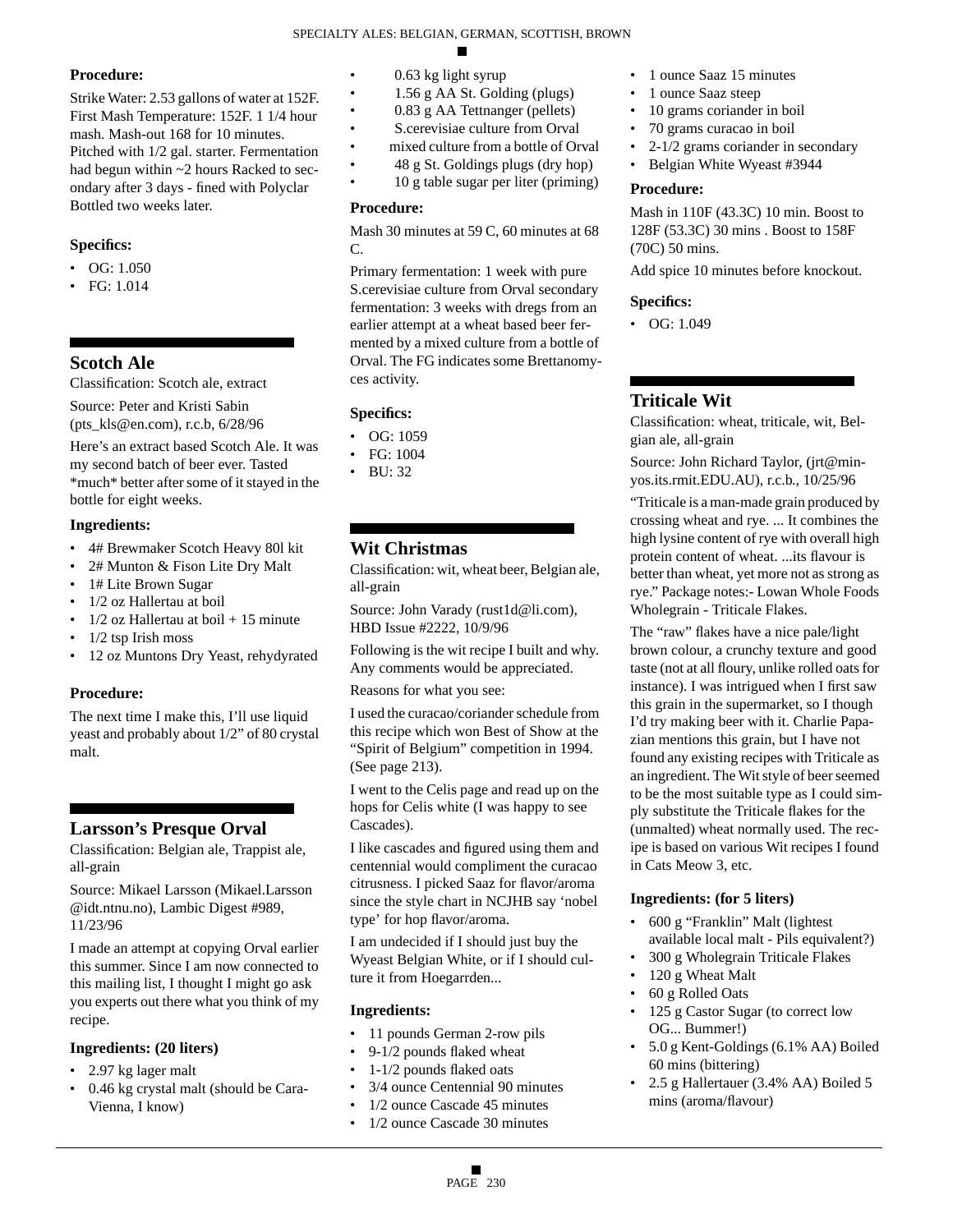**Procedure:**

Strike Water: 2.53 gallons of water at 152F. First Mash Temperature: 152F. 1 1/4 hour mash. Mash-out 168 for 10 minutes. Pitched with 1/2 gal. starter. Fermentation had begun within ~2 hours Racked to secondary after 3 days - fined with Polyclar Bottled two weeks later.

**Specifics:**

- OG: 1.050
- FG: 1.014

## Scotch Ale

Classification: Scotch ale, extract

Source: Peter and Kristi Sabin (pts_kls@en.com), r.c.b, 6/28/96

Here's an extract based Scotch Ale. It was my second batch of beer ever. Tasted *much* better after some of it stayed in the bottle for eight weeks.

**Ingredients:**

- 4# Brewmaker Scotch Heavy 80l kit
- 2# Munton & Fison Lite Dry Malt
- 1# Lite Brown Sugar
- 1/2 oz Hallertau at boil
- 1/2 oz Hallertau at boil + 15 minute
- 1/2 tsp Irish moss
- 12 oz Muntons Dry Yeast, rehydyrated

**Procedure:**

The next time I make this, I'll use liquid yeast and probably about 1/2" of 80 crystal malt.

## Larsson's Presque Orval

Classification: Belgian ale, Trappist ale, all-grain

Source: Mikael Larsson (Mikael.Larsson @idt.ntnu.no), Lambic Digest #989, 11/23/96

I made an attempt at copying Orval earlier this summer. Since I am now connected to this mailing list, I thought I might go ask you experts out there what you think of my recipe.

**Ingredients: (20 liters)**

- 2.97 kg lager malt
- 0.46 kg crystal malt (should be Cara-Vienna, I know)
- 0.63 kg light syrup
- 1.56 g AA St. Golding (plugs)
- 0.83 g AA Tettnanger (pellets)
- S.cerevisiae culture from Orval
- mixed culture from a bottle of Orval
- 48 g St. Goldings plugs (dry hop)
- 10 g table sugar per liter (priming)

**Procedure:**

Mash 30 minutes at 59 C, 60 minutes at 68 C.

Primary fermentation: 1 week with pure S.cerevisiae culture from Orval secondary fermentation: 3 weeks with dregs from an earlier attempt at a wheat based beer fermented by a mixed culture from a bottle of Orval. The FG indicates some Brettanomyces activity.

**Specifics:**

- OG: 1059
- FG: 1004
- BU: 32

## Wit Christmas

Classification: wit, wheat beer, Belgian ale, all-grain

Source: John Varady (rust1d@li.com), HBD Issue #2222, 10/9/96

Following is the wit recipe I built and why. Any comments would be appreciated.

Reasons for what you see:

I used the curacao/coriander schedule from this recipe which won Best of Show at the "Spirit of Belgium" competition in 1994. (See page 213).

I went to the Celis page and read up on the hops for Celis white (I was happy to see Cascades).

I like cascades and figured using them and centennial would compliment the curacao citrusness. I picked Saaz for flavor/aroma since the style chart in NCJHB say 'nobel type' for hop flavor/aroma.

I am undecided if I should just buy the Wyeast Belgian White, or if I should culture it from Hoegarrden...

**Ingredients:**

- 11 pounds German 2-row pils
- 9-1/2 pounds flaked wheat
- 1-1/2 pounds flaked oats
- 3/4 ounce Centennial 90 minutes
- 1/2 ounce Cascade 45 minutes
- 1/2 ounce Cascade 30 minutes
- 1 ounce Saaz 15 minutes
- 1 ounce Saaz steep
- 10 grams coriander in boil
- 70 grams curacao in boil
- 2-1/2 grams coriander in secondary
- Belgian White Wyeast #3944

**Procedure:**

Mash in 110F (43.3C) 10 min. Boost to 128F (53.3C) 30 mins . Boost to 158F (70C) 50 mins.

Add spice 10 minutes before knockout.

**Specifics:**

- OG: 1.049

## Triticale Wit

Classification: wheat, triticale, wit, Belgian ale, all-grain

Source: John Richard Taylor, (jrt@minyos.its.rmit.EDU.AU), r.c.b., 10/25/96

"Triticale is a man-made grain produced by crossing wheat and rye. ... It combines the high lysine content of rye with overall high protein content of wheat. ...its flavour is better than wheat, yet more not as strong as rye." Package notes:- Lowan Whole Foods Wholegrain - Triticale Flakes.

The "raw" flakes have a nice pale/light brown colour, a crunchy texture and good taste (not at all floury, unlike rolled oats for instance). I was intrigued when I first saw this grain in the supermarket, so I though I'd try making beer with it. Charlie Papazian mentions this grain, but I have not found any existing recipes with Triticale as an ingredient. The Wit style of beer seemed to be the most suitable type as I could simply substitute the Triticale flakes for the (unmalted) wheat normally used. The recipe is based on various Wit recipes I found in Cats Meow 3, etc.

**Ingredients: (for 5 liters)**

- 600 g "Franklin" Malt (lightest available local malt - Pils equivalent?)
- 300 g Wholegrain Triticale Flakes
- 120 g Wheat Malt
- 60 g Rolled Oats
- 125 g Castor Sugar (to correct low OG... Bummer!)
- 5.0 g Kent-Goldings (6.1% AA) Boiled 60 mins (bittering)
- 2.5 g Hallertauer (3.4% AA) Boiled 5 mins (aroma/flavour)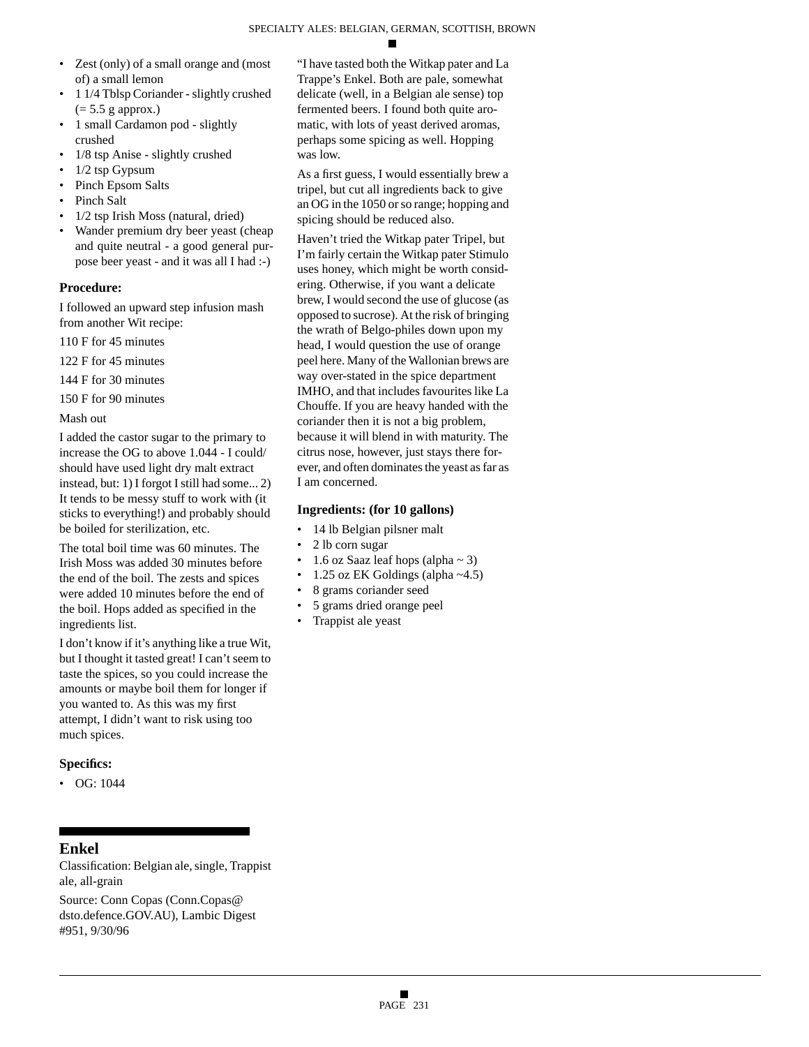- Zest (only) of a small orange and (most of) a small lemon
- 1 1/4 Tblsp Coriander - slightly crushed (= 5.5 g approx.)
- 1 small Cardamon pod - slightly crushed
- 1/8 tsp Anise - slightly crushed
- 1/2 tsp Gypsum
- Pinch Epsom Salts
- Pinch Salt
- 1/2 tsp Irish Moss (natural, dried)
- Wander premium dry beer yeast (cheap and quite neutral - a good general purpose beer yeast - and it was all I had :-)

**Procedure:**

I followed an upward step infusion mash from another Wit recipe:

110 F for 45 minutes

122 F for 45 minutes

144 F for 30 minutes

150 F for 90 minutes

Mash out

I added the castor sugar to the primary to increase the OG to above 1.044 - I could/should have used light dry malt extract instead, but: 1) I forgot I still had some... 2) It tends to be messy stuff to work with (it sticks to everything!) and probably should be boiled for sterilization, etc.

The total boil time was 60 minutes. The Irish Moss was added 30 minutes before the end of the boil. The zests and spices were added 10 minutes before the end of the boil. Hops added as specified in the ingredients list.

I don't know if it's anything like a true Wit, but I thought it tasted great! I can't seem to taste the spices, so you could increase the amounts or maybe boil them for longer if you wanted to. As this was my first attempt, I didn't want to risk using too much spices.

**Specifics:**

- OG: 1044

## Enkel

Classification: Belgian ale, single, Trappist ale, all-grain

Source: Conn Copas (Conn.Copas@dsto.defence.GOV.AU), Lambic Digest #951, 9/30/96

"I have tasted both the Witkap pater and La Trappe's Enkel. Both are pale, somewhat delicate (well, in a Belgian ale sense) top fermented beers. I found both quite aromatic, with lots of yeast derived aromas, perhaps some spicing as well. Hopping was low.

As a first guess, I would essentially brew a tripel, but cut all ingredients back to give an OG in the 1050 or so range; hopping and spicing should be reduced also.

Haven't tried the Witkap pater Tripel, but I'm fairly certain the Witkap pater Stimulo uses honey, which might be worth considering. Otherwise, if you want a delicate brew, I would second the use of glucose (as opposed to sucrose). At the risk of bringing the wrath of Belgo-philes down upon my head, I would question the use of orange peel here. Many of the Wallonian brews are way over-stated in the spice department IMHO, and that includes favourites like La Chouffe. If you are heavy handed with the coriander then it is not a big problem, because it will blend in with maturity. The citrus nose, however, just stays there forever, and often dominates the yeast as far as I am concerned.

**Ingredients: (for 10 gallons)**

- 14 lb Belgian pilsner malt
- 2 lb corn sugar
- 1.6 oz Saaz leaf hops (alpha ~ 3)
- 1.25 oz EK Goldings (alpha ~4.5)
- 8 grams coriander seed
- 5 grams dried orange peel
- Trappist ale yeast